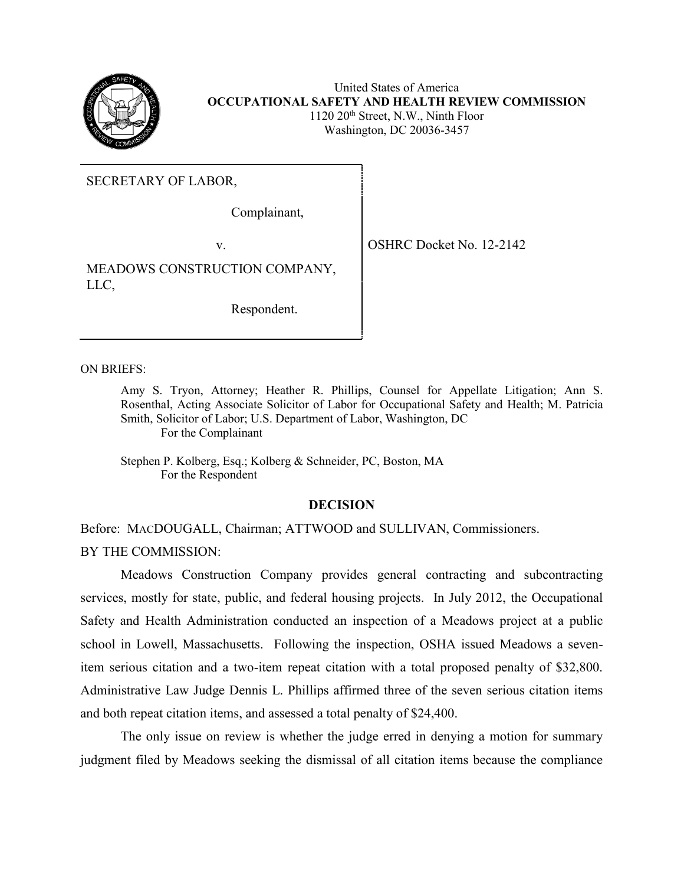United States of America
**OCCUPATIONAL SAFETY AND HEALTH REVIEW COMMISSION**
1120 20th Street, N.W., Ninth Floor
Washington, DC 20036-3457

| | |
|---|---|
| SECRETARY OF LABOR,<br><br>Complainant,<br><br>v.<br><br>MEADOWS CONSTRUCTION COMPANY, LLC,<br><br>Respondent. | OSHRC Docket No. 12-2142 |

ON BRIEFS:

Amy S. Tryon, Attorney; Heather R. Phillips, Counsel for Appellate Litigation; Ann S. Rosenthal, Acting Associate Solicitor of Labor for Occupational Safety and Health; M. Patricia Smith, Solicitor of Labor; U.S. Department of Labor, Washington, DC
For the Complainant

Stephen P. Kolberg, Esq.; Kolberg & Schneider, PC, Boston, MA
For the Respondent

## DECISION

Before: MACDOUGALL, Chairman; ATTWOOD and SULLIVAN, Commissioners.

BY THE COMMISSION:

Meadows Construction Company provides general contracting and subcontracting services, mostly for state, public, and federal housing projects. In July 2012, the Occupational Safety and Health Administration conducted an inspection of a Meadows project at a public school in Lowell, Massachusetts. Following the inspection, OSHA issued Meadows a seven-item serious citation and a two-item repeat citation with a total proposed penalty of $32,800. Administrative Law Judge Dennis L. Phillips affirmed three of the seven serious citation items and both repeat citation items, and assessed a total penalty of $24,400.

The only issue on review is whether the judge erred in denying a motion for summary judgment filed by Meadows seeking the dismissal of all citation items because the compliance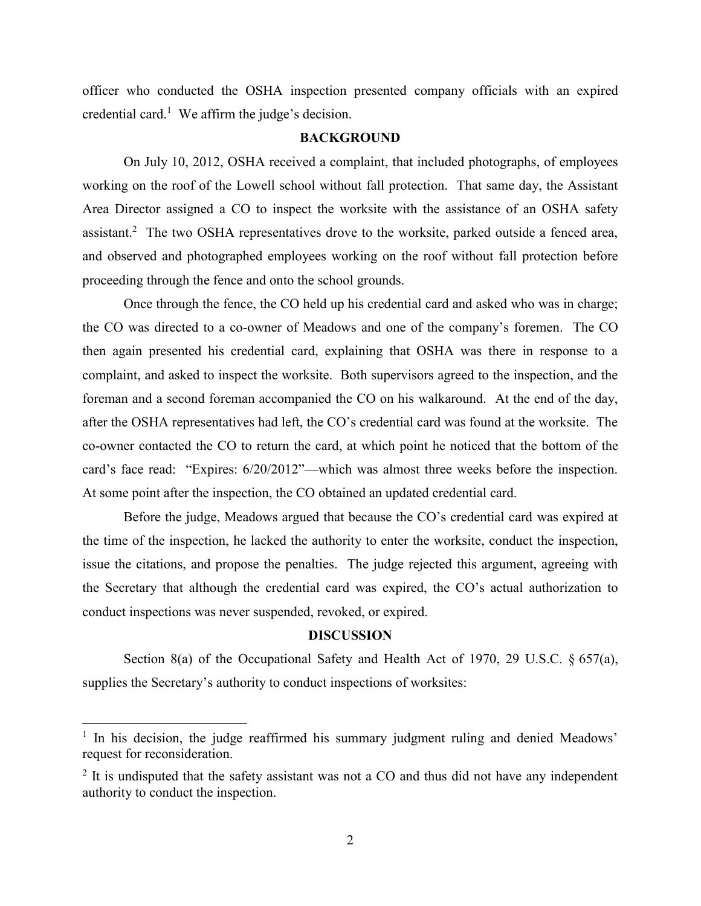officer who conducted the OSHA inspection presented company officials with an expired credential card.[1] We affirm the judge's decision.

## BACKGROUND

On July 10, 2012, OSHA received a complaint, that included photographs, of employees working on the roof of the Lowell school without fall protection. That same day, the Assistant Area Director assigned a CO to inspect the worksite with the assistance of an OSHA safety assistant.[2] The two OSHA representatives drove to the worksite, parked outside a fenced area, and observed and photographed employees working on the roof without fall protection before proceeding through the fence and onto the school grounds.

Once through the fence, the CO held up his credential card and asked who was in charge; the CO was directed to a co-owner of Meadows and one of the company's foremen. The CO then again presented his credential card, explaining that OSHA was there in response to a complaint, and asked to inspect the worksite. Both supervisors agreed to the inspection, and the foreman and a second foreman accompanied the CO on his walkaround. At the end of the day, after the OSHA representatives had left, the CO's credential card was found at the worksite. The co-owner contacted the CO to return the card, at which point he noticed that the bottom of the card's face read: "Expires: 6/20/2012"—which was almost three weeks before the inspection. At some point after the inspection, the CO obtained an updated credential card.

Before the judge, Meadows argued that because the CO's credential card was expired at the time of the inspection, he lacked the authority to enter the worksite, conduct the inspection, issue the citations, and propose the penalties. The judge rejected this argument, agreeing with the Secretary that although the credential card was expired, the CO's actual authorization to conduct inspections was never suspended, revoked, or expired.

## DISCUSSION

Section 8(a) of the Occupational Safety and Health Act of 1970, 29 U.S.C. § 657(a), supplies the Secretary's authority to conduct inspections of worksites:

---

[1] In his decision, the judge reaffirmed his summary judgment ruling and denied Meadows' request for reconsideration.

[2] It is undisputed that the safety assistant was not a CO and thus did not have any independent authority to conduct the inspection.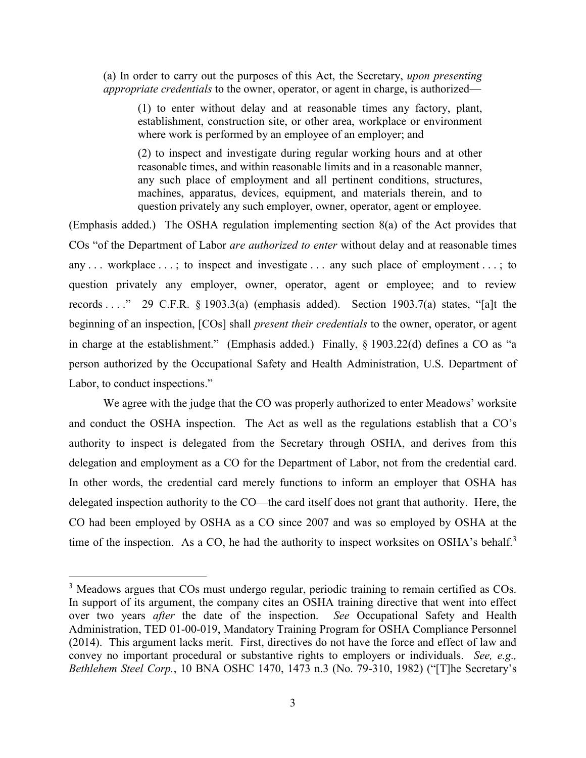> (a) In order to carry out the purposes of this Act, the Secretary, *upon presenting appropriate credentials* to the owner, operator, or agent in charge, is authorized—
>
> > (1) to enter without delay and at reasonable times any factory, plant, establishment, construction site, or other area, workplace or environment where work is performed by an employee of an employer; and
> >
> > (2) to inspect and investigate during regular working hours and at other reasonable times, and within reasonable limits and in a reasonable manner, any such place of employment and all pertinent conditions, structures, machines, apparatus, devices, equipment, and materials therein, and to question privately any such employer, owner, operator, agent or employee.

(Emphasis added.) The OSHA regulation implementing section 8(a) of the Act provides that COs "of the Department of Labor *are authorized to enter* without delay and at reasonable times any . . . workplace . . . ; to inspect and investigate . . . any such place of employment . . . ; to question privately any employer, owner, operator, agent or employee; and to review records . . . ." 29 C.F.R. § 1903.3(a) (emphasis added). Section 1903.7(a) states, "[a]t the beginning of an inspection, [COs] shall *present their credentials* to the owner, operator, or agent in charge at the establishment." (Emphasis added.) Finally, § 1903.22(d) defines a CO as "a person authorized by the Occupational Safety and Health Administration, U.S. Department of Labor, to conduct inspections."

We agree with the judge that the CO was properly authorized to enter Meadows' worksite and conduct the OSHA inspection. The Act as well as the regulations establish that a CO's authority to inspect is delegated from the Secretary through OSHA, and derives from this delegation and employment as a CO for the Department of Labor, not from the credential card. In other words, the credential card merely functions to inform an employer that OSHA has delegated inspection authority to the CO—the card itself does not grant that authority. Here, the CO had been employed by OSHA as a CO since 2007 and was so employed by OSHA at the time of the inspection. As a CO, he had the authority to inspect worksites on OSHA's behalf.[3]

---

[3] Meadows argues that COs must undergo regular, periodic training to remain certified as COs. In support of its argument, the company cites an OSHA training directive that went into effect over two years *after* the date of the inspection. *See* Occupational Safety and Health Administration, TED 01-00-019, Mandatory Training Program for OSHA Compliance Personnel (2014). This argument lacks merit. First, directives do not have the force and effect of law and convey no important procedural or substantive rights to employers or individuals. *See, e.g., Bethlehem Steel Corp.*, 10 BNA OSHC 1470, 1473 n.3 (No. 79-310, 1982) ("[T]he Secretary's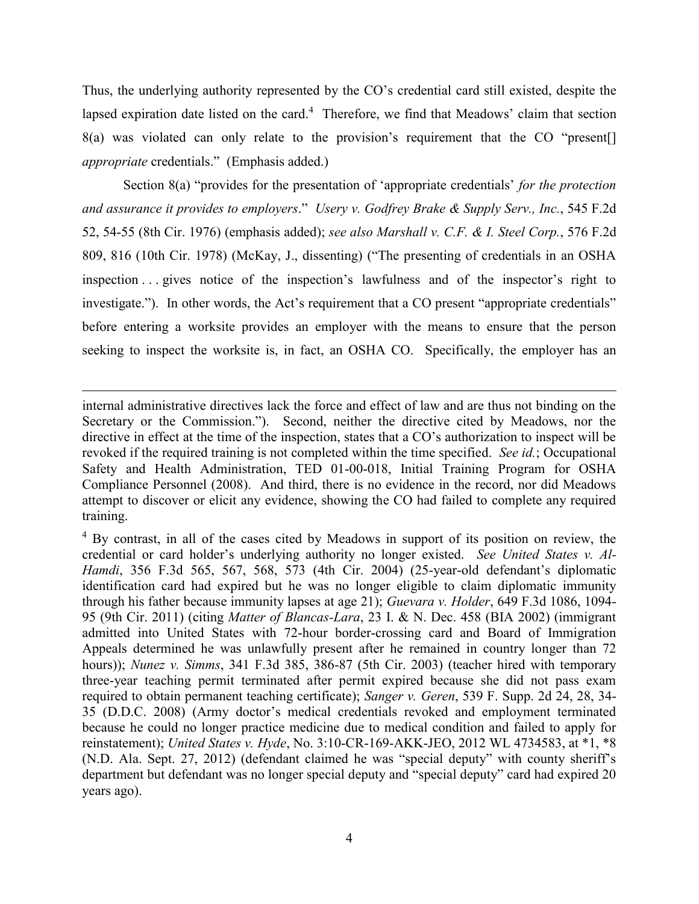Thus, the underlying authority represented by the CO's credential card still existed, despite the lapsed expiration date listed on the card.[4] Therefore, we find that Meadows' claim that section 8(a) was violated can only relate to the provision's requirement that the CO "present[] *appropriate* credentials." (Emphasis added.)

Section 8(a) "provides for the presentation of 'appropriate credentials' *for the protection and assurance it provides to employers*." *Usery v. Godfrey Brake & Supply Serv., Inc.*, 545 F.2d 52, 54-55 (8th Cir. 1976) (emphasis added); *see also Marshall v. C.F. & I. Steel Corp.*, 576 F.2d 809, 816 (10th Cir. 1978) (McKay, J., dissenting) ("The presenting of credentials in an OSHA inspection . . . gives notice of the inspection's lawfulness and of the inspector's right to investigate."). In other words, the Act's requirement that a CO present "appropriate credentials" before entering a worksite provides an employer with the means to ensure that the person seeking to inspect the worksite is, in fact, an OSHA CO. Specifically, the employer has an

---

internal administrative directives lack the force and effect of law and are thus not binding on the Secretary or the Commission."). Second, neither the directive cited by Meadows, nor the directive in effect at the time of the inspection, states that a CO's authorization to inspect will be revoked if the required training is not completed within the time specified. *See id.*; Occupational Safety and Health Administration, TED 01-00-018, Initial Training Program for OSHA Compliance Personnel (2008). And third, there is no evidence in the record, nor did Meadows attempt to discover or elicit any evidence, showing the CO had failed to complete any required training.

[4] By contrast, in all of the cases cited by Meadows in support of its position on review, the credential or card holder's underlying authority no longer existed. *See United States v. Al-Hamdi*, 356 F.3d 565, 567, 568, 573 (4th Cir. 2004) (25-year-old defendant's diplomatic identification card had expired but he was no longer eligible to claim diplomatic immunity through his father because immunity lapses at age 21); *Guevara v. Holder*, 649 F.3d 1086, 1094-95 (9th Cir. 2011) (citing *Matter of Blancas-Lara*, 23 I. & N. Dec. 458 (BIA 2002) (immigrant admitted into United States with 72-hour border-crossing card and Board of Immigration Appeals determined he was unlawfully present after he remained in country longer than 72 hours)); *Nunez v. Simms*, 341 F.3d 385, 386-87 (5th Cir. 2003) (teacher hired with temporary three-year teaching permit terminated after permit expired because she did not pass exam required to obtain permanent teaching certificate); *Sanger v. Geren*, 539 F. Supp. 2d 24, 28, 34-35 (D.D.C. 2008) (Army doctor's medical credentials revoked and employment terminated because he could no longer practice medicine due to medical condition and failed to apply for reinstatement); *United States v. Hyde*, No. 3:10-CR-169-AKK-JEO, 2012 WL 4734583, at *1, *8 (N.D. Ala. Sept. 27, 2012) (defendant claimed he was "special deputy" with county sheriff's department but defendant was no longer special deputy and "special deputy" card had expired 20 years ago).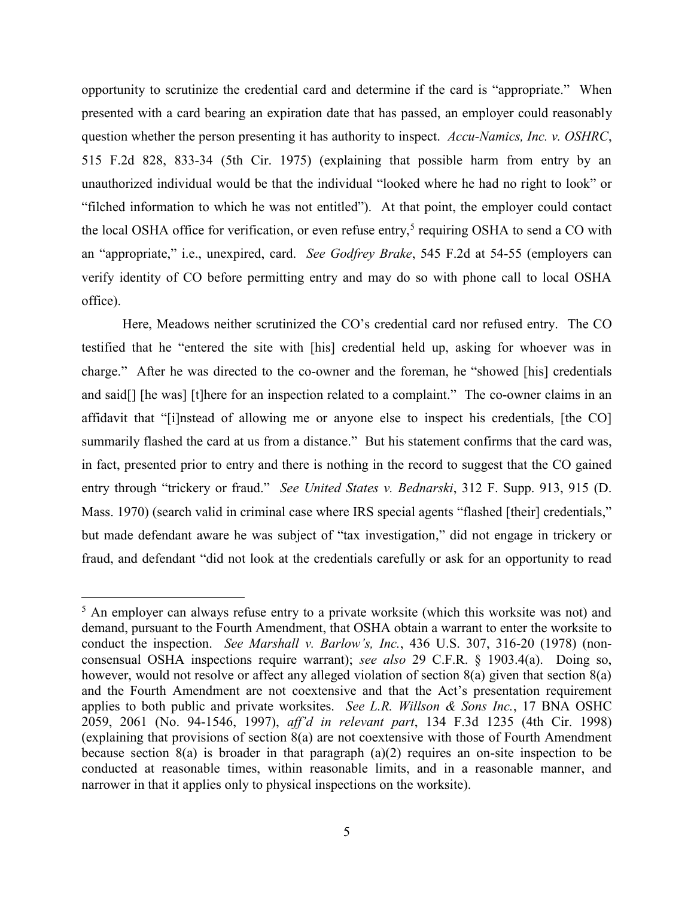opportunity to scrutinize the credential card and determine if the card is "appropriate." When presented with a card bearing an expiration date that has passed, an employer could reasonably question whether the person presenting it has authority to inspect. *Accu-Namics, Inc. v. OSHRC*, 515 F.2d 828, 833-34 (5th Cir. 1975) (explaining that possible harm from entry by an unauthorized individual would be that the individual "looked where he had no right to look" or "filched information to which he was not entitled"). At that point, the employer could contact the local OSHA office for verification, or even refuse entry,[5] requiring OSHA to send a CO with an "appropriate," i.e., unexpired, card. *See Godfrey Brake*, 545 F.2d at 54-55 (employers can verify identity of CO before permitting entry and may do so with phone call to local OSHA office).

Here, Meadows neither scrutinized the CO's credential card nor refused entry. The CO testified that he "entered the site with [his] credential held up, asking for whoever was in charge." After he was directed to the co-owner and the foreman, he "showed [his] credentials and said[] [he was] [t]here for an inspection related to a complaint." The co-owner claims in an affidavit that "[i]nstead of allowing me or anyone else to inspect his credentials, [the CO] summarily flashed the card at us from a distance." But his statement confirms that the card was, in fact, presented prior to entry and there is nothing in the record to suggest that the CO gained entry through "trickery or fraud." *See United States v. Bednarski*, 312 F. Supp. 913, 915 (D. Mass. 1970) (search valid in criminal case where IRS special agents "flashed [their] credentials," but made defendant aware he was subject of "tax investigation," did not engage in trickery or fraud, and defendant "did not look at the credentials carefully or ask for an opportunity to read

---

[5] An employer can always refuse entry to a private worksite (which this worksite was not) and demand, pursuant to the Fourth Amendment, that OSHA obtain a warrant to enter the worksite to conduct the inspection. *See Marshall v. Barlow's, Inc.*, 436 U.S. 307, 316-20 (1978) (non-consensual OSHA inspections require warrant); *see also* 29 C.F.R. § 1903.4(a). Doing so, however, would not resolve or affect any alleged violation of section 8(a) given that section 8(a) and the Fourth Amendment are not coextensive and that the Act's presentation requirement applies to both public and private worksites. *See L.R. Willson & Sons Inc.*, 17 BNA OSHC 2059, 2061 (No. 94-1546, 1997), *aff'd in relevant part*, 134 F.3d 1235 (4th Cir. 1998) (explaining that provisions of section 8(a) are not coextensive with those of Fourth Amendment because section 8(a) is broader in that paragraph (a)(2) requires an on-site inspection to be conducted at reasonable times, within reasonable limits, and in a reasonable manner, and narrower in that it applies only to physical inspections on the worksite).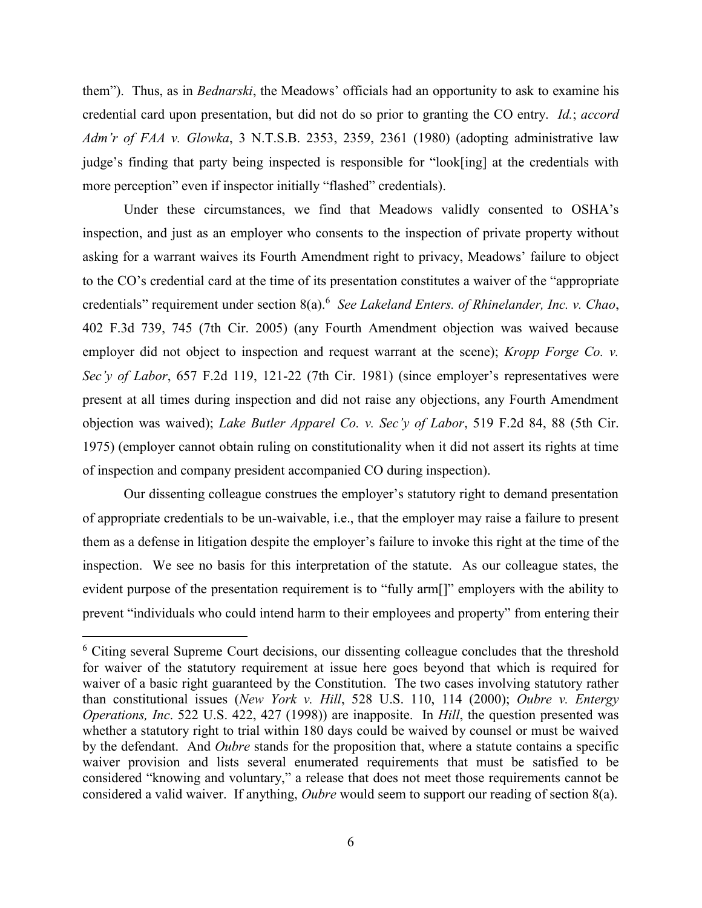them"). Thus, as in *Bednarski*, the Meadows' officials had an opportunity to ask to examine his credential card upon presentation, but did not do so prior to granting the CO entry. *Id.*; *accord Adm'r of FAA v. Glowka*, 3 N.T.S.B. 2353, 2359, 2361 (1980) (adopting administrative law judge's finding that party being inspected is responsible for "look[ing] at the credentials with more perception" even if inspector initially "flashed" credentials).

Under these circumstances, we find that Meadows validly consented to OSHA's inspection, and just as an employer who consents to the inspection of private property without asking for a warrant waives its Fourth Amendment right to privacy, Meadows' failure to object to the CO's credential card at the time of its presentation constitutes a waiver of the "appropriate credentials" requirement under section 8(a).[6] *See Lakeland Enters. of Rhinelander, Inc. v. Chao*, 402 F.3d 739, 745 (7th Cir. 2005) (any Fourth Amendment objection was waived because employer did not object to inspection and request warrant at the scene); *Kropp Forge Co. v. Sec'y of Labor*, 657 F.2d 119, 121-22 (7th Cir. 1981) (since employer's representatives were present at all times during inspection and did not raise any objections, any Fourth Amendment objection was waived); *Lake Butler Apparel Co. v. Sec'y of Labor*, 519 F.2d 84, 88 (5th Cir. 1975) (employer cannot obtain ruling on constitutionality when it did not assert its rights at time of inspection and company president accompanied CO during inspection).

Our dissenting colleague construes the employer's statutory right to demand presentation of appropriate credentials to be un-waivable, i.e., that the employer may raise a failure to present them as a defense in litigation despite the employer's failure to invoke this right at the time of the inspection. We see no basis for this interpretation of the statute. As our colleague states, the evident purpose of the presentation requirement is to "fully arm[]" employers with the ability to prevent "individuals who could intend harm to their employees and property" from entering their

[6] Citing several Supreme Court decisions, our dissenting colleague concludes that the threshold for waiver of the statutory requirement at issue here goes beyond that which is required for waiver of a basic right guaranteed by the Constitution. The two cases involving statutory rather than constitutional issues (*New York v. Hill*, 528 U.S. 110, 114 (2000); *Oubre v. Entergy Operations, Inc*. 522 U.S. 422, 427 (1998)) are inapposite. In *Hill*, the question presented was whether a statutory right to trial within 180 days could be waived by counsel or must be waived by the defendant. And *Oubre* stands for the proposition that, where a statute contains a specific waiver provision and lists several enumerated requirements that must be satisfied to be considered "knowing and voluntary," a release that does not meet those requirements cannot be considered a valid waiver. If anything, *Oubre* would seem to support our reading of section 8(a).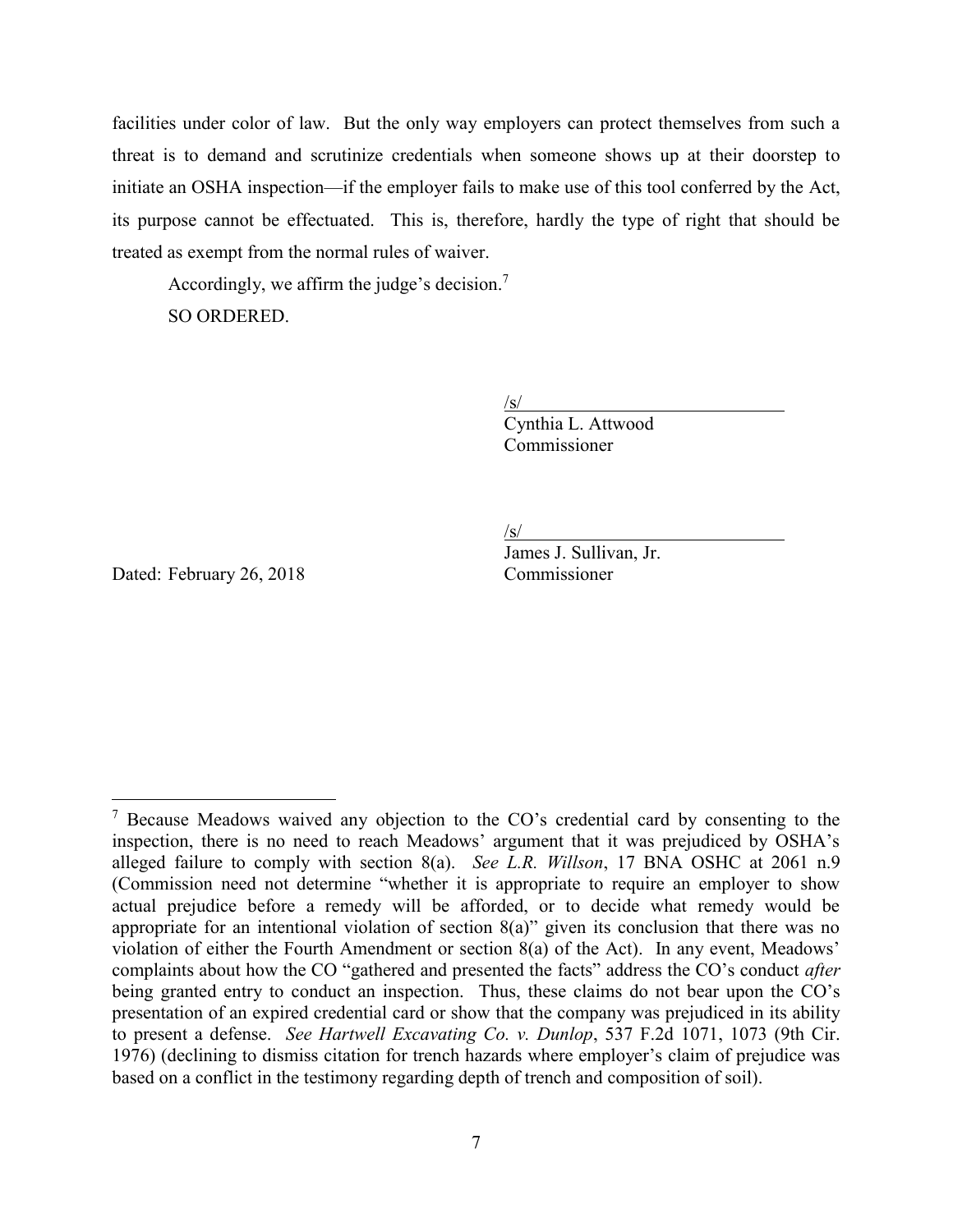facilities under color of law. But the only way employers can protect themselves from such a threat is to demand and scrutinize credentials when someone shows up at their doorstep to initiate an OSHA inspection—if the employer fails to make use of this tool conferred by the Act, its purpose cannot be effectuated. This is, therefore, hardly the type of right that should be treated as exempt from the normal rules of waiver.

Accordingly, we affirm the judge's decision.[7]

SO ORDERED.

/s/
Cynthia L. Attwood
Commissioner

/s/
James J. Sullivan, Jr.
Commissioner

Dated: February 26, 2018

---

[7] Because Meadows waived any objection to the CO's credential card by consenting to the inspection, there is no need to reach Meadows' argument that it was prejudiced by OSHA's alleged failure to comply with section 8(a). *See L.R. Willson*, 17 BNA OSHC at 2061 n.9 (Commission need not determine "whether it is appropriate to require an employer to show actual prejudice before a remedy will be afforded, or to decide what remedy would be appropriate for an intentional violation of section 8(a)" given its conclusion that there was no violation of either the Fourth Amendment or section 8(a) of the Act). In any event, Meadows' complaints about how the CO "gathered and presented the facts" address the CO's conduct *after* being granted entry to conduct an inspection. Thus, these claims do not bear upon the CO's presentation of an expired credential card or show that the company was prejudiced in its ability to present a defense. *See Hartwell Excavating Co. v. Dunlop*, 537 F.2d 1071, 1073 (9th Cir. 1976) (declining to dismiss citation for trench hazards where employer's claim of prejudice was based on a conflict in the testimony regarding depth of trench and composition of soil).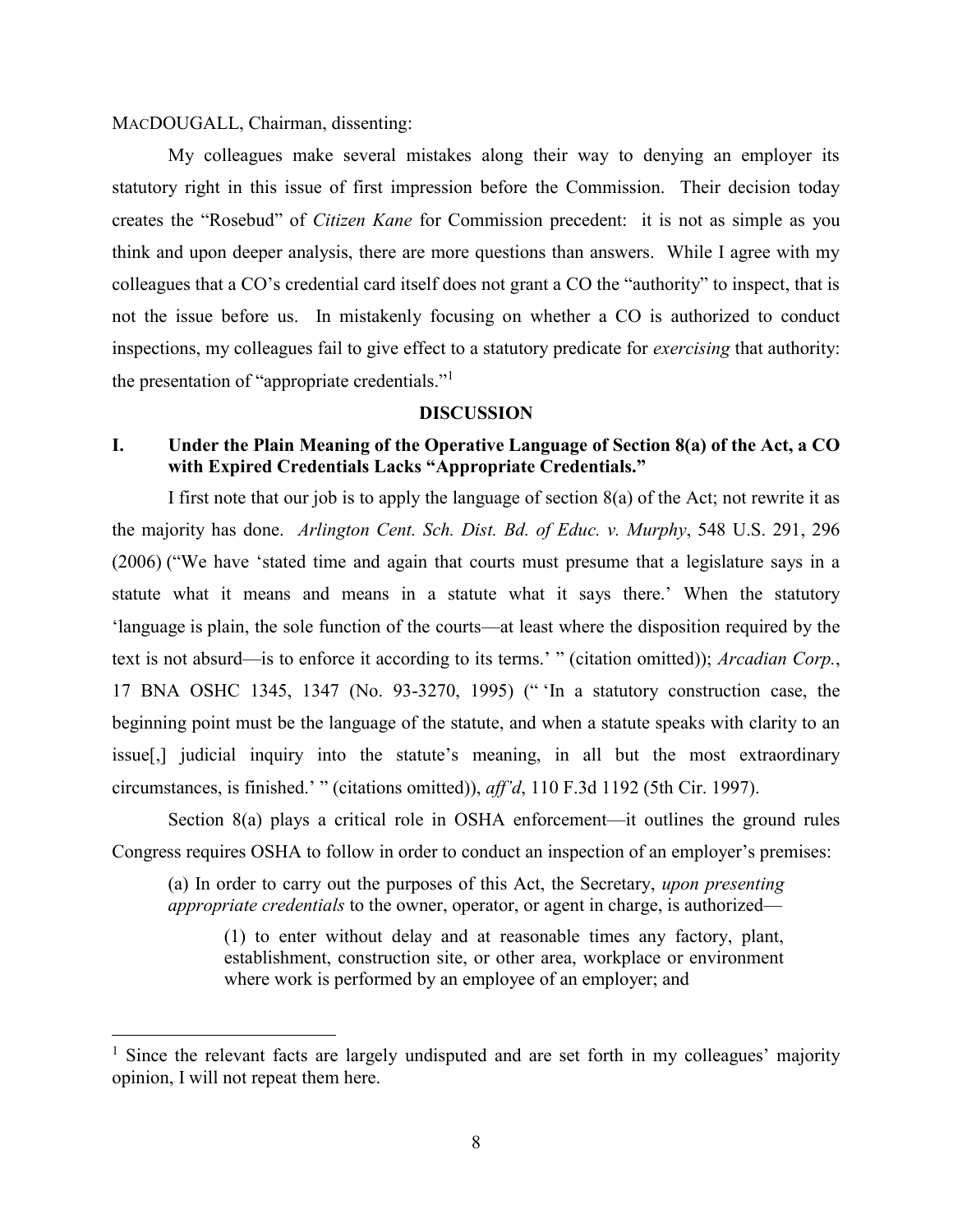MACDOUGALL, Chairman, dissenting:

My colleagues make several mistakes along their way to denying an employer its statutory right in this issue of first impression before the Commission. Their decision today creates the "Rosebud" of *Citizen Kane* for Commission precedent: it is not as simple as you think and upon deeper analysis, there are more questions than answers. While I agree with my colleagues that a CO's credential card itself does not grant a CO the "authority" to inspect, that is not the issue before us. In mistakenly focusing on whether a CO is authorized to conduct inspections, my colleagues fail to give effect to a statutory predicate for *exercising* that authority: the presentation of "appropriate credentials."[1]

## DISCUSSION

### I. Under the Plain Meaning of the Operative Language of Section 8(a) of the Act, a CO with Expired Credentials Lacks "Appropriate Credentials."

I first note that our job is to apply the language of section 8(a) of the Act; not rewrite it as the majority has done. *Arlington Cent. Sch. Dist. Bd. of Educ. v. Murphy*, 548 U.S. 291, 296 (2006) ("We have 'stated time and again that courts must presume that a legislature says in a statute what it means and means in a statute what it says there.' When the statutory 'language is plain, the sole function of the courts—at least where the disposition required by the text is not absurd—is to enforce it according to its terms.' " (citation omitted)); *Arcadian Corp.*, 17 BNA OSHC 1345, 1347 (No. 93-3270, 1995) (" 'In a statutory construction case, the beginning point must be the language of the statute, and when a statute speaks with clarity to an issue[,] judicial inquiry into the statute's meaning, in all but the most extraordinary circumstances, is finished.' " (citations omitted)), *aff'd*, 110 F.3d 1192 (5th Cir. 1997).

Section 8(a) plays a critical role in OSHA enforcement—it outlines the ground rules Congress requires OSHA to follow in order to conduct an inspection of an employer's premises:

> (a) In order to carry out the purposes of this Act, the Secretary, *upon presenting appropriate credentials* to the owner, operator, or agent in charge, is authorized—
>
> > (1) to enter without delay and at reasonable times any factory, plant, establishment, construction site, or other area, workplace or environment where work is performed by an employee of an employer; and

[1] Since the relevant facts are largely undisputed and are set forth in my colleagues' majority opinion, I will not repeat them here.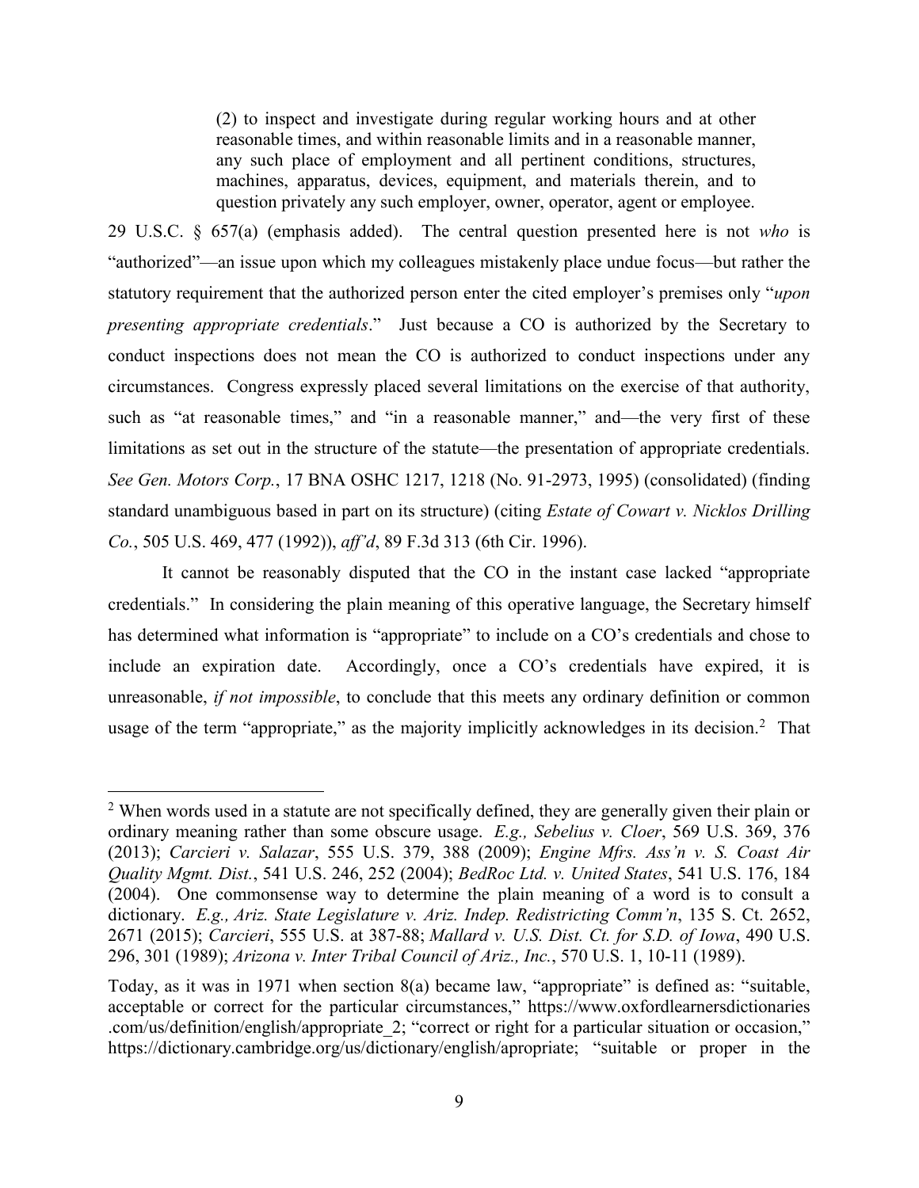> (2) to inspect and investigate during regular working hours and at other reasonable times, and within reasonable limits and in a reasonable manner, any such place of employment and all pertinent conditions, structures, machines, apparatus, devices, equipment, and materials therein, and to question privately any such employer, owner, operator, agent or employee.

29 U.S.C. § 657(a) (emphasis added). The central question presented here is not *who* is "authorized"—an issue upon which my colleagues mistakenly place undue focus—but rather the statutory requirement that the authorized person enter the cited employer's premises only "*upon presenting appropriate credentials*." Just because a CO is authorized by the Secretary to conduct inspections does not mean the CO is authorized to conduct inspections under any circumstances. Congress expressly placed several limitations on the exercise of that authority, such as "at reasonable times," and "in a reasonable manner," and—the very first of these limitations as set out in the structure of the statute—the presentation of appropriate credentials. *See Gen. Motors Corp.*, 17 BNA OSHC 1217, 1218 (No. 91-2973, 1995) (consolidated) (finding standard unambiguous based in part on its structure) (citing *Estate of Cowart v. Nicklos Drilling Co.*, 505 U.S. 469, 477 (1992)), *aff'd*, 89 F.3d 313 (6th Cir. 1996).

It cannot be reasonably disputed that the CO in the instant case lacked "appropriate credentials." In considering the plain meaning of this operative language, the Secretary himself has determined what information is "appropriate" to include on a CO's credentials and chose to include an expiration date. Accordingly, once a CO's credentials have expired, it is unreasonable, *if not impossible*, to conclude that this meets any ordinary definition or common usage of the term "appropriate," as the majority implicitly acknowledges in its decision.[2] That

---

[2] When words used in a statute are not specifically defined, they are generally given their plain or ordinary meaning rather than some obscure usage. *E.g., Sebelius v. Cloer*, 569 U.S. 369, 376 (2013); *Carcieri v. Salazar*, 555 U.S. 379, 388 (2009); *Engine Mfrs. Ass'n v. S. Coast Air Quality Mgmt. Dist.*, 541 U.S. 246, 252 (2004); *BedRoc Ltd. v. United States*, 541 U.S. 176, 184 (2004). One commonsense way to determine the plain meaning of a word is to consult a dictionary. *E.g., Ariz. State Legislature v. Ariz. Indep. Redistricting Comm'n*, 135 S. Ct. 2652, 2671 (2015); *Carcieri*, 555 U.S. at 387-88; *Mallard v. U.S. Dist. Ct. for S.D. of Iowa*, 490 U.S. 296, 301 (1989); *Arizona v. Inter Tribal Council of Ariz., Inc.*, 570 U.S. 1, 10-11 (1989).

Today, as it was in 1971 when section 8(a) became law, "appropriate" is defined as: "suitable, acceptable or correct for the particular circumstances," https://www.oxfordlearnersdictionaries.com/us/definition/english/appropriate_2; "correct or right for a particular situation or occasion," https://dictionary.cambridge.org/us/dictionary/english/apropriate; "suitable or proper in the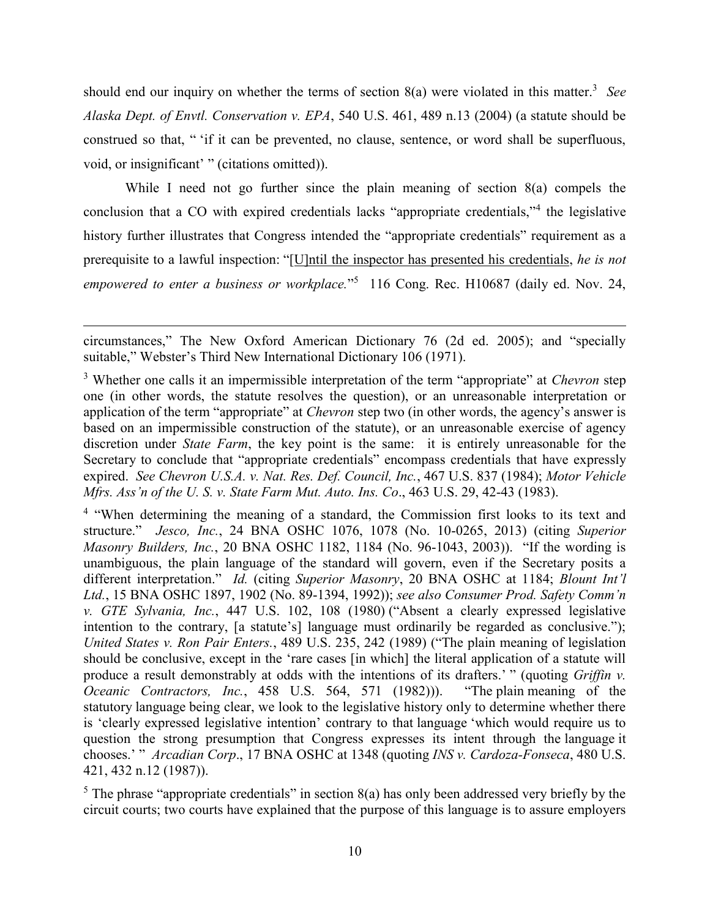should end our inquiry on whether the terms of section 8(a) were violated in this matter.[3] *See Alaska Dept. of Envtl. Conservation v. EPA*, 540 U.S. 461, 489 n.13 (2004) (a statute should be construed so that, " 'if it can be prevented, no clause, sentence, or word shall be superfluous, void, or insignificant' " (citations omitted)).

While I need not go further since the plain meaning of section 8(a) compels the conclusion that a CO with expired credentials lacks "appropriate credentials,"[4] the legislative history further illustrates that Congress intended the "appropriate credentials" requirement as a prerequisite to a lawful inspection: "[U]ntil the inspector has presented his credentials, *he is not empowered to enter a business or workplace.*"[5] 116 Cong. Rec. H10687 (daily ed. Nov. 24,

---

circumstances," The New Oxford American Dictionary 76 (2d ed. 2005); and "specially suitable," Webster's Third New International Dictionary 106 (1971).

[3] Whether one calls it an impermissible interpretation of the term "appropriate" at *Chevron* step one (in other words, the statute resolves the question), or an unreasonable interpretation or application of the term "appropriate" at *Chevron* step two (in other words, the agency's answer is based on an impermissible construction of the statute), or an unreasonable exercise of agency discretion under *State Farm*, the key point is the same: it is entirely unreasonable for the Secretary to conclude that "appropriate credentials" encompass credentials that have expressly expired. *See Chevron U.S.A. v. Nat. Res. Def. Council, Inc.*, 467 U.S. 837 (1984); *Motor Vehicle Mfrs. Ass'n of the U. S. v. State Farm Mut. Auto. Ins. Co*., 463 U.S. 29, 42-43 (1983).

[4] "When determining the meaning of a standard, the Commission first looks to its text and structure." *Jesco, Inc.*, 24 BNA OSHC 1076, 1078 (No. 10-0265, 2013) (citing *Superior Masonry Builders, Inc.*, 20 BNA OSHC 1182, 1184 (No. 96-1043, 2003)). "If the wording is unambiguous, the plain language of the standard will govern, even if the Secretary posits a different interpretation." *Id.* (citing *Superior Masonry*, 20 BNA OSHC at 1184; *Blount Int'l Ltd.*, 15 BNA OSHC 1897, 1902 (No. 89-1394, 1992)); *see also Consumer Prod. Safety Comm'n v. GTE Sylvania, Inc.*, 447 U.S. 102, 108 (1980) ("Absent a clearly expressed legislative intention to the contrary, [a statute's] language must ordinarily be regarded as conclusive."); *United States v. Ron Pair Enters.*, 489 U.S. 235, 242 (1989) ("The plain meaning of legislation should be conclusive, except in the 'rare cases [in which] the literal application of a statute will produce a result demonstrably at odds with the intentions of its drafters.' " (quoting *Griffin v. Oceanic Contractors, Inc.*, 458 U.S. 564, 571 (1982))). "The plain meaning of the statutory language being clear, we look to the legislative history only to determine whether there is 'clearly expressed legislative intention' contrary to that language 'which would require us to question the strong presumption that Congress expresses its intent through the language it chooses.' " *Arcadian Corp*., 17 BNA OSHC at 1348 (quoting *INS v. Cardoza-Fonseca*, 480 U.S. 421, 432 n.12 (1987)).

[5] The phrase "appropriate credentials" in section 8(a) has only been addressed very briefly by the circuit courts; two courts have explained that the purpose of this language is to assure employers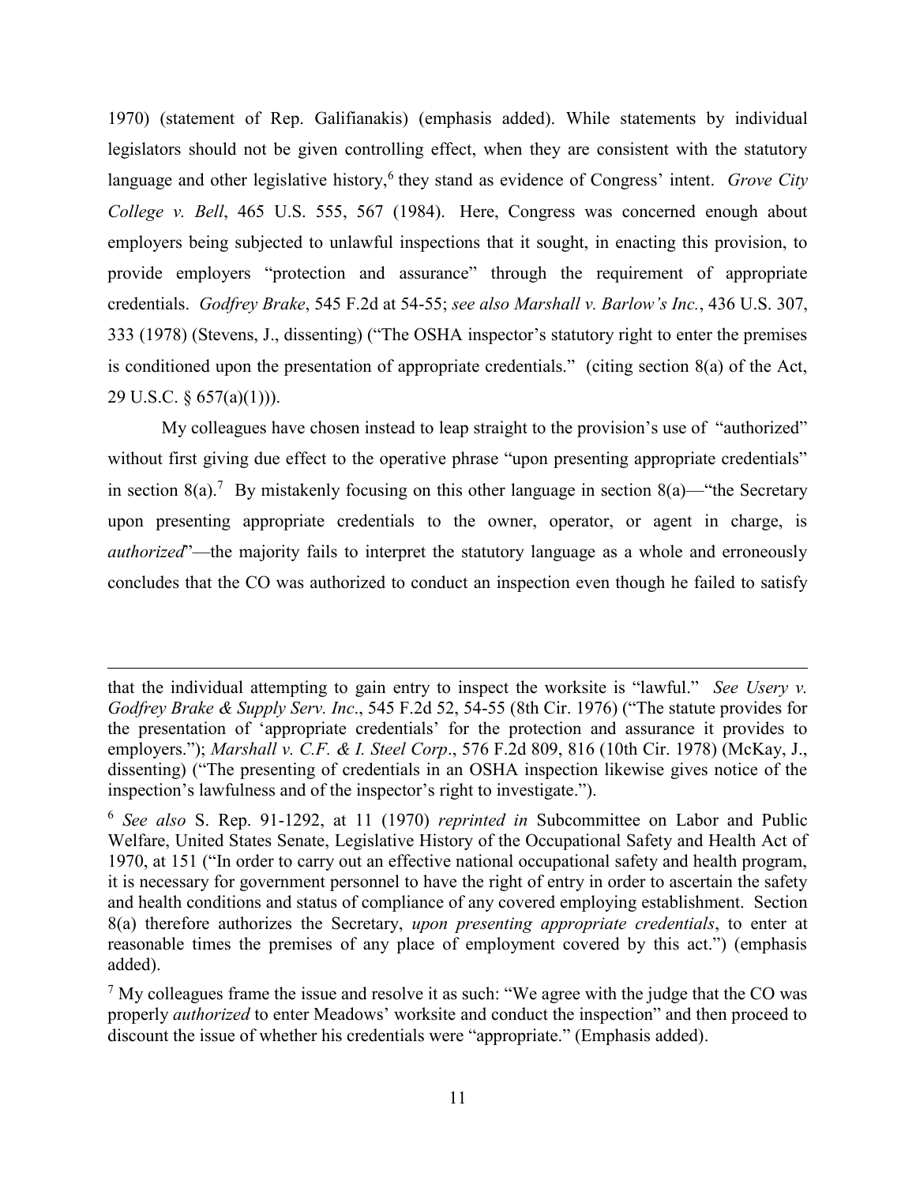1970) (statement of Rep. Galifianakis) (emphasis added). While statements by individual legislators should not be given controlling effect, when they are consistent with the statutory language and other legislative history,[6] they stand as evidence of Congress' intent. *Grove City College v. Bell*, 465 U.S. 555, 567 (1984). Here, Congress was concerned enough about employers being subjected to unlawful inspections that it sought, in enacting this provision, to provide employers "protection and assurance" through the requirement of appropriate credentials. *Godfrey Brake*, 545 F.2d at 54-55; *see also Marshall v. Barlow's Inc.*, 436 U.S. 307, 333 (1978) (Stevens, J., dissenting) ("The OSHA inspector's statutory right to enter the premises is conditioned upon the presentation of appropriate credentials." (citing section 8(a) of the Act, 29 U.S.C. § 657(a)(1))).

My colleagues have chosen instead to leap straight to the provision's use of "authorized" without first giving due effect to the operative phrase "upon presenting appropriate credentials" in section 8(a).[7] By mistakenly focusing on this other language in section 8(a)—"the Secretary upon presenting appropriate credentials to the owner, operator, or agent in charge, is *authorized*"—the majority fails to interpret the statutory language as a whole and erroneously concludes that the CO was authorized to conduct an inspection even though he failed to satisfy

---

that the individual attempting to gain entry to inspect the worksite is "lawful." *See Usery v. Godfrey Brake & Supply Serv. Inc*., 545 F.2d 52, 54-55 (8th Cir. 1976) ("The statute provides for the presentation of 'appropriate credentials' for the protection and assurance it provides to employers."); *Marshall v. C.F. & I. Steel Corp*., 576 F.2d 809, 816 (10th Cir. 1978) (McKay, J., dissenting) ("The presenting of credentials in an OSHA inspection likewise gives notice of the inspection's lawfulness and of the inspector's right to investigate.").

[6] *See also* S. Rep. 91-1292, at 11 (1970) *reprinted in* Subcommittee on Labor and Public Welfare, United States Senate, Legislative History of the Occupational Safety and Health Act of 1970, at 151 ("In order to carry out an effective national occupational safety and health program, it is necessary for government personnel to have the right of entry in order to ascertain the safety and health conditions and status of compliance of any covered employing establishment. Section 8(a) therefore authorizes the Secretary, *upon presenting appropriate credentials*, to enter at reasonable times the premises of any place of employment covered by this act.") (emphasis added).

[7] My colleagues frame the issue and resolve it as such: "We agree with the judge that the CO was properly *authorized* to enter Meadows' worksite and conduct the inspection" and then proceed to discount the issue of whether his credentials were "appropriate." (Emphasis added).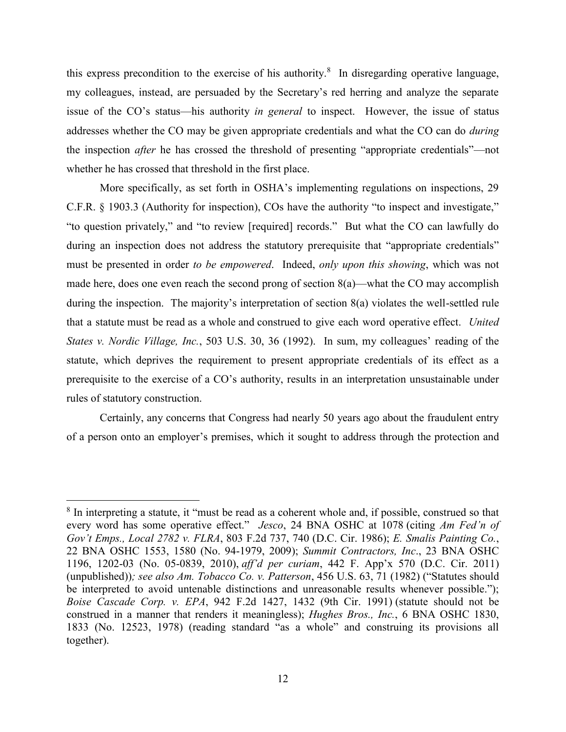this express precondition to the exercise of his authority.[8] In disregarding operative language, my colleagues, instead, are persuaded by the Secretary's red herring and analyze the separate issue of the CO's status—his authority *in general* to inspect. However, the issue of status addresses whether the CO may be given appropriate credentials and what the CO can do *during* the inspection *after* he has crossed the threshold of presenting "appropriate credentials"—not whether he has crossed that threshold in the first place.

More specifically, as set forth in OSHA's implementing regulations on inspections, 29 C.F.R. § 1903.3 (Authority for inspection), COs have the authority "to inspect and investigate," "to question privately," and "to review [required] records." But what the CO can lawfully do during an inspection does not address the statutory prerequisite that "appropriate credentials" must be presented in order *to be empowered*. Indeed, *only upon this showing*, which was not made here, does one even reach the second prong of section 8(a)—what the CO may accomplish during the inspection. The majority's interpretation of section 8(a) violates the well-settled rule that a statute must be read as a whole and construed to give each word operative effect. *United States v. Nordic Village, Inc.*, 503 U.S. 30, 36 (1992). In sum, my colleagues' reading of the statute, which deprives the requirement to present appropriate credentials of its effect as a prerequisite to the exercise of a CO's authority, results in an interpretation unsustainable under rules of statutory construction.

Certainly, any concerns that Congress had nearly 50 years ago about the fraudulent entry of a person onto an employer's premises, which it sought to address through the protection and

---

[8] In interpreting a statute, it "must be read as a coherent whole and, if possible, construed so that every word has some operative effect." *Jesco*, 24 BNA OSHC at 1078 (citing *Am Fed'n of Gov't Emps., Local 2782 v. FLRA*, 803 F.2d 737, 740 (D.C. Cir. 1986); *E. Smalis Painting Co.*, 22 BNA OSHC 1553, 1580 (No. 94-1979, 2009); *Summit Contractors, Inc*., 23 BNA OSHC 1196, 1202-03 (No. 05-0839, 2010), *aff'd per curiam*, 442 F. App'x 570 (D.C. Cir. 2011) (unpublished))*; see also Am. Tobacco Co. v. Patterson*, 456 U.S. 63, 71 (1982) ("Statutes should be interpreted to avoid untenable distinctions and unreasonable results whenever possible."); *Boise Cascade Corp. v. EPA*, 942 F.2d 1427, 1432 (9th Cir. 1991) (statute should not be construed in a manner that renders it meaningless); *Hughes Bros., Inc.*, 6 BNA OSHC 1830, 1833 (No. 12523, 1978) (reading standard "as a whole" and construing its provisions all together).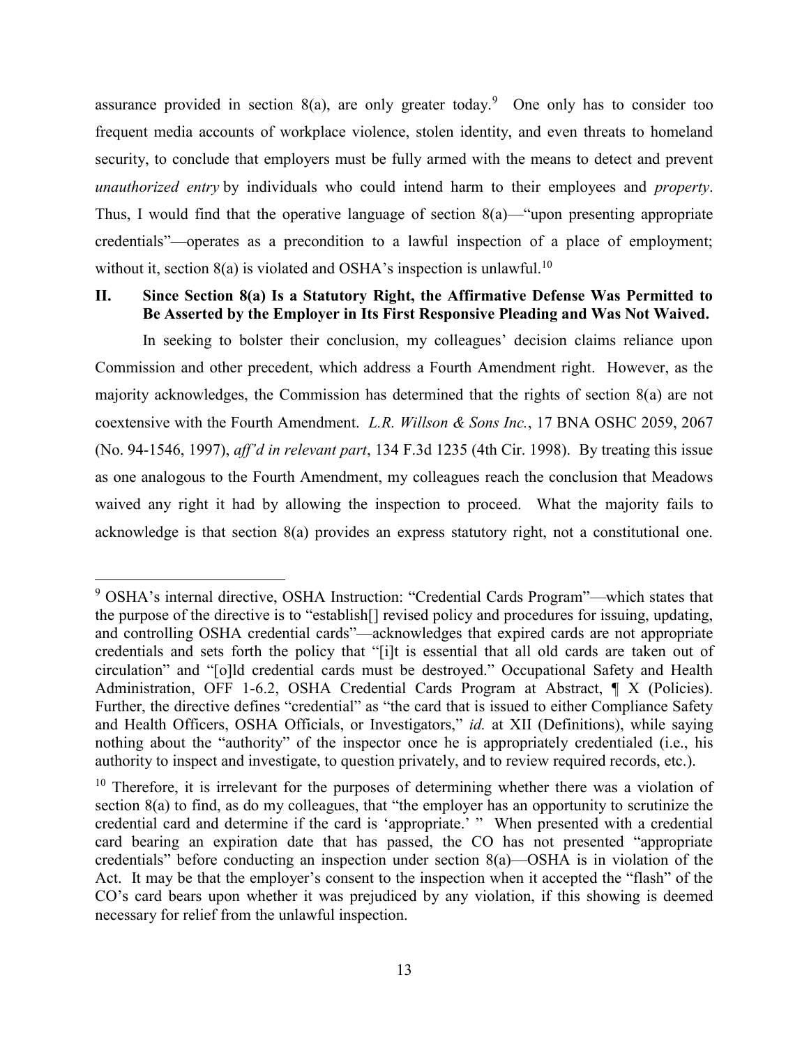assurance provided in section 8(a), are only greater today.[9] One only has to consider too frequent media accounts of workplace violence, stolen identity, and even threats to homeland security, to conclude that employers must be fully armed with the means to detect and prevent *unauthorized entry* by individuals who could intend harm to their employees and *property*. Thus, I would find that the operative language of section 8(a)—"upon presenting appropriate credentials"—operates as a precondition to a lawful inspection of a place of employment; without it, section 8(a) is violated and OSHA's inspection is unlawful.[10]

## II. Since Section 8(a) Is a Statutory Right, the Affirmative Defense Was Permitted to Be Asserted by the Employer in Its First Responsive Pleading and Was Not Waived.

In seeking to bolster their conclusion, my colleagues' decision claims reliance upon Commission and other precedent, which address a Fourth Amendment right. However, as the majority acknowledges, the Commission has determined that the rights of section 8(a) are not coextensive with the Fourth Amendment. *L.R. Willson & Sons Inc.*, 17 BNA OSHC 2059, 2067 (No. 94-1546, 1997), *aff'd in relevant part*, 134 F.3d 1235 (4th Cir. 1998). By treating this issue as one analogous to the Fourth Amendment, my colleagues reach the conclusion that Meadows waived any right it had by allowing the inspection to proceed. What the majority fails to acknowledge is that section 8(a) provides an express statutory right, not a constitutional one.

---

[9] OSHA's internal directive, OSHA Instruction: "Credential Cards Program"—which states that the purpose of the directive is to "establish[] revised policy and procedures for issuing, updating, and controlling OSHA credential cards"—acknowledges that expired cards are not appropriate credentials and sets forth the policy that "[i]t is essential that all old cards are taken out of circulation" and "[o]ld credential cards must be destroyed." Occupational Safety and Health Administration, OFF 1-6.2, OSHA Credential Cards Program at Abstract, ¶ X (Policies). Further, the directive defines "credential" as "the card that is issued to either Compliance Safety and Health Officers, OSHA Officials, or Investigators," *id.* at XII (Definitions), while saying nothing about the "authority" of the inspector once he is appropriately credentialed (i.e., his authority to inspect and investigate, to question privately, and to review required records, etc.).

[10] Therefore, it is irrelevant for the purposes of determining whether there was a violation of section 8(a) to find, as do my colleagues, that "the employer has an opportunity to scrutinize the credential card and determine if the card is 'appropriate.' " When presented with a credential card bearing an expiration date that has passed, the CO has not presented "appropriate credentials" before conducting an inspection under section 8(a)—OSHA is in violation of the Act. It may be that the employer's consent to the inspection when it accepted the "flash" of the CO's card bears upon whether it was prejudiced by any violation, if this showing is deemed necessary for relief from the unlawful inspection.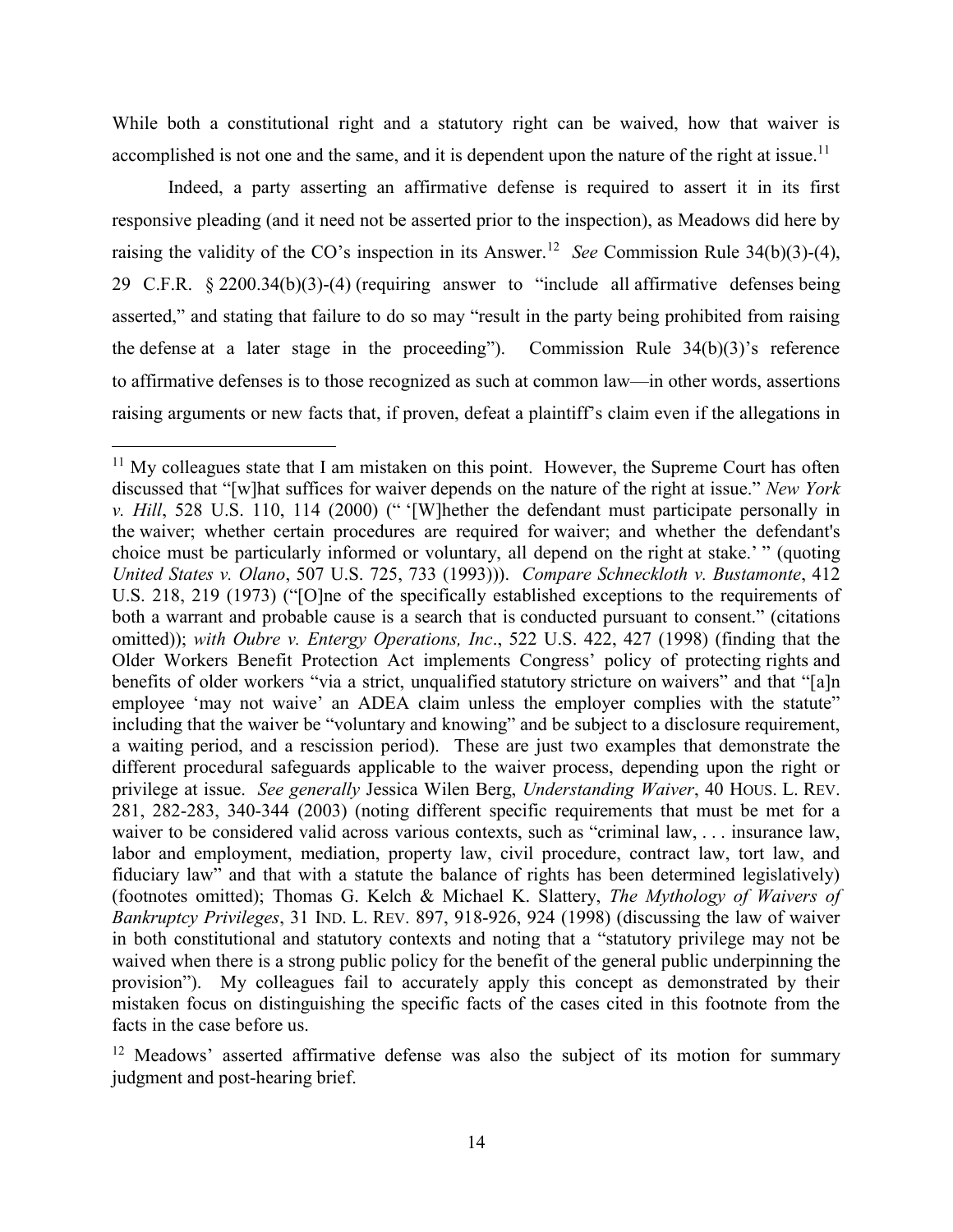While both a constitutional right and a statutory right can be waived, how that waiver is accomplished is not one and the same, and it is dependent upon the nature of the right at issue.[11]

Indeed, a party asserting an affirmative defense is required to assert it in its first responsive pleading (and it need not be asserted prior to the inspection), as Meadows did here by raising the validity of the CO's inspection in its Answer.[12] *See* Commission Rule 34(b)(3)-(4), 29 C.F.R. § 2200.34(b)(3)-(4) (requiring answer to "include all affirmative defenses being asserted," and stating that failure to do so may "result in the party being prohibited from raising the defense at a later stage in the proceeding"). Commission Rule 34(b)(3)'s reference to affirmative defenses is to those recognized as such at common law—in other words, assertions raising arguments or new facts that, if proven, defeat a plaintiff's claim even if the allegations in

---

[11] My colleagues state that I am mistaken on this point. However, the Supreme Court has often discussed that "[w]hat suffices for waiver depends on the nature of the right at issue." *New York v. Hill*, 528 U.S. 110, 114 (2000) (" '[W]hether the defendant must participate personally in the waiver; whether certain procedures are required for waiver; and whether the defendant's choice must be particularly informed or voluntary, all depend on the right at stake.' " (quoting *United States v. Olano*, 507 U.S. 725, 733 (1993))). *Compare Schneckloth v. Bustamonte*, 412 U.S. 218, 219 (1973) ("[O]ne of the specifically established exceptions to the requirements of both a warrant and probable cause is a search that is conducted pursuant to consent." (citations omitted)); *with Oubre v. Entergy Operations, Inc*., 522 U.S. 422, 427 (1998) (finding that the Older Workers Benefit Protection Act implements Congress' policy of protecting rights and benefits of older workers "via a strict, unqualified statutory stricture on waivers" and that "[a]n employee 'may not waive' an ADEA claim unless the employer complies with the statute" including that the waiver be "voluntary and knowing" and be subject to a disclosure requirement, a waiting period, and a rescission period). These are just two examples that demonstrate the different procedural safeguards applicable to the waiver process, depending upon the right or privilege at issue. *See generally* Jessica Wilen Berg, *Understanding Waiver*, 40 HOUS. L. REV. 281, 282-283, 340-344 (2003) (noting different specific requirements that must be met for a waiver to be considered valid across various contexts, such as "criminal law, . . . insurance law, labor and employment, mediation, property law, civil procedure, contract law, tort law, and fiduciary law" and that with a statute the balance of rights has been determined legislatively) (footnotes omitted); Thomas G. Kelch & Michael K. Slattery, *The Mythology of Waivers of Bankruptcy Privileges*, 31 IND. L. REV. 897, 918-926, 924 (1998) (discussing the law of waiver in both constitutional and statutory contexts and noting that a "statutory privilege may not be waived when there is a strong public policy for the benefit of the general public underpinning the provision"). My colleagues fail to accurately apply this concept as demonstrated by their mistaken focus on distinguishing the specific facts of the cases cited in this footnote from the facts in the case before us.

[12] Meadows' asserted affirmative defense was also the subject of its motion for summary judgment and post-hearing brief.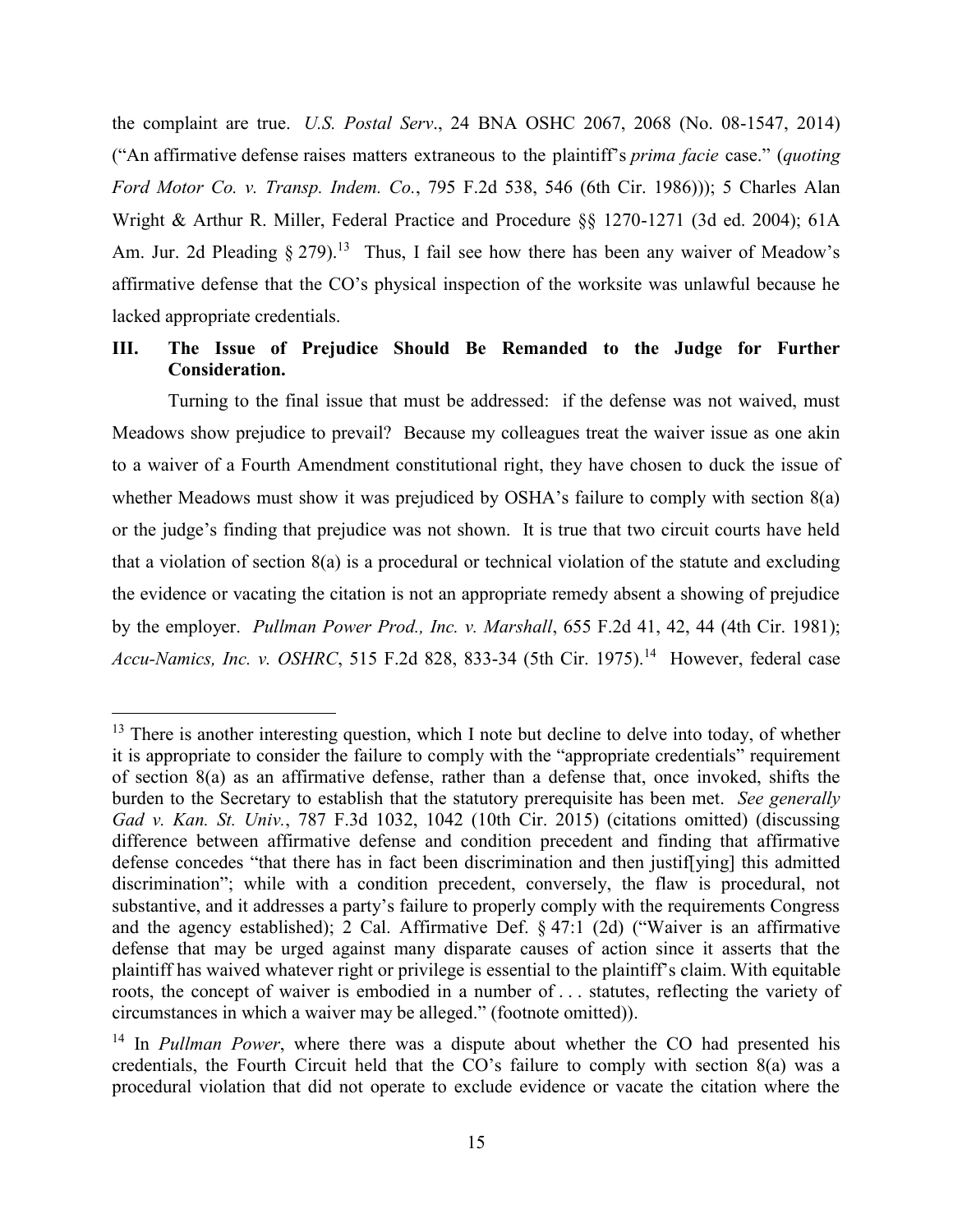the complaint are true. *U.S. Postal Serv*., 24 BNA OSHC 2067, 2068 (No. 08-1547, 2014) ("An affirmative defense raises matters extraneous to the plaintiff's *prima facie* case." (*quoting Ford Motor Co. v. Transp. Indem. Co.*, 795 F.2d 538, 546 (6th Cir. 1986))); 5 Charles Alan Wright & Arthur R. Miller, Federal Practice and Procedure §§ 1270-1271 (3d ed. 2004); 61A Am. Jur. 2d Pleading § 279).[13] Thus, I fail see how there has been any waiver of Meadow's affirmative defense that the CO's physical inspection of the worksite was unlawful because he lacked appropriate credentials.

### III. The Issue of Prejudice Should Be Remanded to the Judge for Further Consideration.

Turning to the final issue that must be addressed: if the defense was not waived, must Meadows show prejudice to prevail? Because my colleagues treat the waiver issue as one akin to a waiver of a Fourth Amendment constitutional right, they have chosen to duck the issue of whether Meadows must show it was prejudiced by OSHA's failure to comply with section 8(a) or the judge's finding that prejudice was not shown. It is true that two circuit courts have held that a violation of section 8(a) is a procedural or technical violation of the statute and excluding the evidence or vacating the citation is not an appropriate remedy absent a showing of prejudice by the employer. *Pullman Power Prod., Inc. v. Marshall*, 655 F.2d 41, 42, 44 (4th Cir. 1981); *Accu-Namics, Inc. v. OSHRC*, 515 F.2d 828, 833-34 (5th Cir. 1975).[14] However, federal case

---

[13] There is another interesting question, which I note but decline to delve into today, of whether it is appropriate to consider the failure to comply with the "appropriate credentials" requirement of section 8(a) as an affirmative defense, rather than a defense that, once invoked, shifts the burden to the Secretary to establish that the statutory prerequisite has been met. *See generally Gad v. Kan. St. Univ.*, 787 F.3d 1032, 1042 (10th Cir. 2015) (citations omitted) (discussing difference between affirmative defense and condition precedent and finding that affirmative defense concedes "that there has in fact been discrimination and then justif[ying] this admitted discrimination"; while with a condition precedent, conversely, the flaw is procedural, not substantive, and it addresses a party's failure to properly comply with the requirements Congress and the agency established); 2 Cal. Affirmative Def. § 47:1 (2d) ("Waiver is an affirmative defense that may be urged against many disparate causes of action since it asserts that the plaintiff has waived whatever right or privilege is essential to the plaintiff's claim. With equitable roots, the concept of waiver is embodied in a number of . . . statutes, reflecting the variety of circumstances in which a waiver may be alleged." (footnote omitted)).

[14] In *Pullman Power*, where there was a dispute about whether the CO had presented his credentials, the Fourth Circuit held that the CO's failure to comply with section 8(a) was a procedural violation that did not operate to exclude evidence or vacate the citation where the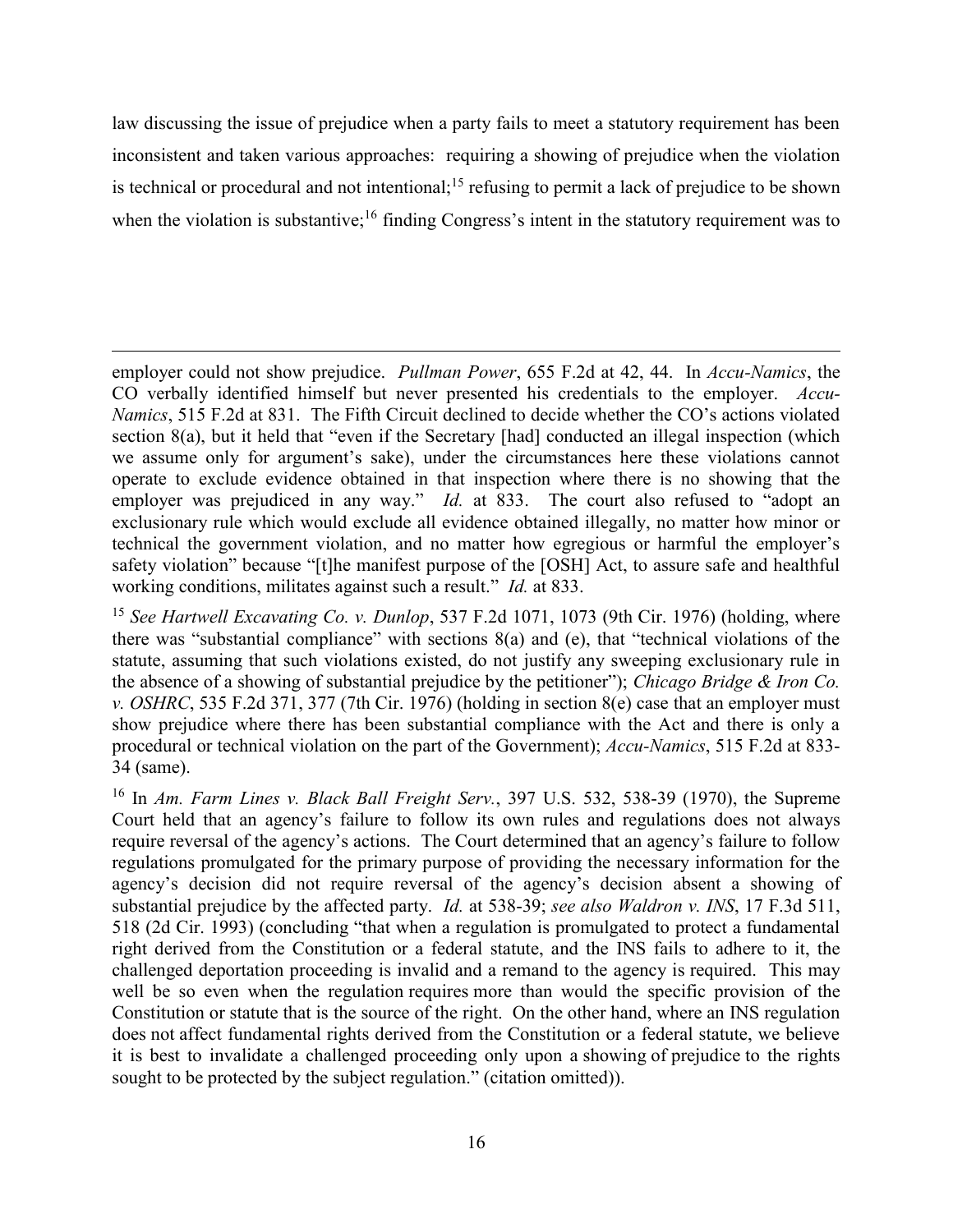law discussing the issue of prejudice when a party fails to meet a statutory requirement has been inconsistent and taken various approaches: requiring a showing of prejudice when the violation is technical or procedural and not intentional;[15] refusing to permit a lack of prejudice to be shown when the violation is substantive;[16] finding Congress's intent in the statutory requirement was to

---

employer could not show prejudice. *Pullman Power*, 655 F.2d at 42, 44. In *Accu-Namics*, the CO verbally identified himself but never presented his credentials to the employer. *Accu-Namics*, 515 F.2d at 831. The Fifth Circuit declined to decide whether the CO's actions violated section 8(a), but it held that "even if the Secretary [had] conducted an illegal inspection (which we assume only for argument's sake), under the circumstances here these violations cannot operate to exclude evidence obtained in that inspection where there is no showing that the employer was prejudiced in any way." *Id.* at 833. The court also refused to "adopt an exclusionary rule which would exclude all evidence obtained illegally, no matter how minor or technical the government violation, and no matter how egregious or harmful the employer's safety violation" because "[t]he manifest purpose of the [OSH] Act, to assure safe and healthful working conditions, militates against such a result." *Id.* at 833.

[15] *See Hartwell Excavating Co. v. Dunlop*, 537 F.2d 1071, 1073 (9th Cir. 1976) (holding, where there was "substantial compliance" with sections 8(a) and (e), that "technical violations of the statute, assuming that such violations existed, do not justify any sweeping exclusionary rule in the absence of a showing of substantial prejudice by the petitioner"); *Chicago Bridge & Iron Co. v. OSHRC*, 535 F.2d 371, 377 (7th Cir. 1976) (holding in section 8(e) case that an employer must show prejudice where there has been substantial compliance with the Act and there is only a procedural or technical violation on the part of the Government); *Accu-Namics*, 515 F.2d at 833-34 (same).

[16] In *Am. Farm Lines v. Black Ball Freight Serv.*, 397 U.S. 532, 538-39 (1970), the Supreme Court held that an agency's failure to follow its own rules and regulations does not always require reversal of the agency's actions. The Court determined that an agency's failure to follow regulations promulgated for the primary purpose of providing the necessary information for the agency's decision did not require reversal of the agency's decision absent a showing of substantial prejudice by the affected party. *Id.* at 538-39; *see also Waldron v. INS*, 17 F.3d 511, 518 (2d Cir. 1993) (concluding "that when a regulation is promulgated to protect a fundamental right derived from the Constitution or a federal statute, and the INS fails to adhere to it, the challenged deportation proceeding is invalid and a remand to the agency is required. This may well be so even when the regulation requires more than would the specific provision of the Constitution or statute that is the source of the right. On the other hand, where an INS regulation does not affect fundamental rights derived from the Constitution or a federal statute, we believe it is best to invalidate a challenged proceeding only upon a showing of prejudice to the rights sought to be protected by the subject regulation." (citation omitted)).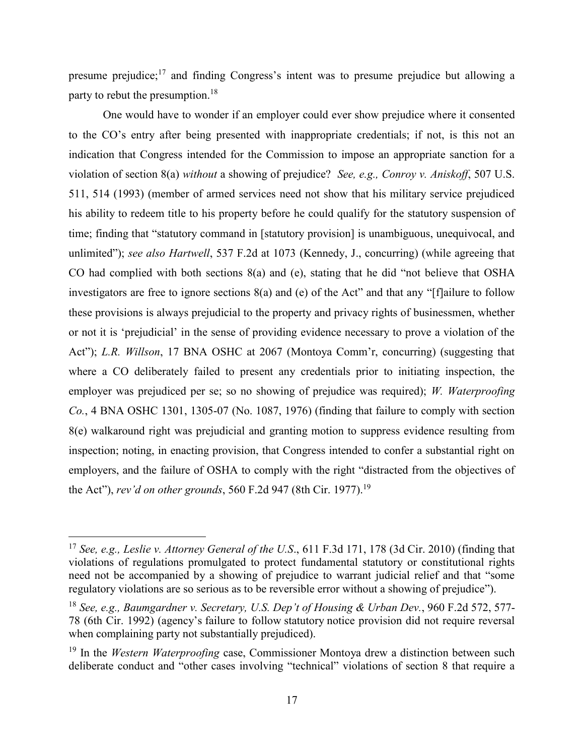presume prejudice;[17] and finding Congress's intent was to presume prejudice but allowing a party to rebut the presumption.[18]

One would have to wonder if an employer could ever show prejudice where it consented to the CO's entry after being presented with inappropriate credentials; if not, is this not an indication that Congress intended for the Commission to impose an appropriate sanction for a violation of section 8(a) *without* a showing of prejudice? *See, e.g., Conroy v. Aniskoff*, 507 U.S. 511, 514 (1993) (member of armed services need not show that his military service prejudiced his ability to redeem title to his property before he could qualify for the statutory suspension of time; finding that "statutory command in [statutory provision] is unambiguous, unequivocal, and unlimited"); *see also Hartwell*, 537 F.2d at 1073 (Kennedy, J., concurring) (while agreeing that CO had complied with both sections 8(a) and (e), stating that he did "not believe that OSHA investigators are free to ignore sections 8(a) and (e) of the Act" and that any "[f]ailure to follow these provisions is always prejudicial to the property and privacy rights of businessmen, whether or not it is 'prejudicial' in the sense of providing evidence necessary to prove a violation of the Act"); *L.R. Willson*, 17 BNA OSHC at 2067 (Montoya Comm'r, concurring) (suggesting that where a CO deliberately failed to present any credentials prior to initiating inspection, the employer was prejudiced per se; so no showing of prejudice was required); *W. Waterproofing Co.*, 4 BNA OSHC 1301, 1305-07 (No. 1087, 1976) (finding that failure to comply with section 8(e) walkaround right was prejudicial and granting motion to suppress evidence resulting from inspection; noting, in enacting provision, that Congress intended to confer a substantial right on employers, and the failure of OSHA to comply with the right "distracted from the objectives of the Act"), *rev'd on other grounds*, 560 F.2d 947 (8th Cir. 1977).[19]

---

[17] *See, e.g., Leslie v. Attorney General of the U.S.*, 611 F.3d 171, 178 (3d Cir. 2010) (finding that violations of regulations promulgated to protect fundamental statutory or constitutional rights need not be accompanied by a showing of prejudice to warrant judicial relief and that "some regulatory violations are so serious as to be reversible error without a showing of prejudice").

[18] *See, e.g., Baumgardner v. Secretary, U.S. Dep't of Housing & Urban Dev.*, 960 F.2d 572, 577-78 (6th Cir. 1992) (agency's failure to follow statutory notice provision did not require reversal when complaining party not substantially prejudiced).

[19] In the *Western Waterproofing* case, Commissioner Montoya drew a distinction between such deliberate conduct and "other cases involving "technical" violations of section 8 that require a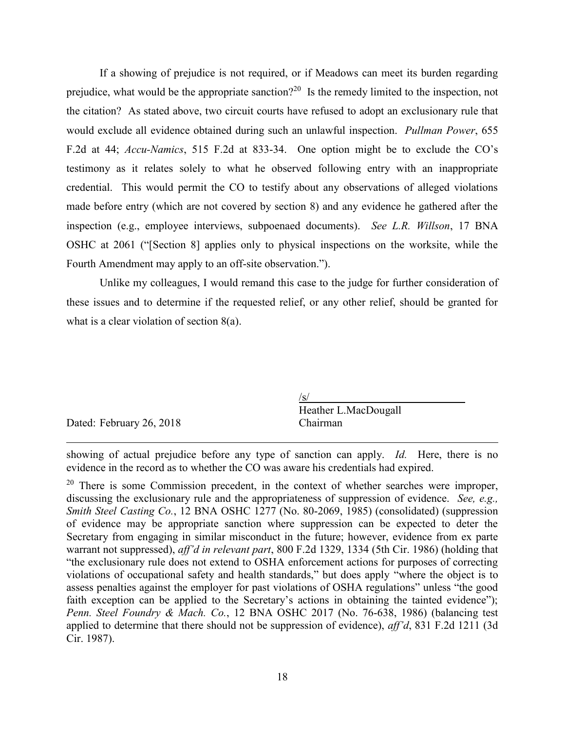If a showing of prejudice is not required, or if Meadows can meet its burden regarding prejudice, what would be the appropriate sanction?[20] Is the remedy limited to the inspection, not the citation? As stated above, two circuit courts have refused to adopt an exclusionary rule that would exclude all evidence obtained during such an unlawful inspection. *Pullman Power*, 655 F.2d at 44; *Accu-Namics*, 515 F.2d at 833-34. One option might be to exclude the CO's testimony as it relates solely to what he observed following entry with an inappropriate credential. This would permit the CO to testify about any observations of alleged violations made before entry (which are not covered by section 8) and any evidence he gathered after the inspection (e.g., employee interviews, subpoenaed documents). *See L.R. Willson*, 17 BNA OSHC at 2061 ("[Section 8] applies only to physical inspections on the worksite, while the Fourth Amendment may apply to an off-site observation.").

Unlike my colleagues, I would remand this case to the judge for further consideration of these issues and to determine if the requested relief, or any other relief, should be granted for what is a clear violation of section 8(a).

/s/
Heather L.MacDougall
Chairman

Dated: February 26, 2018

---

showing of actual prejudice before any type of sanction can apply. *Id.* Here, there is no evidence in the record as to whether the CO was aware his credentials had expired.

[20] There is some Commission precedent, in the context of whether searches were improper, discussing the exclusionary rule and the appropriateness of suppression of evidence. *See, e.g., Smith Steel Casting Co.*, 12 BNA OSHC 1277 (No. 80-2069, 1985) (consolidated) (suppression of evidence may be appropriate sanction where suppression can be expected to deter the Secretary from engaging in similar misconduct in the future; however, evidence from ex parte warrant not suppressed), *aff'd in relevant part*, 800 F.2d 1329, 1334 (5th Cir. 1986) (holding that "the exclusionary rule does not extend to OSHA enforcement actions for purposes of correcting violations of occupational safety and health standards," but does apply "where the object is to assess penalties against the employer for past violations of OSHA regulations" unless "the good faith exception can be applied to the Secretary's actions in obtaining the tainted evidence"); *Penn. Steel Foundry & Mach. Co.*, 12 BNA OSHC 2017 (No. 76-638, 1986) (balancing test applied to determine that there should not be suppression of evidence), *aff'd*, 831 F.2d 1211 (3d Cir. 1987).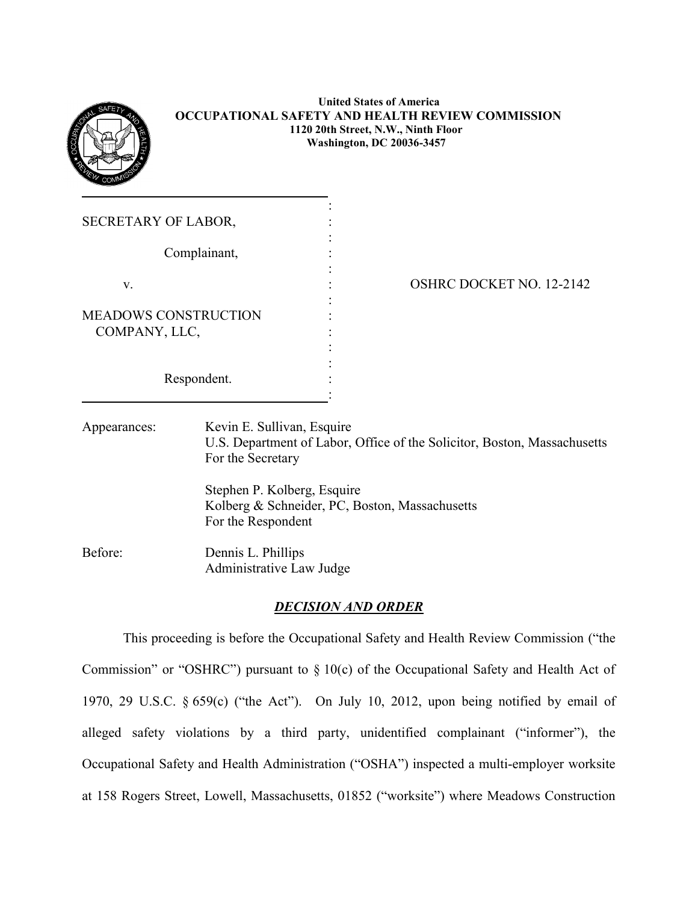**United States of America**
**OCCUPATIONAL SAFETY AND HEALTH REVIEW COMMISSION**
**1120 20th Street, N.W., Ninth Floor**
**Washington, DC 20036-3457**

SECRETARY OF LABOR,

Complainant,

v.

MEADOWS CONSTRUCTION COMPANY, LLC,

Respondent.

OSHRC DOCKET NO. 12-2142

Appearances: Kevin E. Sullivan, Esquire
U.S. Department of Labor, Office of the Solicitor, Boston, Massachusetts
For the Secretary

Stephen P. Kolberg, Esquire
Kolberg & Schneider, PC, Boston, Massachusetts
For the Respondent

Before: Dennis L. Phillips
Administrative Law Judge

## ***DECISION AND ORDER***

This proceeding is before the Occupational Safety and Health Review Commission ("the Commission" or "OSHRC") pursuant to § 10(c) of the Occupational Safety and Health Act of 1970, 29 U.S.C. § 659(c) ("the Act"). On July 10, 2012, upon being notified by email of alleged safety violations by a third party, unidentified complainant ("informer"), the Occupational Safety and Health Administration ("OSHA") inspected a multi-employer worksite at 158 Rogers Street, Lowell, Massachusetts, 01852 ("worksite") where Meadows Construction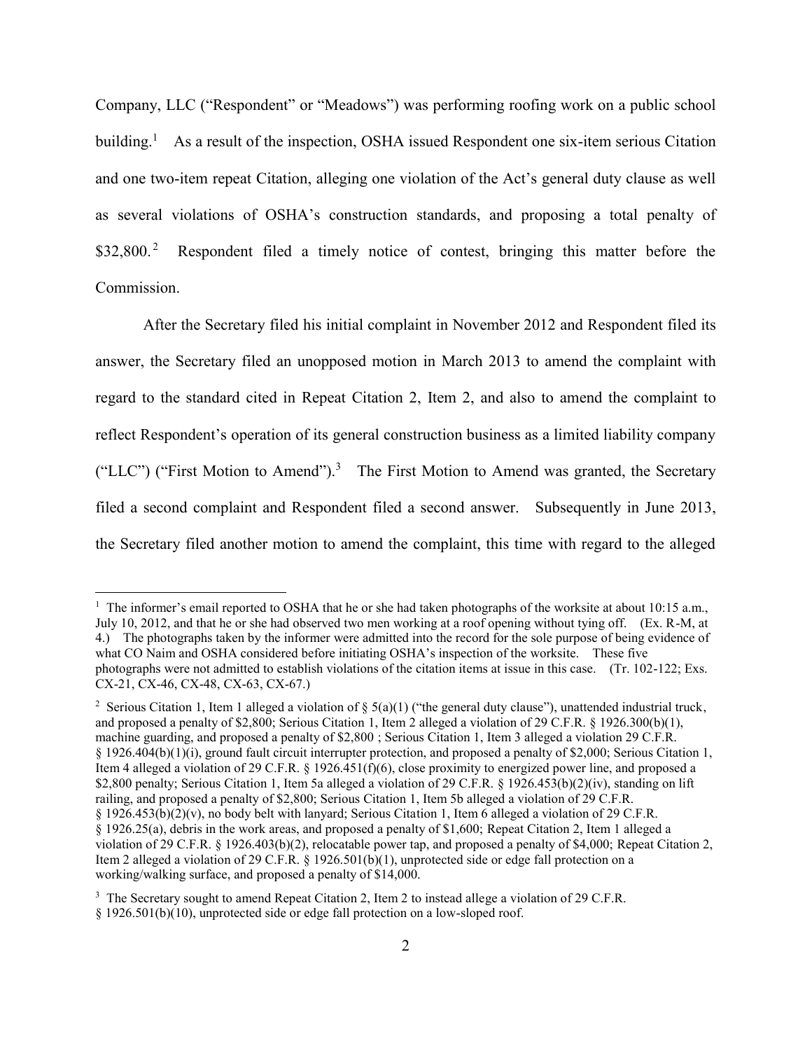Company, LLC ("Respondent" or "Meadows") was performing roofing work on a public school building.[1] As a result of the inspection, OSHA issued Respondent one six-item serious Citation and one two-item repeat Citation, alleging one violation of the Act's general duty clause as well as several violations of OSHA's construction standards, and proposing a total penalty of $32,800.[2] Respondent filed a timely notice of contest, bringing this matter before the Commission.

After the Secretary filed his initial complaint in November 2012 and Respondent filed its answer, the Secretary filed an unopposed motion in March 2013 to amend the complaint with regard to the standard cited in Repeat Citation 2, Item 2, and also to amend the complaint to reflect Respondent's operation of its general construction business as a limited liability company ("LLC") ("First Motion to Amend").[3] The First Motion to Amend was granted, the Secretary filed a second complaint and Respondent filed a second answer. Subsequently in June 2013, the Secretary filed another motion to amend the complaint, this time with regard to the alleged

---

[1] The informer's email reported to OSHA that he or she had taken photographs of the worksite at about 10:15 a.m., July 10, 2012, and that he or she had observed two men working at a roof opening without tying off. (Ex. R-M, at 4.) The photographs taken by the informer were admitted into the record for the sole purpose of being evidence of what CO Naim and OSHA considered before initiating OSHA's inspection of the worksite. These five photographs were not admitted to establish violations of the citation items at issue in this case. (Tr. 102-122; Exs. CX-21, CX-46, CX-48, CX-63, CX-67.)

[2] Serious Citation 1, Item 1 alleged a violation of § 5(a)(1) ("the general duty clause"), unattended industrial truck, and proposed a penalty of $2,800; Serious Citation 1, Item 2 alleged a violation of 29 C.F.R. § 1926.300(b)(1), machine guarding, and proposed a penalty of $2,800 ; Serious Citation 1, Item 3 alleged a violation 29 C.F.R. § 1926.404(b)(1)(i), ground fault circuit interrupter protection, and proposed a penalty of $2,000; Serious Citation 1, Item 4 alleged a violation of 29 C.F.R. § 1926.451(f)(6), close proximity to energized power line, and proposed a $2,800 penalty; Serious Citation 1, Item 5a alleged a violation of 29 C.F.R. § 1926.453(b)(2)(iv), standing on lift railing, and proposed a penalty of $2,800; Serious Citation 1, Item 5b alleged a violation of 29 C.F.R. § 1926.453(b)(2)(v), no body belt with lanyard; Serious Citation 1, Item 6 alleged a violation of 29 C.F.R. § 1926.25(a), debris in the work areas, and proposed a penalty of $1,600; Repeat Citation 2, Item 1 alleged a violation of 29 C.F.R. § 1926.403(b)(2), relocatable power tap, and proposed a penalty of $4,000; Repeat Citation 2, Item 2 alleged a violation of 29 C.F.R. § 1926.501(b)(1), unprotected side or edge fall protection on a working/walking surface, and proposed a penalty of $14,000.

[3] The Secretary sought to amend Repeat Citation 2, Item 2 to instead allege a violation of 29 C.F.R. § 1926.501(b)(10), unprotected side or edge fall protection on a low-sloped roof.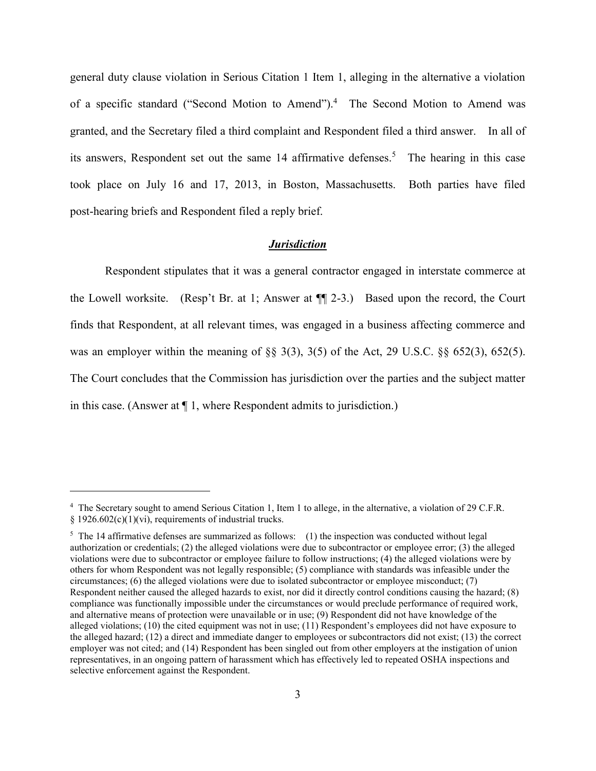general duty clause violation in Serious Citation 1 Item 1, alleging in the alternative a violation of a specific standard ("Second Motion to Amend").[4] The Second Motion to Amend was granted, and the Secretary filed a third complaint and Respondent filed a third answer. In all of its answers, Respondent set out the same 14 affirmative defenses.[5] The hearing in this case took place on July 16 and 17, 2013, in Boston, Massachusetts. Both parties have filed post-hearing briefs and Respondent filed a reply brief.

## ***Jurisdiction***

Respondent stipulates that it was a general contractor engaged in interstate commerce at the Lowell worksite. (Resp't Br. at 1; Answer at ¶¶ 2-3.) Based upon the record, the Court finds that Respondent, at all relevant times, was engaged in a business affecting commerce and was an employer within the meaning of §§ 3(3), 3(5) of the Act, 29 U.S.C. §§ 652(3), 652(5). The Court concludes that the Commission has jurisdiction over the parties and the subject matter in this case. (Answer at ¶ 1, where Respondent admits to jurisdiction.)

---

[4] The Secretary sought to amend Serious Citation 1, Item 1 to allege, in the alternative, a violation of 29 C.F.R. § 1926.602(c)(1)(vi), requirements of industrial trucks.

[5] The 14 affirmative defenses are summarized as follows: (1) the inspection was conducted without legal authorization or credentials; (2) the alleged violations were due to subcontractor or employee error; (3) the alleged violations were due to subcontractor or employee failure to follow instructions; (4) the alleged violations were by others for whom Respondent was not legally responsible; (5) compliance with standards was infeasible under the circumstances; (6) the alleged violations were due to isolated subcontractor or employee misconduct; (7) Respondent neither caused the alleged hazards to exist, nor did it directly control conditions causing the hazard; (8) compliance was functionally impossible under the circumstances or would preclude performance of required work, and alternative means of protection were unavailable or in use; (9) Respondent did not have knowledge of the alleged violations; (10) the cited equipment was not in use; (11) Respondent's employees did not have exposure to the alleged hazard; (12) a direct and immediate danger to employees or subcontractors did not exist; (13) the correct employer was not cited; and (14) Respondent has been singled out from other employers at the instigation of union representatives, in an ongoing pattern of harassment which has effectively led to repeated OSHA inspections and selective enforcement against the Respondent.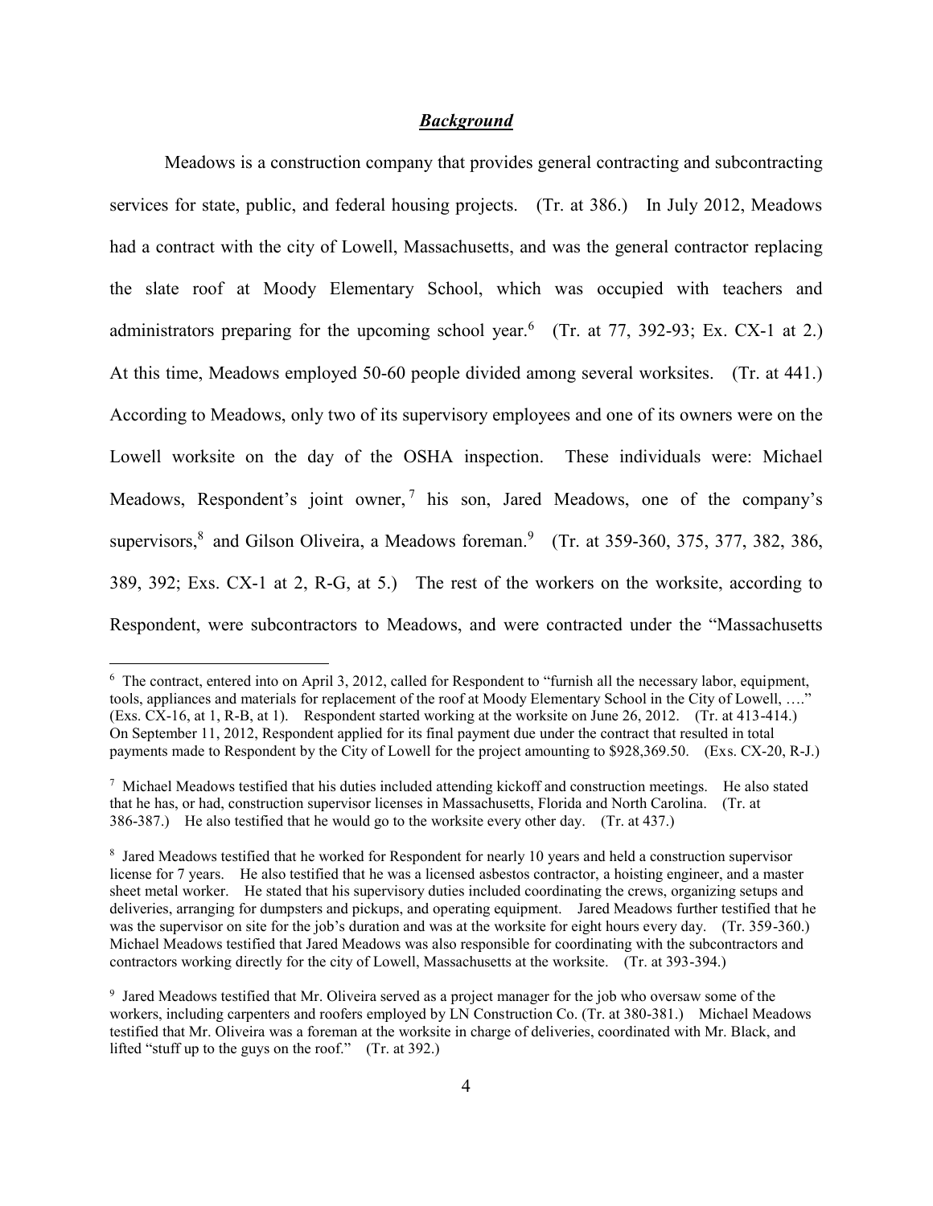## ***Background***

Meadows is a construction company that provides general contracting and subcontracting services for state, public, and federal housing projects. (Tr. at 386.) In July 2012, Meadows had a contract with the city of Lowell, Massachusetts, and was the general contractor replacing the slate roof at Moody Elementary School, which was occupied with teachers and administrators preparing for the upcoming school year.[6] (Tr. at 77, 392-93; Ex. CX-1 at 2.) At this time, Meadows employed 50-60 people divided among several worksites. (Tr. at 441.) According to Meadows, only two of its supervisory employees and one of its owners were on the Lowell worksite on the day of the OSHA inspection. These individuals were: Michael Meadows, Respondent's joint owner,[7] his son, Jared Meadows, one of the company's supervisors,[8] and Gilson Oliveira, a Meadows foreman.[9] (Tr. at 359-360, 375, 377, 382, 386, 389, 392; Exs. CX-1 at 2, R-G, at 5.) The rest of the workers on the worksite, according to Respondent, were subcontractors to Meadows, and were contracted under the "Massachusetts

[6] The contract, entered into on April 3, 2012, called for Respondent to "furnish all the necessary labor, equipment, tools, appliances and materials for replacement of the roof at Moody Elementary School in the City of Lowell, …." (Exs. CX-16, at 1, R-B, at 1). Respondent started working at the worksite on June 26, 2012. (Tr. at 413-414.) On September 11, 2012, Respondent applied for its final payment due under the contract that resulted in total payments made to Respondent by the City of Lowell for the project amounting to $928,369.50. (Exs. CX-20, R-J.)

[7] Michael Meadows testified that his duties included attending kickoff and construction meetings. He also stated that he has, or had, construction supervisor licenses in Massachusetts, Florida and North Carolina. (Tr. at 386-387.) He also testified that he would go to the worksite every other day. (Tr. at 437.)

[8] Jared Meadows testified that he worked for Respondent for nearly 10 years and held a construction supervisor license for 7 years. He also testified that he was a licensed asbestos contractor, a hoisting engineer, and a master sheet metal worker. He stated that his supervisory duties included coordinating the crews, organizing setups and deliveries, arranging for dumpsters and pickups, and operating equipment. Jared Meadows further testified that he was the supervisor on site for the job's duration and was at the worksite for eight hours every day. (Tr. 359-360.) Michael Meadows testified that Jared Meadows was also responsible for coordinating with the subcontractors and contractors working directly for the city of Lowell, Massachusetts at the worksite. (Tr. at 393-394.)

[9] Jared Meadows testified that Mr. Oliveira served as a project manager for the job who oversaw some of the workers, including carpenters and roofers employed by LN Construction Co. (Tr. at 380-381.) Michael Meadows testified that Mr. Oliveira was a foreman at the worksite in charge of deliveries, coordinated with Mr. Black, and lifted "stuff up to the guys on the roof." (Tr. at 392.)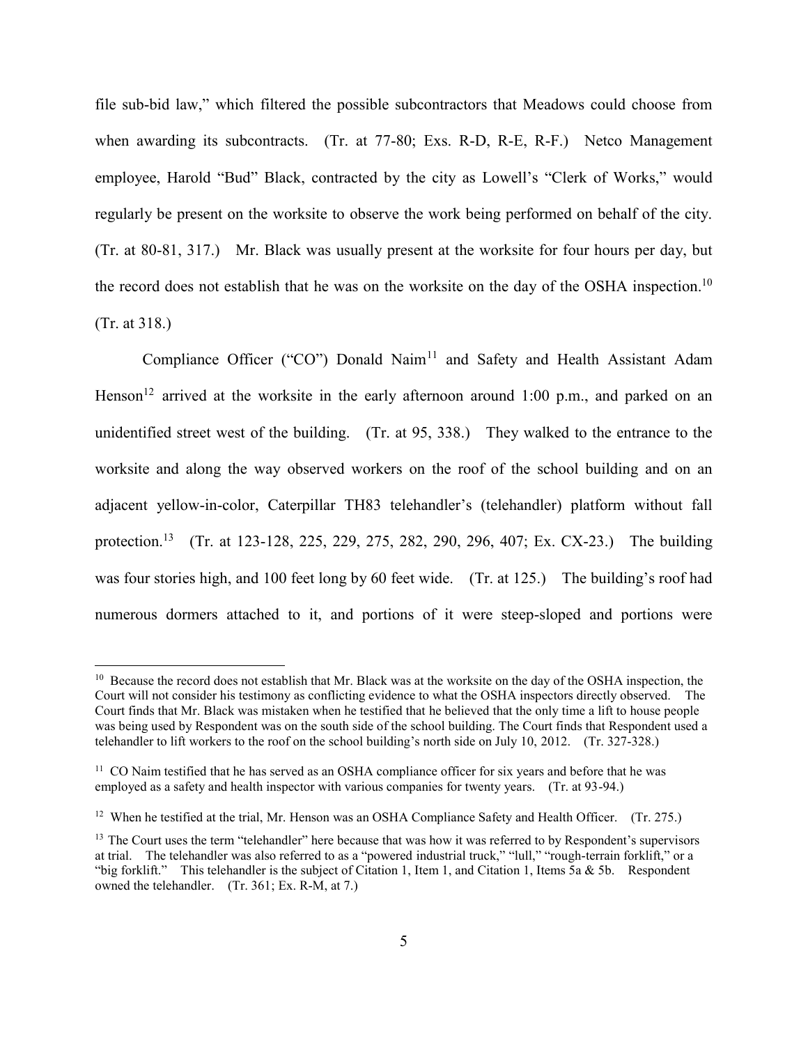file sub-bid law," which filtered the possible subcontractors that Meadows could choose from when awarding its subcontracts. (Tr. at 77-80; Exs. R-D, R-E, R-F.) Netco Management employee, Harold "Bud" Black, contracted by the city as Lowell's "Clerk of Works," would regularly be present on the worksite to observe the work being performed on behalf of the city. (Tr. at 80-81, 317.) Mr. Black was usually present at the worksite for four hours per day, but the record does not establish that he was on the worksite on the day of the OSHA inspection.[10] (Tr. at 318.)

Compliance Officer ("CO") Donald Naim[11] and Safety and Health Assistant Adam Henson[12] arrived at the worksite in the early afternoon around 1:00 p.m., and parked on an unidentified street west of the building. (Tr. at 95, 338.) They walked to the entrance to the worksite and along the way observed workers on the roof of the school building and on an adjacent yellow-in-color, Caterpillar TH83 telehandler's (telehandler) platform without fall protection.[13] (Tr. at 123-128, 225, 229, 275, 282, 290, 296, 407; Ex. CX-23.) The building was four stories high, and 100 feet long by 60 feet wide. (Tr. at 125.) The building's roof had numerous dormers attached to it, and portions of it were steep-sloped and portions were

---

[10] Because the record does not establish that Mr. Black was at the worksite on the day of the OSHA inspection, the Court will not consider his testimony as conflicting evidence to what the OSHA inspectors directly observed. The Court finds that Mr. Black was mistaken when he testified that he believed that the only time a lift to house people was being used by Respondent was on the south side of the school building. The Court finds that Respondent used a telehandler to lift workers to the roof on the school building's north side on July 10, 2012. (Tr. 327-328.)

[11] CO Naim testified that he has served as an OSHA compliance officer for six years and before that he was employed as a safety and health inspector with various companies for twenty years. (Tr. at 93-94.)

[12] When he testified at the trial, Mr. Henson was an OSHA Compliance Safety and Health Officer. (Tr. 275.)

[13] The Court uses the term "telehandler" here because that was how it was referred to by Respondent's supervisors at trial. The telehandler was also referred to as a "powered industrial truck," "lull," "rough-terrain forklift," or a "big forklift." This telehandler is the subject of Citation 1, Item 1, and Citation 1, Items 5a & 5b. Respondent owned the telehandler. (Tr. 361; Ex. R-M, at 7.)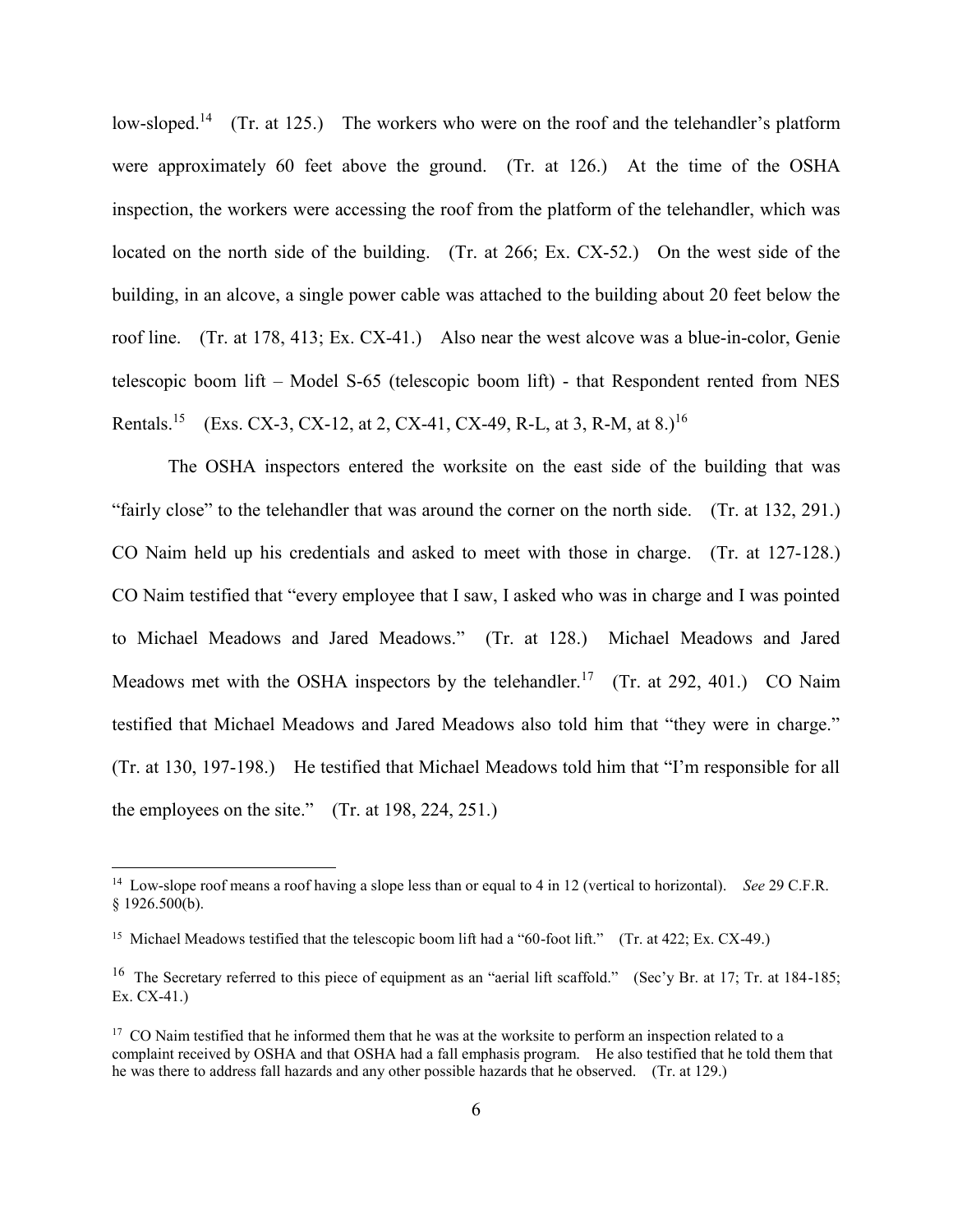low-sloped.[14] (Tr. at 125.) The workers who were on the roof and the telehandler's platform were approximately 60 feet above the ground. (Tr. at 126.) At the time of the OSHA inspection, the workers were accessing the roof from the platform of the telehandler, which was located on the north side of the building. (Tr. at 266; Ex. CX-52.) On the west side of the building, in an alcove, a single power cable was attached to the building about 20 feet below the roof line. (Tr. at 178, 413; Ex. CX-41.) Also near the west alcove was a blue-in-color, Genie telescopic boom lift – Model S-65 (telescopic boom lift) - that Respondent rented from NES Rentals.[15] (Exs. CX-3, CX-12, at 2, CX-41, CX-49, R-L, at 3, R-M, at 8.)[16]

The OSHA inspectors entered the worksite on the east side of the building that was "fairly close" to the telehandler that was around the corner on the north side. (Tr. at 132, 291.) CO Naim held up his credentials and asked to meet with those in charge. (Tr. at 127-128.) CO Naim testified that "every employee that I saw, I asked who was in charge and I was pointed to Michael Meadows and Jared Meadows." (Tr. at 128.) Michael Meadows and Jared Meadows met with the OSHA inspectors by the telehandler.[17] (Tr. at 292, 401.) CO Naim testified that Michael Meadows and Jared Meadows also told him that "they were in charge." (Tr. at 130, 197-198.) He testified that Michael Meadows told him that "I'm responsible for all the employees on the site." (Tr. at 198, 224, 251.)

---

[14] Low-slope roof means a roof having a slope less than or equal to 4 in 12 (vertical to horizontal). *See* 29 C.F.R. § 1926.500(b).

[15] Michael Meadows testified that the telescopic boom lift had a "60-foot lift." (Tr. at 422; Ex. CX-49.)

[16] The Secretary referred to this piece of equipment as an "aerial lift scaffold." (Sec'y Br. at 17; Tr. at 184-185; Ex. CX-41.)

[17] CO Naim testified that he informed them that he was at the worksite to perform an inspection related to a complaint received by OSHA and that OSHA had a fall emphasis program. He also testified that he told them that he was there to address fall hazards and any other possible hazards that he observed. (Tr. at 129.)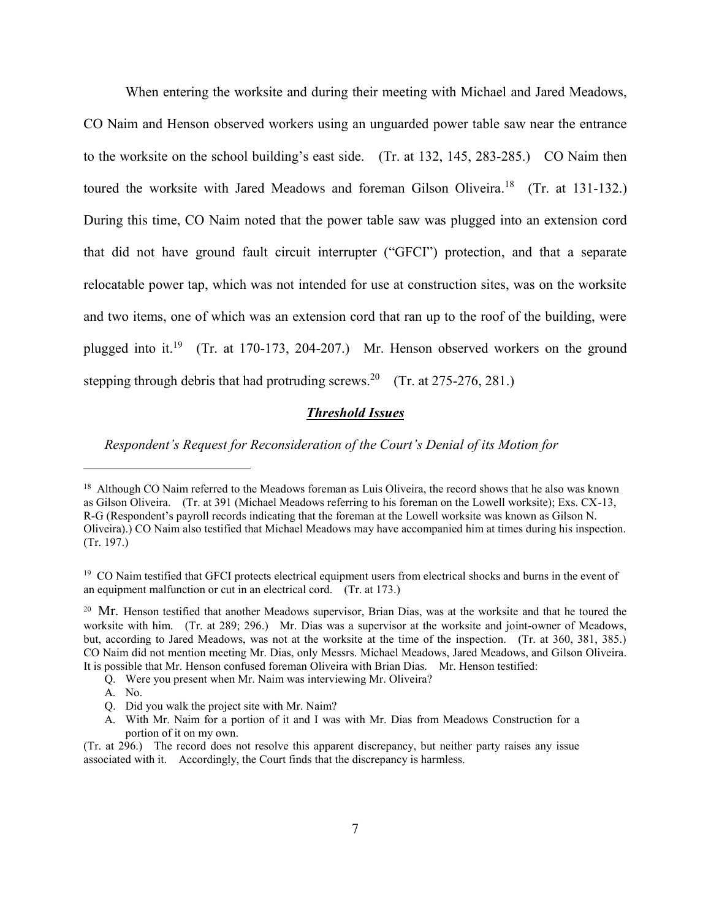When entering the worksite and during their meeting with Michael and Jared Meadows, CO Naim and Henson observed workers using an unguarded power table saw near the entrance to the worksite on the school building's east side. (Tr. at 132, 145, 283-285.) CO Naim then toured the worksite with Jared Meadows and foreman Gilson Oliveira.[18] (Tr. at 131-132.) During this time, CO Naim noted that the power table saw was plugged into an extension cord that did not have ground fault circuit interrupter ("GFCI") protection, and that a separate relocatable power tap, which was not intended for use at construction sites, was on the worksite and two items, one of which was an extension cord that ran up to the roof of the building, were plugged into it.[19] (Tr. at 170-173, 204-207.) Mr. Henson observed workers on the ground stepping through debris that had protruding screws.[20] (Tr. at 275-276, 281.)

## ***Threshold Issues***

*Respondent's Request for Reconsideration of the Court's Denial of its Motion for*

---

[18] Although CO Naim referred to the Meadows foreman as Luis Oliveira, the record shows that he also was known as Gilson Oliveira. (Tr. at 391 (Michael Meadows referring to his foreman on the Lowell worksite); Exs. CX-13, R-G (Respondent's payroll records indicating that the foreman at the Lowell worksite was known as Gilson N. Oliveira).) CO Naim also testified that Michael Meadows may have accompanied him at times during his inspection. (Tr. 197.)

[19] CO Naim testified that GFCI protects electrical equipment users from electrical shocks and burns in the event of an equipment malfunction or cut in an electrical cord. (Tr. at 173.)

[20] Mr. Henson testified that another Meadows supervisor, Brian Dias, was at the worksite and that he toured the worksite with him. (Tr. at 289; 296.) Mr. Dias was a supervisor at the worksite and joint-owner of Meadows, but, according to Jared Meadows, was not at the worksite at the time of the inspection. (Tr. at 360, 381, 385.) CO Naim did not mention meeting Mr. Dias, only Messrs. Michael Meadows, Jared Meadows, and Gilson Oliveira. It is possible that Mr. Henson confused foreman Oliveira with Brian Dias. Mr. Henson testified:

> Q. Were you present when Mr. Naim was interviewing Mr. Oliveira?
>
> A. No.
>
> Q. Did you walk the project site with Mr. Naim?
>
> A. With Mr. Naim for a portion of it and I was with Mr. Dias from Meadows Construction for a portion of it on my own.

(Tr. at 296.) The record does not resolve this apparent discrepancy, but neither party raises any issue associated with it. Accordingly, the Court finds that the discrepancy is harmless.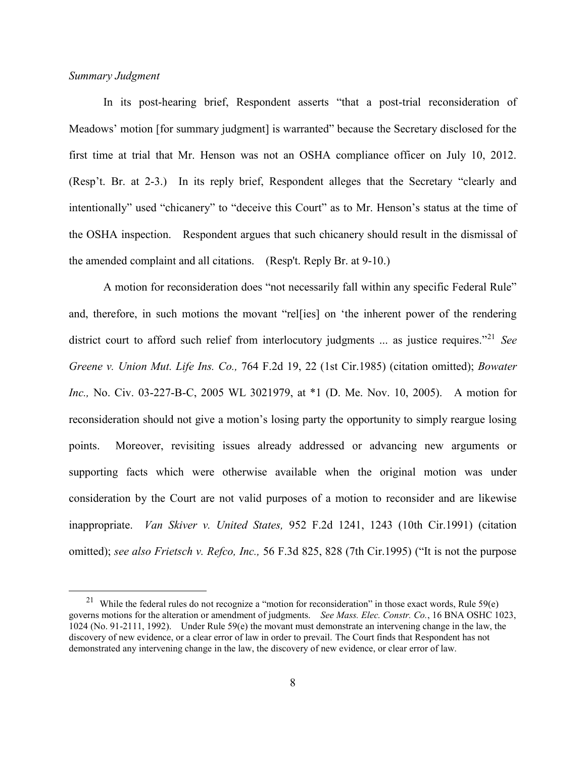*Summary Judgment*

In its post-hearing brief, Respondent asserts "that a post-trial reconsideration of Meadows' motion [for summary judgment] is warranted" because the Secretary disclosed for the first time at trial that Mr. Henson was not an OSHA compliance officer on July 10, 2012. (Resp't. Br. at 2-3.) In its reply brief, Respondent alleges that the Secretary "clearly and intentionally" used "chicanery" to "deceive this Court" as to Mr. Henson's status at the time of the OSHA inspection. Respondent argues that such chicanery should result in the dismissal of the amended complaint and all citations. (Resp't. Reply Br. at 9-10.)

A motion for reconsideration does "not necessarily fall within any specific Federal Rule" and, therefore, in such motions the movant "rel[ies] on 'the inherent power of the rendering district court to afford such relief from interlocutory judgments ... as justice requires."[21] *See Greene v. Union Mut. Life Ins. Co.,* 764 F.2d 19, 22 (1st Cir.1985) (citation omitted); *Bowater Inc.,* No. Civ. 03-227-B-C, 2005 WL 3021979, at *1 (D. Me. Nov. 10, 2005). A motion for reconsideration should not give a motion's losing party the opportunity to simply reargue losing points. Moreover, revisiting issues already addressed or advancing new arguments or supporting facts which were otherwise available when the original motion was under consideration by the Court are not valid purposes of a motion to reconsider and are likewise inappropriate. *Van Skiver v. United States,* 952 F.2d 1241, 1243 (10th Cir.1991) (citation omitted); *see also Frietsch v. Refco, Inc.,* 56 F.3d 825, 828 (7th Cir.1995) ("It is not the purpose

---

[21] While the federal rules do not recognize a "motion for reconsideration" in those exact words, Rule 59(e) governs motions for the alteration or amendment of judgments. *See Mass. Elec. Constr. Co.*, 16 BNA OSHC 1023, 1024 (No. 91-2111, 1992). Under Rule 59(e) the movant must demonstrate an intervening change in the law, the discovery of new evidence, or a clear error of law in order to prevail. The Court finds that Respondent has not demonstrated any intervening change in the law, the discovery of new evidence, or clear error of law.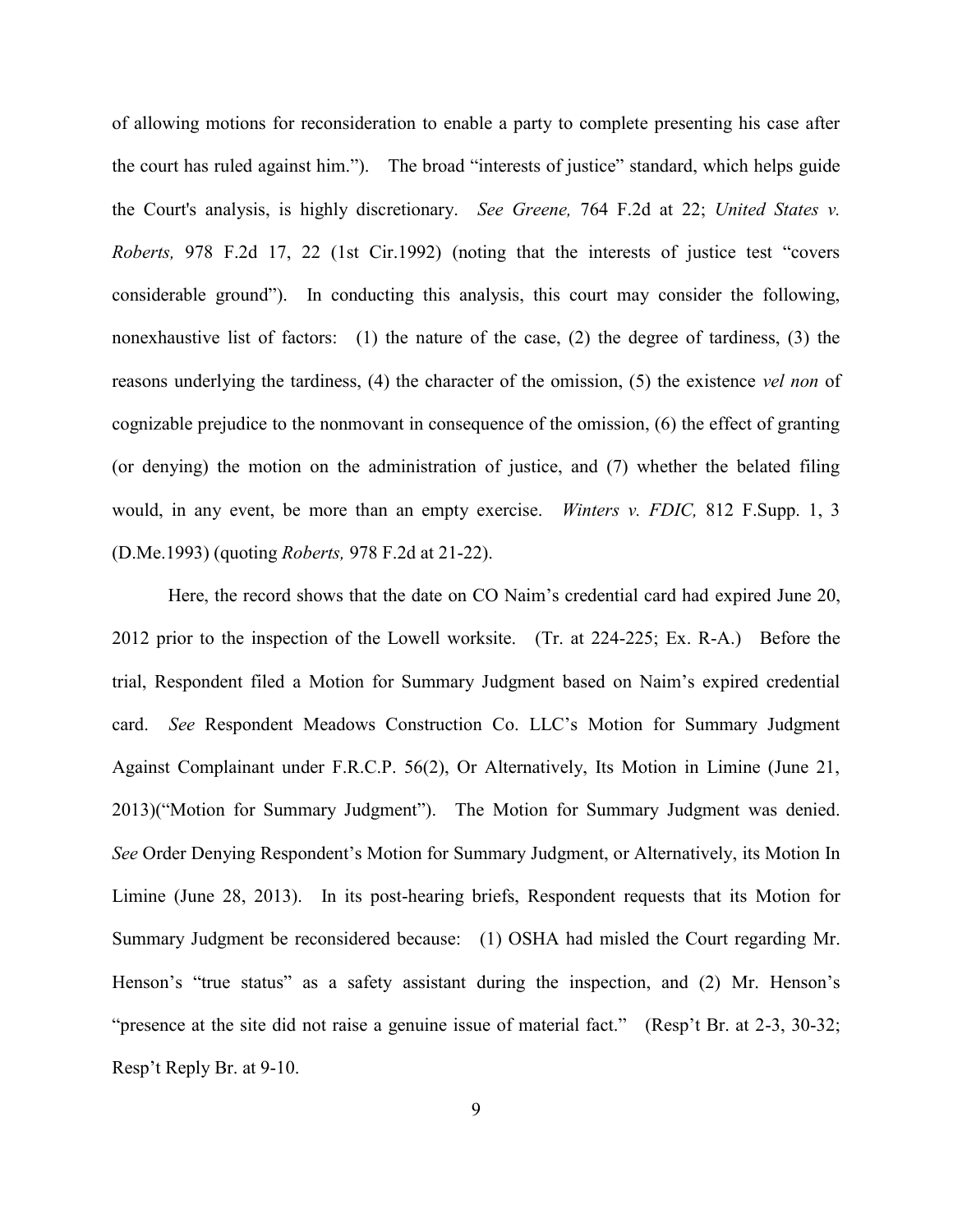of allowing motions for reconsideration to enable a party to complete presenting his case after the court has ruled against him."). The broad "interests of justice" standard, which helps guide the Court's analysis, is highly discretionary. *See Greene,* 764 F.2d at 22; *United States v. Roberts,* 978 F.2d 17, 22 (1st Cir.1992) (noting that the interests of justice test "covers considerable ground"). In conducting this analysis, this court may consider the following, nonexhaustive list of factors: (1) the nature of the case, (2) the degree of tardiness, (3) the reasons underlying the tardiness, (4) the character of the omission, (5) the existence *vel non* of cognizable prejudice to the nonmovant in consequence of the omission, (6) the effect of granting (or denying) the motion on the administration of justice, and (7) whether the belated filing would, in any event, be more than an empty exercise. *Winters v. FDIC,* 812 F.Supp. 1, 3 (D.Me.1993) (quoting *Roberts,* 978 F.2d at 21-22).

Here, the record shows that the date on CO Naim's credential card had expired June 20, 2012 prior to the inspection of the Lowell worksite. (Tr. at 224-225; Ex. R-A.) Before the trial, Respondent filed a Motion for Summary Judgment based on Naim's expired credential card. *See* Respondent Meadows Construction Co. LLC's Motion for Summary Judgment Against Complainant under F.R.C.P. 56(2), Or Alternatively, Its Motion in Limine (June 21, 2013)("Motion for Summary Judgment"). The Motion for Summary Judgment was denied. *See* Order Denying Respondent's Motion for Summary Judgment, or Alternatively, its Motion In Limine (June 28, 2013). In its post-hearing briefs, Respondent requests that its Motion for Summary Judgment be reconsidered because: (1) OSHA had misled the Court regarding Mr. Henson's "true status" as a safety assistant during the inspection, and (2) Mr. Henson's "presence at the site did not raise a genuine issue of material fact." (Resp't Br. at 2-3, 30-32; Resp't Reply Br. at 9-10.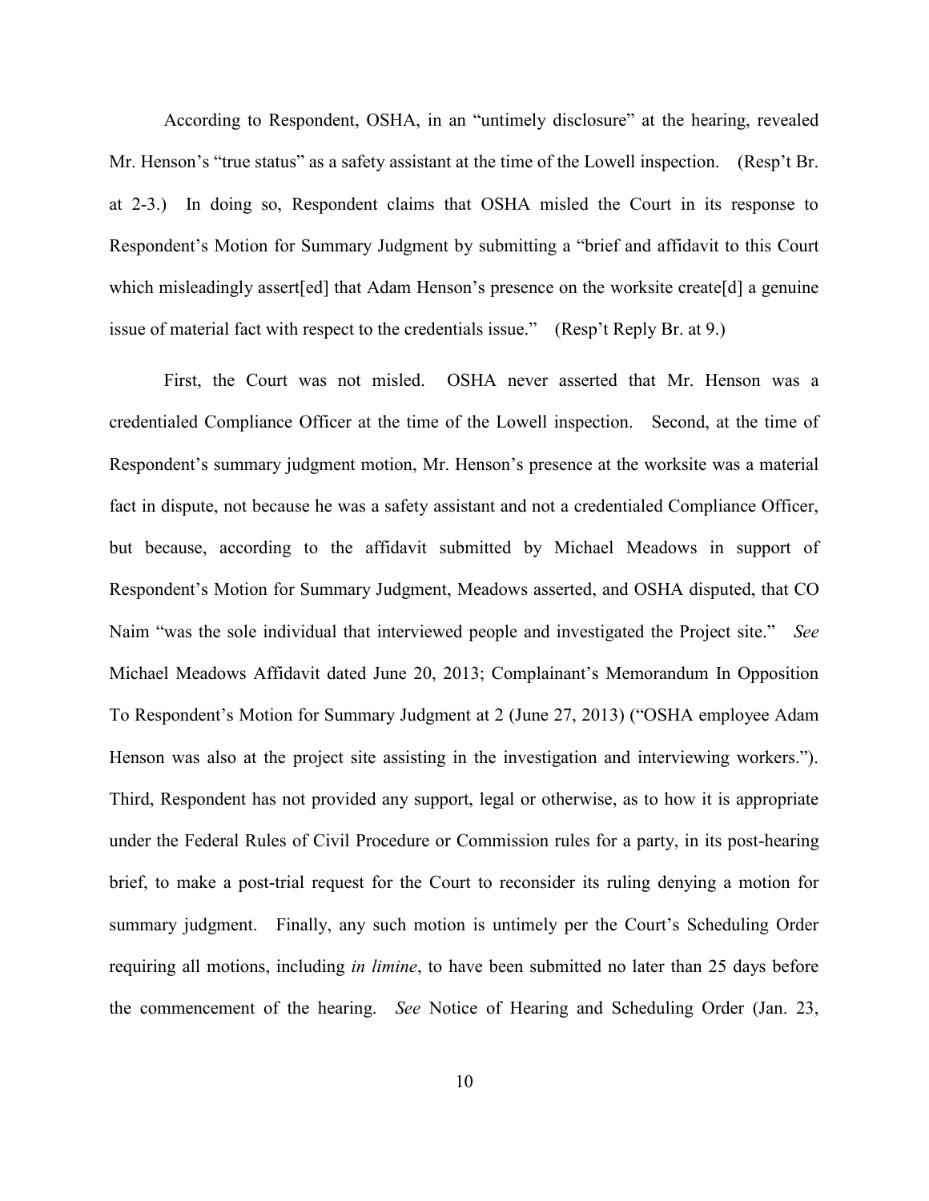According to Respondent, OSHA, in an "untimely disclosure" at the hearing, revealed Mr. Henson's "true status" as a safety assistant at the time of the Lowell inspection. (Resp't Br. at 2-3.) In doing so, Respondent claims that OSHA misled the Court in its response to Respondent's Motion for Summary Judgment by submitting a "brief and affidavit to this Court which misleadingly assert[ed] that Adam Henson's presence on the worksite create[d] a genuine issue of material fact with respect to the credentials issue." (Resp't Reply Br. at 9.)

First, the Court was not misled. OSHA never asserted that Mr. Henson was a credentialed Compliance Officer at the time of the Lowell inspection. Second, at the time of Respondent's summary judgment motion, Mr. Henson's presence at the worksite was a material fact in dispute, not because he was a safety assistant and not a credentialed Compliance Officer, but because, according to the affidavit submitted by Michael Meadows in support of Respondent's Motion for Summary Judgment, Meadows asserted, and OSHA disputed, that CO Naim "was the sole individual that interviewed people and investigated the Project site." *See* Michael Meadows Affidavit dated June 20, 2013; Complainant's Memorandum In Opposition To Respondent's Motion for Summary Judgment at 2 (June 27, 2013) ("OSHA employee Adam Henson was also at the project site assisting in the investigation and interviewing workers."). Third, Respondent has not provided any support, legal or otherwise, as to how it is appropriate under the Federal Rules of Civil Procedure or Commission rules for a party, in its post-hearing brief, to make a post-trial request for the Court to reconsider its ruling denying a motion for summary judgment. Finally, any such motion is untimely per the Court's Scheduling Order requiring all motions, including *in limine*, to have been submitted no later than 25 days before the commencement of the hearing. *See* Notice of Hearing and Scheduling Order (Jan. 23,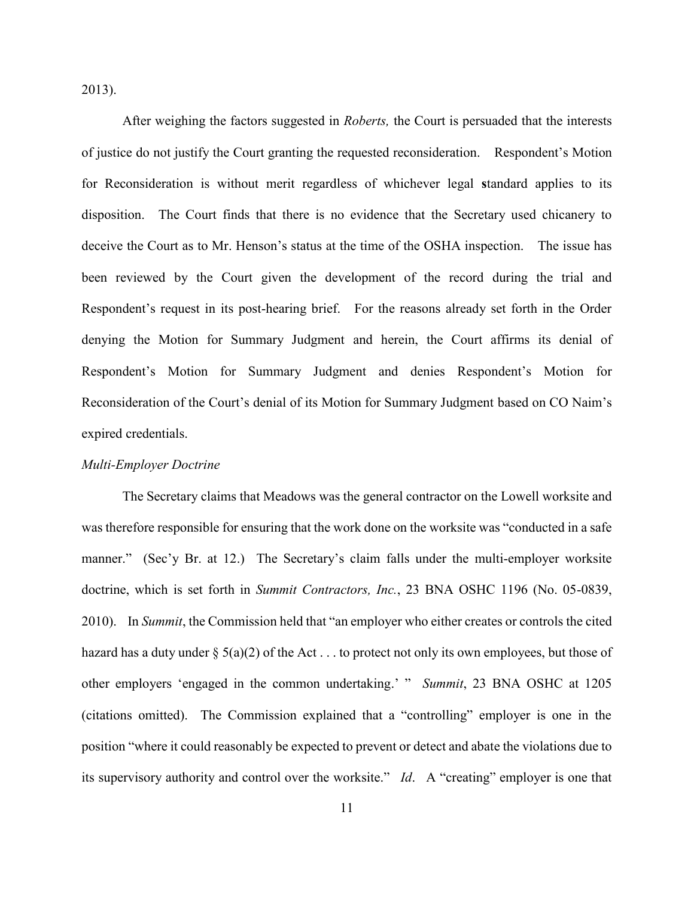2013).

After weighing the factors suggested in *Roberts,* the Court is persuaded that the interests of justice do not justify the Court granting the requested reconsideration. Respondent's Motion for Reconsideration is without merit regardless of whichever legal standard applies to its disposition. The Court finds that there is no evidence that the Secretary used chicanery to deceive the Court as to Mr. Henson's status at the time of the OSHA inspection. The issue has been reviewed by the Court given the development of the record during the trial and Respondent's request in its post-hearing brief. For the reasons already set forth in the Order denying the Motion for Summary Judgment and herein, the Court affirms its denial of Respondent's Motion for Summary Judgment and denies Respondent's Motion for Reconsideration of the Court's denial of its Motion for Summary Judgment based on CO Naim's expired credentials.

*Multi-Employer Doctrine*

The Secretary claims that Meadows was the general contractor on the Lowell worksite and was therefore responsible for ensuring that the work done on the worksite was "conducted in a safe manner." (Sec'y Br. at 12.) The Secretary's claim falls under the multi-employer worksite doctrine, which is set forth in *Summit Contractors, Inc.*, 23 BNA OSHC 1196 (No. 05-0839, 2010). In *Summit*, the Commission held that "an employer who either creates or controls the cited hazard has a duty under § 5(a)(2) of the Act . . . to protect not only its own employees, but those of other employers 'engaged in the common undertaking.' " *Summit*, 23 BNA OSHC at 1205 (citations omitted). The Commission explained that a "controlling" employer is one in the position "where it could reasonably be expected to prevent or detect and abate the violations due to its supervisory authority and control over the worksite." *Id*. A "creating" employer is one that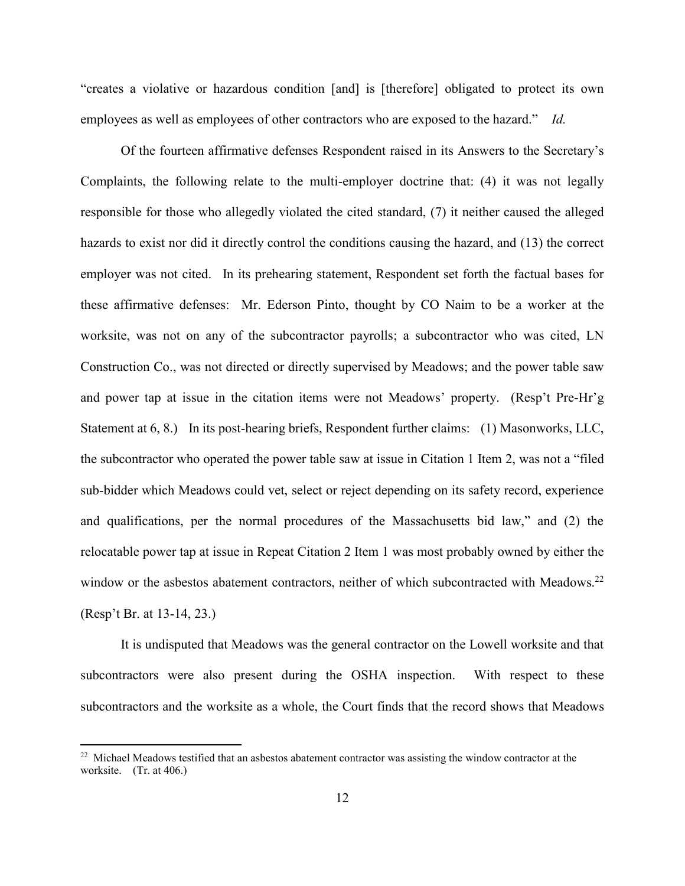"creates a violative or hazardous condition [and] is [therefore] obligated to protect its own employees as well as employees of other contractors who are exposed to the hazard." *Id.*

Of the fourteen affirmative defenses Respondent raised in its Answers to the Secretary's Complaints, the following relate to the multi-employer doctrine that: (4) it was not legally responsible for those who allegedly violated the cited standard, (7) it neither caused the alleged hazards to exist nor did it directly control the conditions causing the hazard, and (13) the correct employer was not cited. In its prehearing statement, Respondent set forth the factual bases for these affirmative defenses: Mr. Ederson Pinto, thought by CO Naim to be a worker at the worksite, was not on any of the subcontractor payrolls; a subcontractor who was cited, LN Construction Co., was not directed or directly supervised by Meadows; and the power table saw and power tap at issue in the citation items were not Meadows' property. (Resp't Pre-Hr'g Statement at 6, 8.) In its post-hearing briefs, Respondent further claims: (1) Masonworks, LLC, the subcontractor who operated the power table saw at issue in Citation 1 Item 2, was not a "filed sub-bidder which Meadows could vet, select or reject depending on its safety record, experience and qualifications, per the normal procedures of the Massachusetts bid law," and (2) the relocatable power tap at issue in Repeat Citation 2 Item 1 was most probably owned by either the window or the asbestos abatement contractors, neither of which subcontracted with Meadows.[22] (Resp't Br. at 13-14, 23.)

It is undisputed that Meadows was the general contractor on the Lowell worksite and that subcontractors were also present during the OSHA inspection. With respect to these subcontractors and the worksite as a whole, the Court finds that the record shows that Meadows

[22] Michael Meadows testified that an asbestos abatement contractor was assisting the window contractor at the worksite. (Tr. at 406.)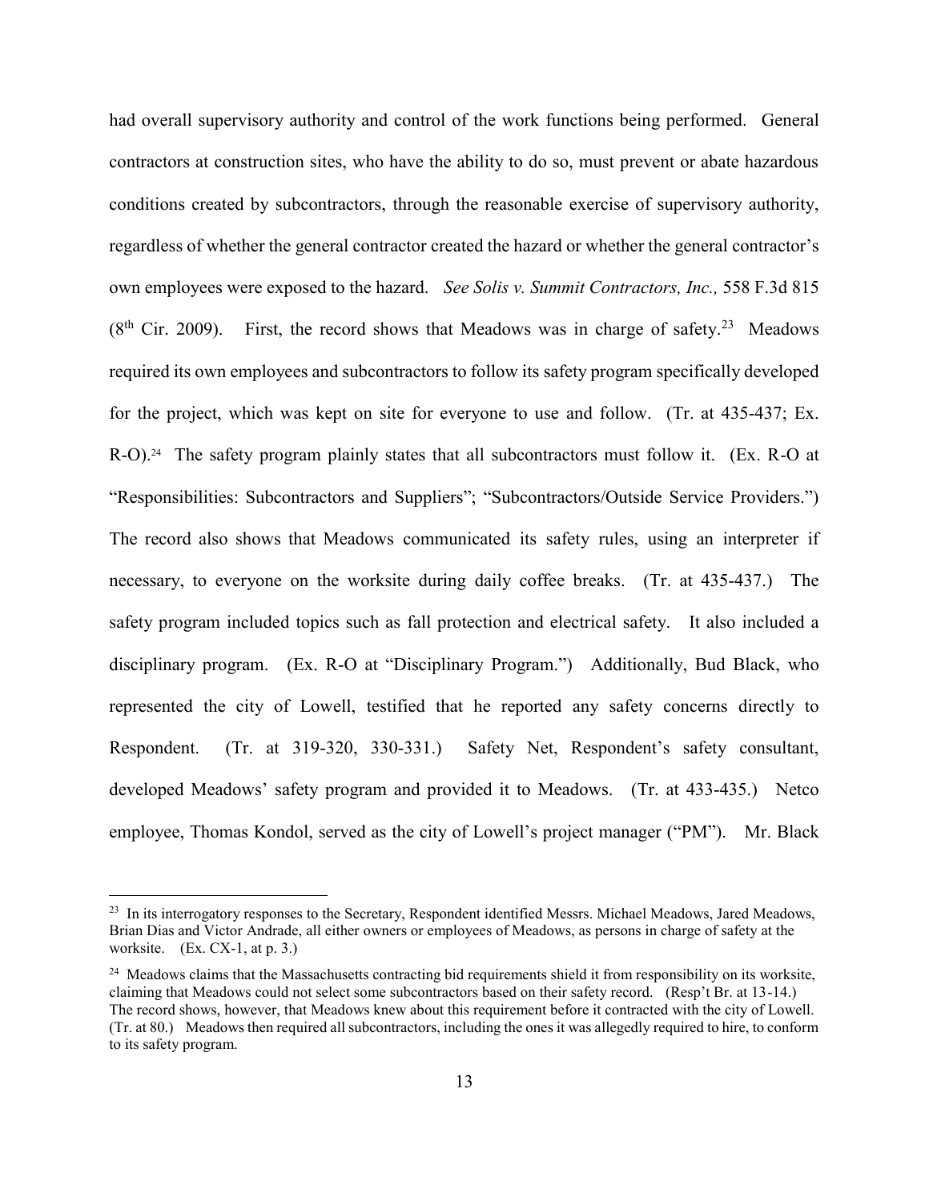had overall supervisory authority and control of the work functions being performed. General contractors at construction sites, who have the ability to do so, must prevent or abate hazardous conditions created by subcontractors, through the reasonable exercise of supervisory authority, regardless of whether the general contractor created the hazard or whether the general contractor's own employees were exposed to the hazard. *See Solis v. Summit Contractors, Inc.,* 558 F.3d 815 (8th Cir. 2009). First, the record shows that Meadows was in charge of safety.[23] Meadows required its own employees and subcontractors to follow its safety program specifically developed for the project, which was kept on site for everyone to use and follow. (Tr. at 435-437; Ex. R-O).[24] The safety program plainly states that all subcontractors must follow it. (Ex. R-O at "Responsibilities: Subcontractors and Suppliers"; "Subcontractors/Outside Service Providers.") The record also shows that Meadows communicated its safety rules, using an interpreter if necessary, to everyone on the worksite during daily coffee breaks. (Tr. at 435-437.) The safety program included topics such as fall protection and electrical safety. It also included a disciplinary program. (Ex. R-O at "Disciplinary Program.") Additionally, Bud Black, who represented the city of Lowell, testified that he reported any safety concerns directly to Respondent. (Tr. at 319-320, 330-331.) Safety Net, Respondent's safety consultant, developed Meadows' safety program and provided it to Meadows. (Tr. at 433-435.) Netco employee, Thomas Kondol, served as the city of Lowell's project manager ("PM"). Mr. Black

---

[23] In its interrogatory responses to the Secretary, Respondent identified Messrs. Michael Meadows, Jared Meadows, Brian Dias and Victor Andrade, all either owners or employees of Meadows, as persons in charge of safety at the worksite. (Ex. CX-1, at p. 3.)

[24] Meadows claims that the Massachusetts contracting bid requirements shield it from responsibility on its worksite, claiming that Meadows could not select some subcontractors based on their safety record. (Resp't Br. at 13-14.) The record shows, however, that Meadows knew about this requirement before it contracted with the city of Lowell. (Tr. at 80.) Meadows then required all subcontractors, including the ones it was allegedly required to hire, to conform to its safety program.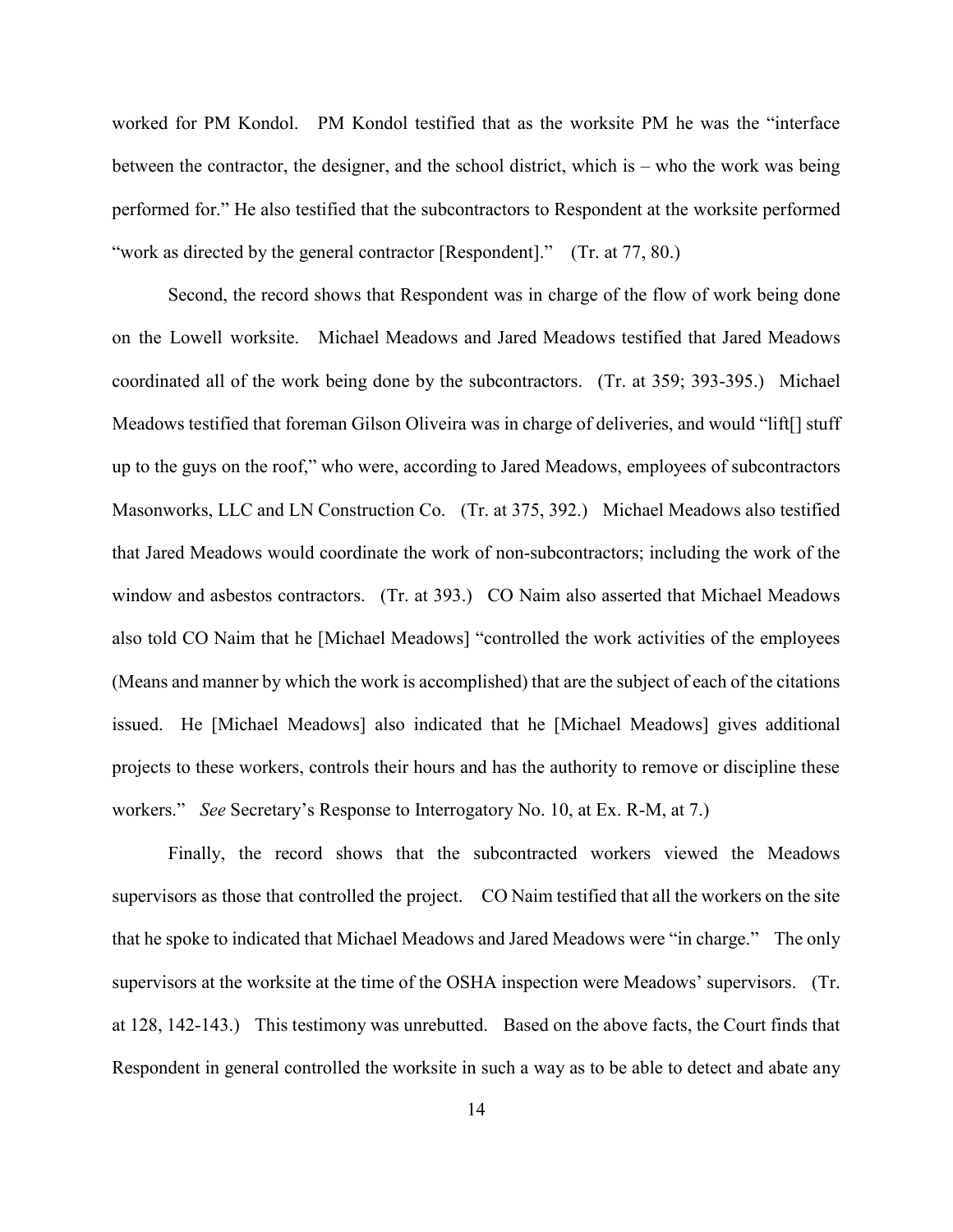worked for PM Kondol. PM Kondol testified that as the worksite PM he was the "interface between the contractor, the designer, and the school district, which is – who the work was being performed for." He also testified that the subcontractors to Respondent at the worksite performed "work as directed by the general contractor [Respondent]." (Tr. at 77, 80.)

Second, the record shows that Respondent was in charge of the flow of work being done on the Lowell worksite. Michael Meadows and Jared Meadows testified that Jared Meadows coordinated all of the work being done by the subcontractors. (Tr. at 359; 393-395.) Michael Meadows testified that foreman Gilson Oliveira was in charge of deliveries, and would "lift[] stuff up to the guys on the roof," who were, according to Jared Meadows, employees of subcontractors Masonworks, LLC and LN Construction Co. (Tr. at 375, 392.) Michael Meadows also testified that Jared Meadows would coordinate the work of non-subcontractors; including the work of the window and asbestos contractors. (Tr. at 393.) CO Naim also asserted that Michael Meadows also told CO Naim that he [Michael Meadows] "controlled the work activities of the employees (Means and manner by which the work is accomplished) that are the subject of each of the citations issued. He [Michael Meadows] also indicated that he [Michael Meadows] gives additional projects to these workers, controls their hours and has the authority to remove or discipline these workers." *See* Secretary's Response to Interrogatory No. 10, at Ex. R-M, at 7.)

Finally, the record shows that the subcontracted workers viewed the Meadows supervisors as those that controlled the project. CO Naim testified that all the workers on the site that he spoke to indicated that Michael Meadows and Jared Meadows were "in charge." The only supervisors at the worksite at the time of the OSHA inspection were Meadows' supervisors. (Tr. at 128, 142-143.) This testimony was unrebutted. Based on the above facts, the Court finds that Respondent in general controlled the worksite in such a way as to be able to detect and abate any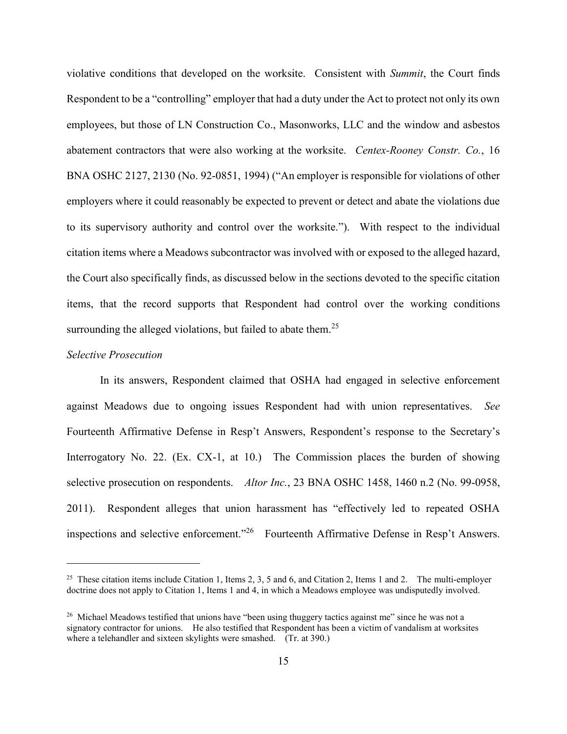violative conditions that developed on the worksite. Consistent with *Summit*, the Court finds Respondent to be a "controlling" employer that had a duty under the Act to protect not only its own employees, but those of LN Construction Co., Masonworks, LLC and the window and asbestos abatement contractors that were also working at the worksite. *Centex-Rooney Constr. Co.*, 16 BNA OSHC 2127, 2130 (No. 92-0851, 1994) ("An employer is responsible for violations of other employers where it could reasonably be expected to prevent or detect and abate the violations due to its supervisory authority and control over the worksite."). With respect to the individual citation items where a Meadows subcontractor was involved with or exposed to the alleged hazard, the Court also specifically finds, as discussed below in the sections devoted to the specific citation items, that the record supports that Respondent had control over the working conditions surrounding the alleged violations, but failed to abate them.[25]

*Selective Prosecution*

In its answers, Respondent claimed that OSHA had engaged in selective enforcement against Meadows due to ongoing issues Respondent had with union representatives. *See* Fourteenth Affirmative Defense in Resp't Answers, Respondent's response to the Secretary's Interrogatory No. 22. (Ex. CX-1, at 10.) The Commission places the burden of showing selective prosecution on respondents. *Altor Inc.*, 23 BNA OSHC 1458, 1460 n.2 (No. 99-0958, 2011). Respondent alleges that union harassment has "effectively led to repeated OSHA inspections and selective enforcement."[26] Fourteenth Affirmative Defense in Resp't Answers.

---

[25] These citation items include Citation 1, Items 2, 3, 5 and 6, and Citation 2, Items 1 and 2. The multi-employer doctrine does not apply to Citation 1, Items 1 and 4, in which a Meadows employee was undisputedly involved.

[26] Michael Meadows testified that unions have "been using thuggery tactics against me" since he was not a signatory contractor for unions. He also testified that Respondent has been a victim of vandalism at worksites where a telehandler and sixteen skylights were smashed. (Tr. at 390.)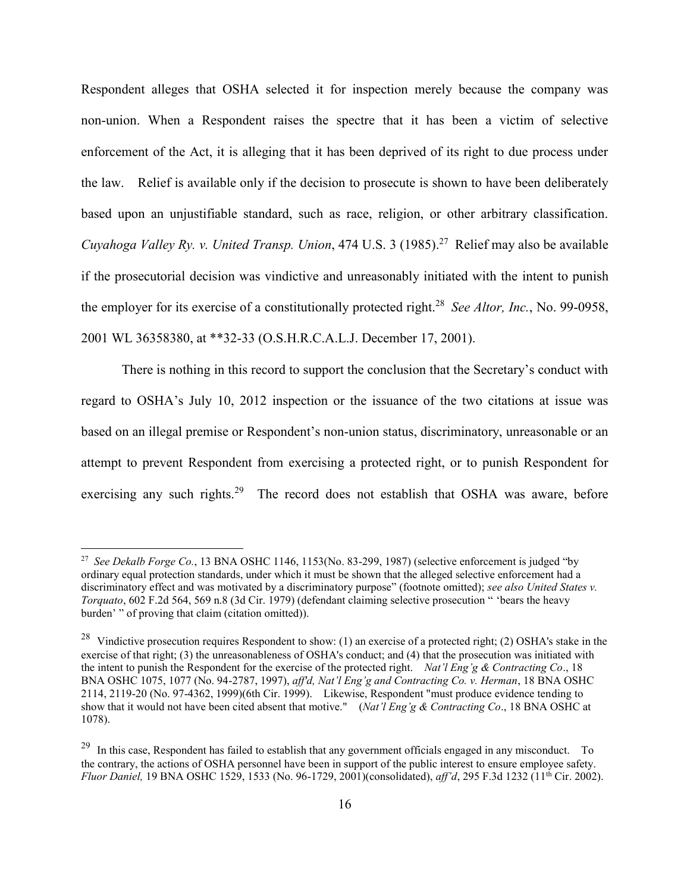Respondent alleges that OSHA selected it for inspection merely because the company was non-union. When a Respondent raises the spectre that it has been a victim of selective enforcement of the Act, it is alleging that it has been deprived of its right to due process under the law. Relief is available only if the decision to prosecute is shown to have been deliberately based upon an unjustifiable standard, such as race, religion, or other arbitrary classification. *Cuyahoga Valley Ry. v. United Transp. Union*, 474 U.S. 3 (1985).[27] Relief may also be available if the prosecutorial decision was vindictive and unreasonably initiated with the intent to punish the employer for its exercise of a constitutionally protected right.[28] *See Altor, Inc.*, No. 99-0958, 2001 WL 36358380, at **32-33 (O.S.H.R.C.A.L.J. December 17, 2001).

There is nothing in this record to support the conclusion that the Secretary's conduct with regard to OSHA's July 10, 2012 inspection or the issuance of the two citations at issue was based on an illegal premise or Respondent's non-union status, discriminatory, unreasonable or an attempt to prevent Respondent from exercising a protected right, or to punish Respondent for exercising any such rights.[29] The record does not establish that OSHA was aware, before

---

[27] *See Dekalb Forge Co.*, 13 BNA OSHC 1146, 1153(No. 83-299, 1987) (selective enforcement is judged "by ordinary equal protection standards, under which it must be shown that the alleged selective enforcement had a discriminatory effect and was motivated by a discriminatory purpose" (footnote omitted); *see also United States v. Torquato*, 602 F.2d 564, 569 n.8 (3d Cir. 1979) (defendant claiming selective prosecution " 'bears the heavy burden' " of proving that claim (citation omitted)).

[28] Vindictive prosecution requires Respondent to show: (1) an exercise of a protected right; (2) OSHA's stake in the exercise of that right; (3) the unreasonableness of OSHA's conduct; and (4) that the prosecution was initiated with the intent to punish the Respondent for the exercise of the protected right. *Nat'l Eng'g & Contracting Co*., 18 BNA OSHC 1075, 1077 (No. 94-2787, 1997), *aff'd, Nat'l Eng'g and Contracting Co. v. Herman*, 18 BNA OSHC 2114, 2119-20 (No. 97-4362, 1999)(6th Cir. 1999). Likewise, Respondent "must produce evidence tending to show that it would not have been cited absent that motive." (*Nat'l Eng'g & Contracting Co*., 18 BNA OSHC at 1078).

[29] In this case, Respondent has failed to establish that any government officials engaged in any misconduct. To the contrary, the actions of OSHA personnel have been in support of the public interest to ensure employee safety. *Fluor Daniel,* 19 BNA OSHC 1529, 1533 (No. 96-1729, 2001)(consolidated), *aff'd*, 295 F.3d 1232 (11th Cir. 2002).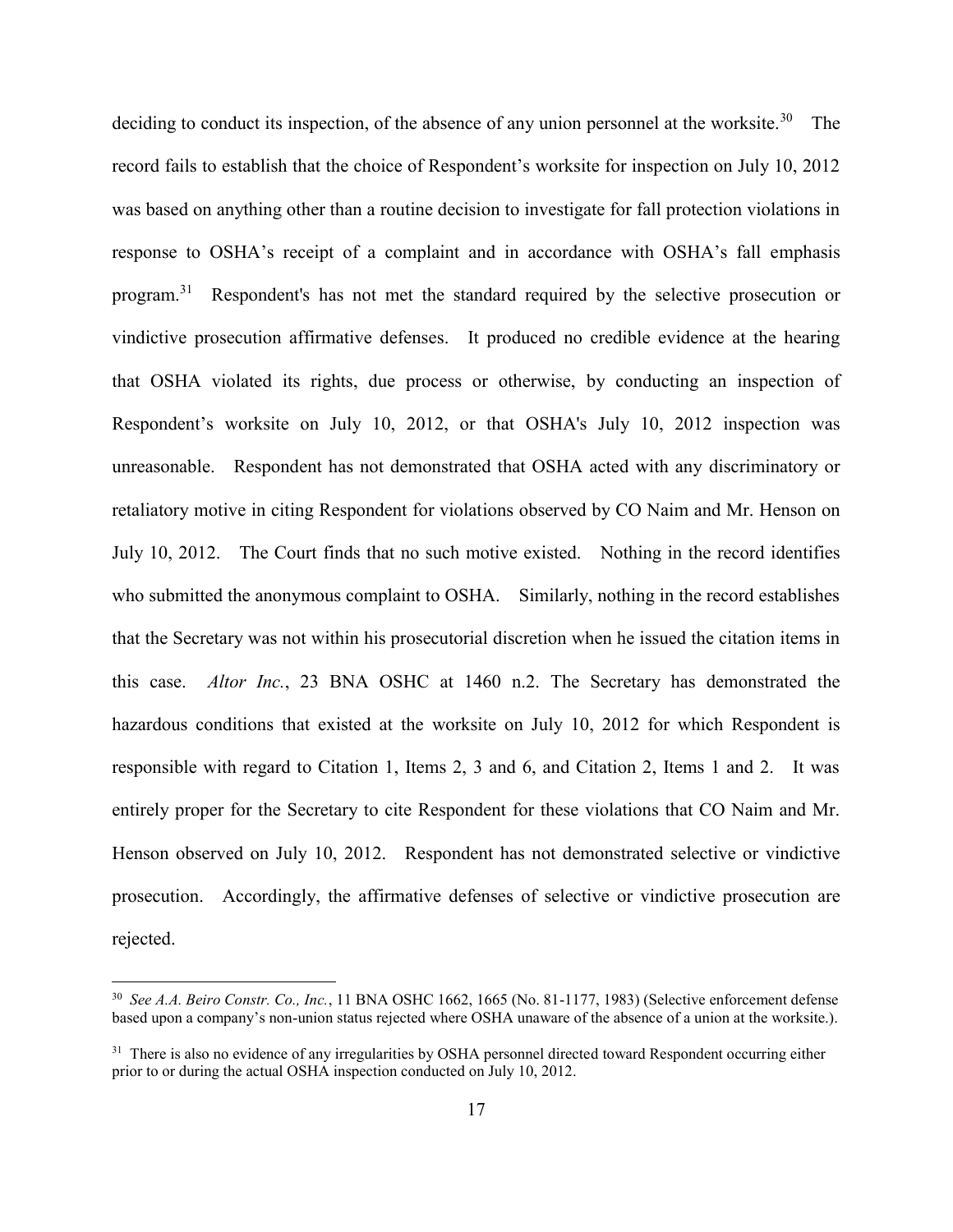deciding to conduct its inspection, of the absence of any union personnel at the worksite.[30] The record fails to establish that the choice of Respondent's worksite for inspection on July 10, 2012 was based on anything other than a routine decision to investigate for fall protection violations in response to OSHA's receipt of a complaint and in accordance with OSHA's fall emphasis program.[31] Respondent's has not met the standard required by the selective prosecution or vindictive prosecution affirmative defenses. It produced no credible evidence at the hearing that OSHA violated its rights, due process or otherwise, by conducting an inspection of Respondent's worksite on July 10, 2012, or that OSHA's July 10, 2012 inspection was unreasonable. Respondent has not demonstrated that OSHA acted with any discriminatory or retaliatory motive in citing Respondent for violations observed by CO Naim and Mr. Henson on July 10, 2012. The Court finds that no such motive existed. Nothing in the record identifies who submitted the anonymous complaint to OSHA. Similarly, nothing in the record establishes that the Secretary was not within his prosecutorial discretion when he issued the citation items in this case. *Altor Inc.*, 23 BNA OSHC at 1460 n.2. The Secretary has demonstrated the hazardous conditions that existed at the worksite on July 10, 2012 for which Respondent is responsible with regard to Citation 1, Items 2, 3 and 6, and Citation 2, Items 1 and 2. It was entirely proper for the Secretary to cite Respondent for these violations that CO Naim and Mr. Henson observed on July 10, 2012. Respondent has not demonstrated selective or vindictive prosecution. Accordingly, the affirmative defenses of selective or vindictive prosecution are rejected.

---

[30] *See A.A. Beiro Constr. Co., Inc.*, 11 BNA OSHC 1662, 1665 (No. 81-1177, 1983) (Selective enforcement defense based upon a company's non-union status rejected where OSHA unaware of the absence of a union at the worksite.).

[31] There is also no evidence of any irregularities by OSHA personnel directed toward Respondent occurring either prior to or during the actual OSHA inspection conducted on July 10, 2012.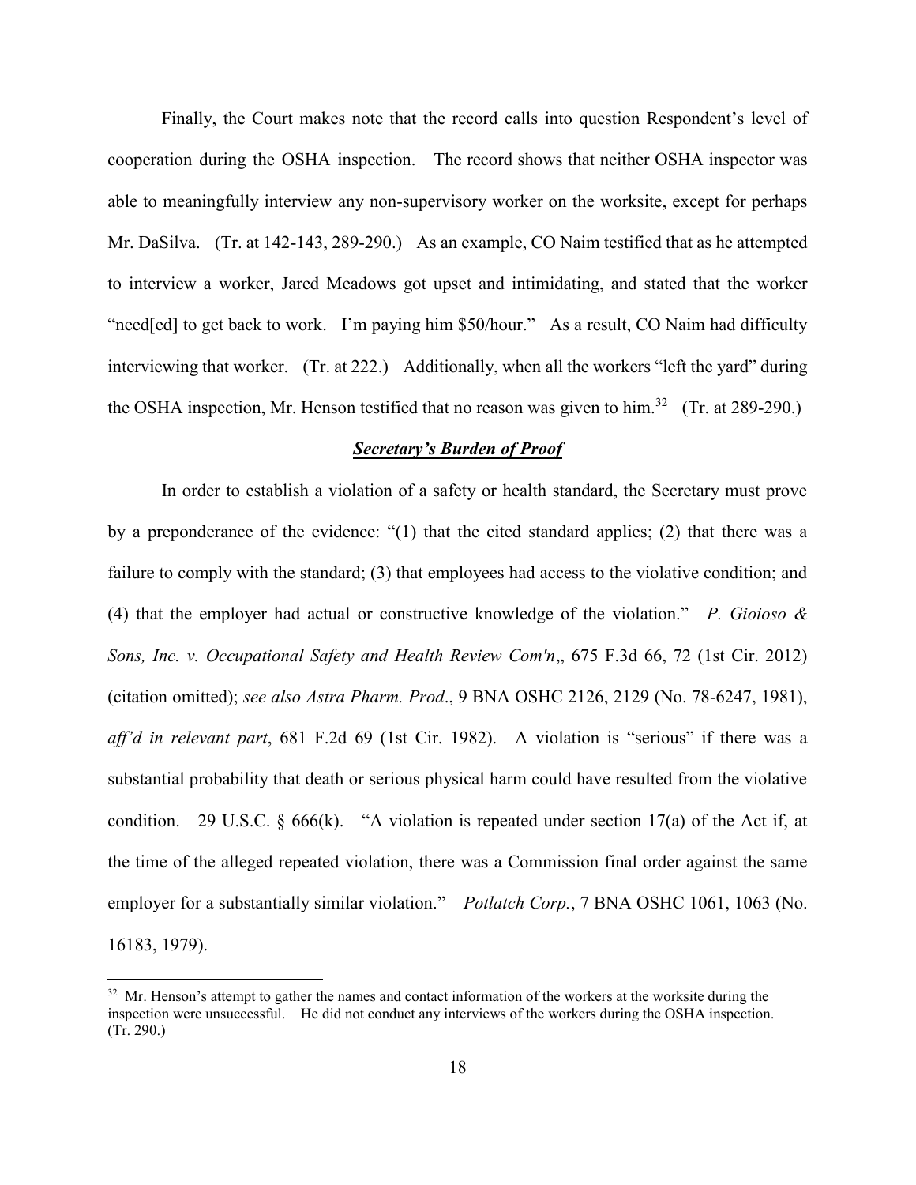Finally, the Court makes note that the record calls into question Respondent's level of cooperation during the OSHA inspection. The record shows that neither OSHA inspector was able to meaningfully interview any non-supervisory worker on the worksite, except for perhaps Mr. DaSilva. (Tr. at 142-143, 289-290.) As an example, CO Naim testified that as he attempted to interview a worker, Jared Meadows got upset and intimidating, and stated that the worker "need[ed] to get back to work. I'm paying him $50/hour." As a result, CO Naim had difficulty interviewing that worker. (Tr. at 222.) Additionally, when all the workers "left the yard" during the OSHA inspection, Mr. Henson testified that no reason was given to him.[32] (Tr. at 289-290.)

***Secretary's Burden of Proof***

In order to establish a violation of a safety or health standard, the Secretary must prove by a preponderance of the evidence: "(1) that the cited standard applies; (2) that there was a failure to comply with the standard; (3) that employees had access to the violative condition; and (4) that the employer had actual or constructive knowledge of the violation." *P. Gioioso & Sons, Inc. v. Occupational Safety and Health Review Com'n*,, 675 F.3d 66, 72 (1st Cir. 2012) (citation omitted); *see also Astra Pharm. Prod*., 9 BNA OSHC 2126, 2129 (No. 78-6247, 1981), *aff'd in relevant part*, 681 F.2d 69 (1st Cir. 1982). A violation is "serious" if there was a substantial probability that death or serious physical harm could have resulted from the violative condition. 29 U.S.C. § 666(k). "A violation is repeated under section 17(a) of the Act if, at the time of the alleged repeated violation, there was a Commission final order against the same employer for a substantially similar violation." *Potlatch Corp.*, 7 BNA OSHC 1061, 1063 (No. 16183, 1979).

[32] Mr. Henson's attempt to gather the names and contact information of the workers at the worksite during the inspection were unsuccessful. He did not conduct any interviews of the workers during the OSHA inspection. (Tr. 290.)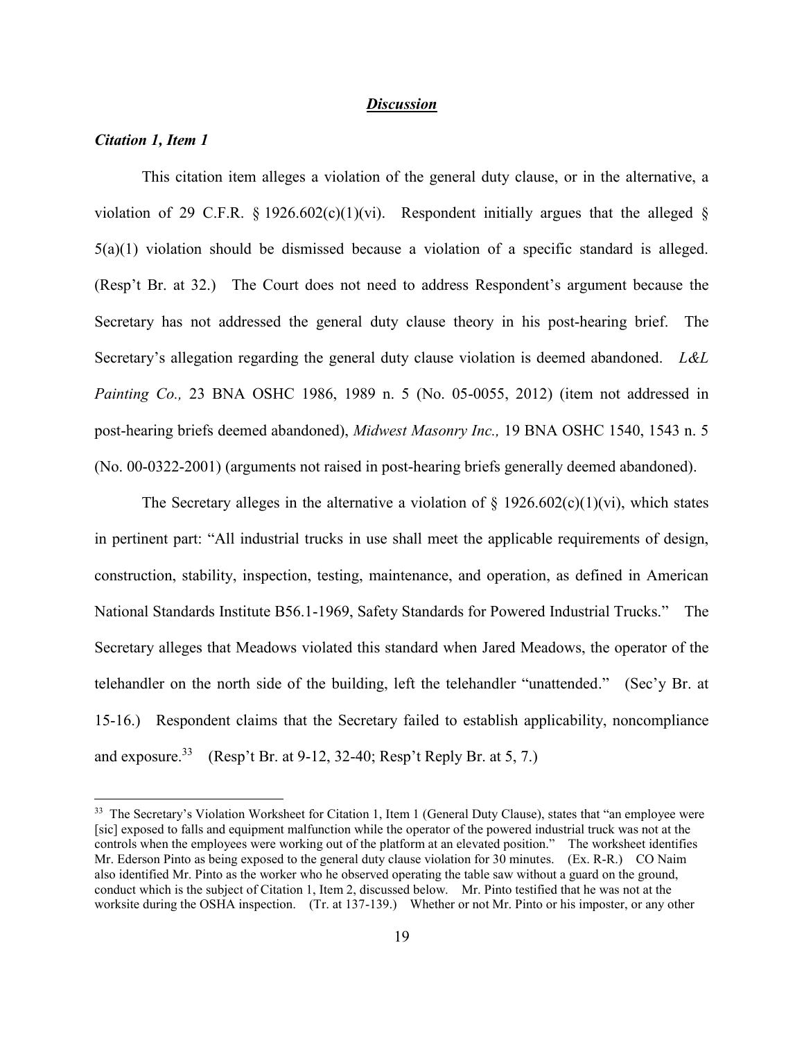***Discussion***

***Citation 1, Item 1***

This citation item alleges a violation of the general duty clause, or in the alternative, a violation of 29 C.F.R. § 1926.602(c)(1)(vi). Respondent initially argues that the alleged § 5(a)(1) violation should be dismissed because a violation of a specific standard is alleged. (Resp't Br. at 32.) The Court does not need to address Respondent's argument because the Secretary has not addressed the general duty clause theory in his post-hearing brief. The Secretary's allegation regarding the general duty clause violation is deemed abandoned. *L&L Painting Co.,* 23 BNA OSHC 1986, 1989 n. 5 (No. 05-0055, 2012) (item not addressed in post-hearing briefs deemed abandoned), *Midwest Masonry Inc.,* 19 BNA OSHC 1540, 1543 n. 5 (No. 00-0322-2001) (arguments not raised in post-hearing briefs generally deemed abandoned).

The Secretary alleges in the alternative a violation of § 1926.602(c)(1)(vi), which states in pertinent part: "All industrial trucks in use shall meet the applicable requirements of design, construction, stability, inspection, testing, maintenance, and operation, as defined in American National Standards Institute B56.1-1969, Safety Standards for Powered Industrial Trucks." The Secretary alleges that Meadows violated this standard when Jared Meadows, the operator of the telehandler on the north side of the building, left the telehandler "unattended." (Sec'y Br. at 15-16.) Respondent claims that the Secretary failed to establish applicability, noncompliance and exposure.[33] (Resp't Br. at 9-12, 32-40; Resp't Reply Br. at 5, 7.)

---

[33] The Secretary's Violation Worksheet for Citation 1, Item 1 (General Duty Clause), states that "an employee were [sic] exposed to falls and equipment malfunction while the operator of the powered industrial truck was not at the controls when the employees were working out of the platform at an elevated position." The worksheet identifies Mr. Ederson Pinto as being exposed to the general duty clause violation for 30 minutes. (Ex. R-R.) CO Naim also identified Mr. Pinto as the worker who he observed operating the table saw without a guard on the ground, conduct which is the subject of Citation 1, Item 2, discussed below. Mr. Pinto testified that he was not at the worksite during the OSHA inspection. (Tr. at 137-139.) Whether or not Mr. Pinto or his imposter, or any other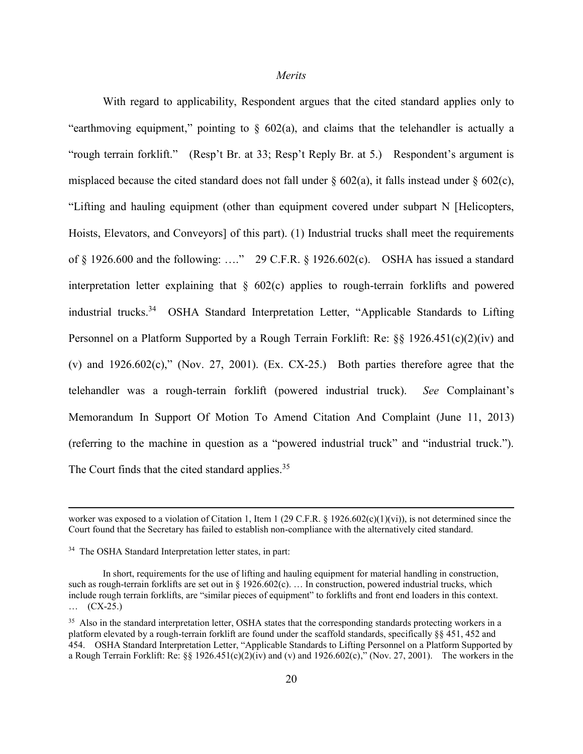*Merits*

With regard to applicability, Respondent argues that the cited standard applies only to "earthmoving equipment," pointing to § 602(a), and claims that the telehandler is actually a "rough terrain forklift." (Resp't Br. at 33; Resp't Reply Br. at 5.) Respondent's argument is misplaced because the cited standard does not fall under § 602(a), it falls instead under § 602(c), "Lifting and hauling equipment (other than equipment covered under subpart N [Helicopters, Hoists, Elevators, and Conveyors] of this part). (1) Industrial trucks shall meet the requirements of § 1926.600 and the following: …." 29 C.F.R. § 1926.602(c). OSHA has issued a standard interpretation letter explaining that § 602(c) applies to rough-terrain forklifts and powered industrial trucks.[34] OSHA Standard Interpretation Letter, "Applicable Standards to Lifting Personnel on a Platform Supported by a Rough Terrain Forklift: Re: §§ 1926.451(c)(2)(iv) and (v) and 1926.602(c)," (Nov. 27, 2001). (Ex. CX-25.) Both parties therefore agree that the telehandler was a rough-terrain forklift (powered industrial truck). *See* Complainant's Memorandum In Support Of Motion To Amend Citation And Complaint (June 11, 2013) (referring to the machine in question as a "powered industrial truck" and "industrial truck."). The Court finds that the cited standard applies.[35]

---

worker was exposed to a violation of Citation 1, Item 1 (29 C.F.R. § 1926.602(c)(1)(vi)), is not determined since the Court found that the Secretary has failed to establish non-compliance with the alternatively cited standard.

[34] The OSHA Standard Interpretation letter states, in part:

> In short, requirements for the use of lifting and hauling equipment for material handling in construction, such as rough-terrain forklifts are set out in § 1926.602(c). … In construction, powered industrial trucks, which include rough terrain forklifts, are "similar pieces of equipment" to forklifts and front end loaders in this context. … (CX-25.)

[35] Also in the standard interpretation letter, OSHA states that the corresponding standards protecting workers in a platform elevated by a rough-terrain forklift are found under the scaffold standards, specifically §§ 451, 452 and 454. OSHA Standard Interpretation Letter, "Applicable Standards to Lifting Personnel on a Platform Supported by a Rough Terrain Forklift: Re: §§ 1926.451(c)(2)(iv) and (v) and 1926.602(c)," (Nov. 27, 2001). The workers in the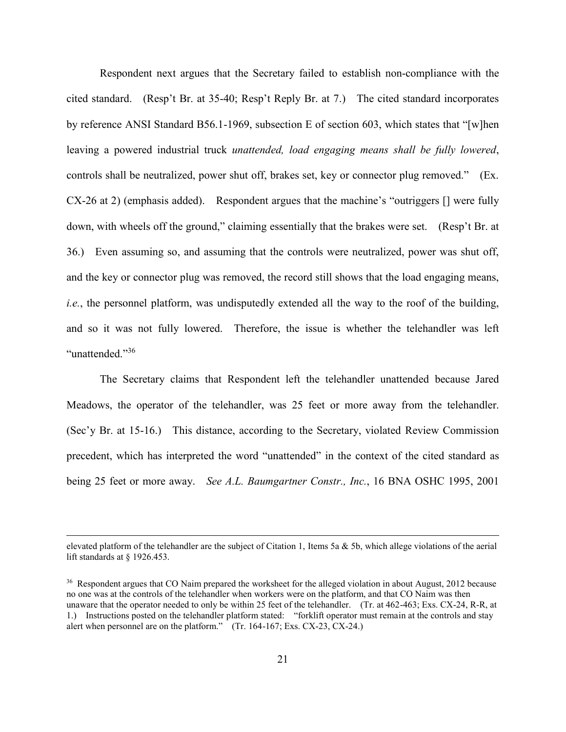Respondent next argues that the Secretary failed to establish non-compliance with the cited standard. (Resp't Br. at 35-40; Resp't Reply Br. at 7.) The cited standard incorporates by reference ANSI Standard B56.1-1969, subsection E of section 603, which states that "[w]hen leaving a powered industrial truck *unattended, load engaging means shall be fully lowered*, controls shall be neutralized, power shut off, brakes set, key or connector plug removed." (Ex. CX-26 at 2) (emphasis added). Respondent argues that the machine's "outriggers [] were fully down, with wheels off the ground," claiming essentially that the brakes were set. (Resp't Br. at 36.) Even assuming so, and assuming that the controls were neutralized, power was shut off, and the key or connector plug was removed, the record still shows that the load engaging means, *i.e.*, the personnel platform, was undisputedly extended all the way to the roof of the building, and so it was not fully lowered. Therefore, the issue is whether the telehandler was left "unattended."[36]

The Secretary claims that Respondent left the telehandler unattended because Jared Meadows, the operator of the telehandler, was 25 feet or more away from the telehandler. (Sec'y Br. at 15-16.) This distance, according to the Secretary, violated Review Commission precedent, which has interpreted the word "unattended" in the context of the cited standard as being 25 feet or more away. *See A.L. Baumgartner Constr., Inc.*, 16 BNA OSHC 1995, 2001

---

elevated platform of the telehandler are the subject of Citation 1, Items 5a & 5b, which allege violations of the aerial lift standards at § 1926.453.

[36] Respondent argues that CO Naim prepared the worksheet for the alleged violation in about August, 2012 because no one was at the controls of the telehandler when workers were on the platform, and that CO Naim was then unaware that the operator needed to only be within 25 feet of the telehandler. (Tr. at 462-463; Exs. CX-24, R-R, at 1.) Instructions posted on the telehandler platform stated: "forklift operator must remain at the controls and stay alert when personnel are on the platform." (Tr. 164-167; Exs. CX-23, CX-24.)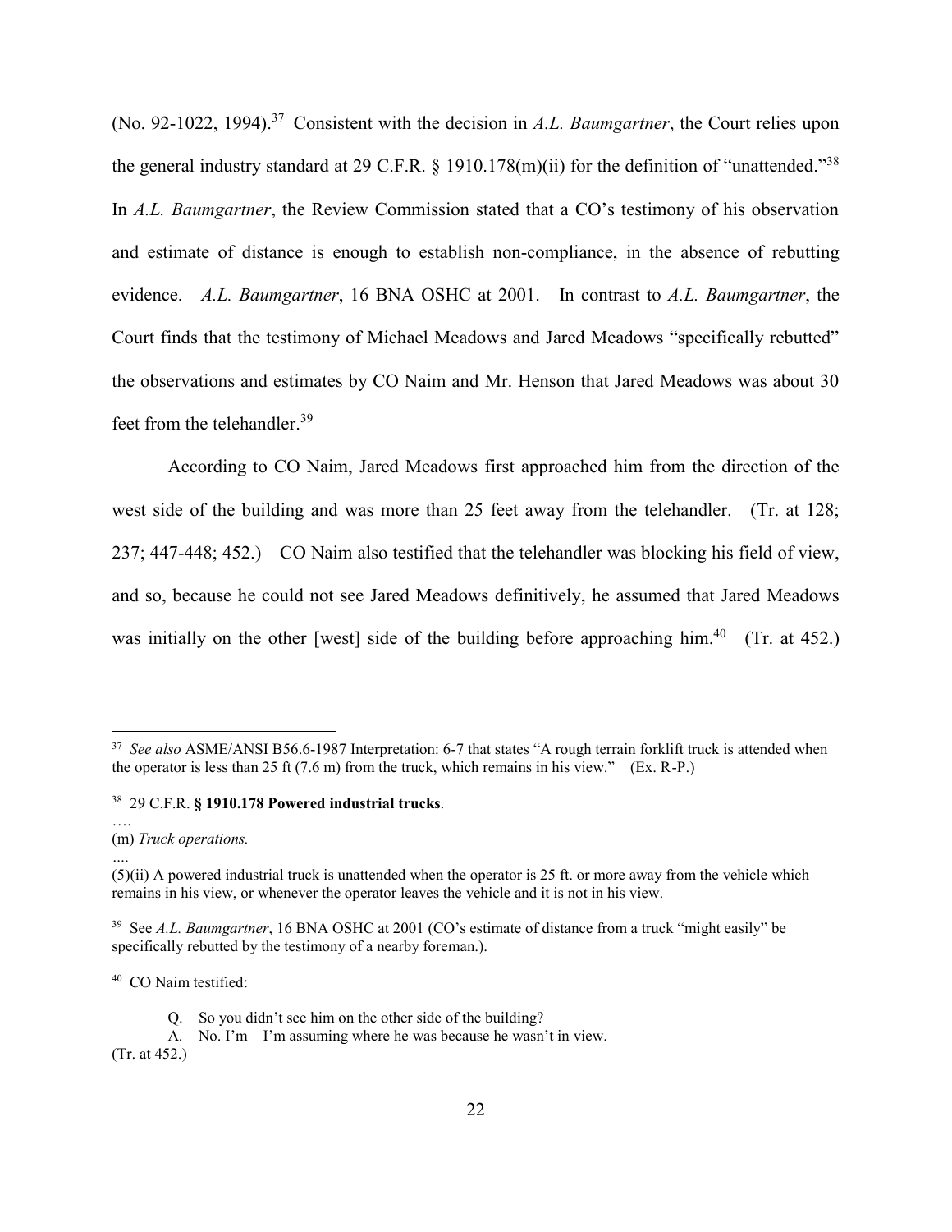(No. 92-1022, 1994).[37] Consistent with the decision in *A.L. Baumgartner*, the Court relies upon the general industry standard at 29 C.F.R. § 1910.178(m)(ii) for the definition of "unattended."[38] In *A.L. Baumgartner*, the Review Commission stated that a CO's testimony of his observation and estimate of distance is enough to establish non-compliance, in the absence of rebutting evidence. *A.L. Baumgartner*, 16 BNA OSHC at 2001. In contrast to *A.L. Baumgartner*, the Court finds that the testimony of Michael Meadows and Jared Meadows "specifically rebutted" the observations and estimates by CO Naim and Mr. Henson that Jared Meadows was about 30 feet from the telehandler.[39]

According to CO Naim, Jared Meadows first approached him from the direction of the west side of the building and was more than 25 feet away from the telehandler. (Tr. at 128; 237; 447-448; 452.) CO Naim also testified that the telehandler was blocking his field of view, and so, because he could not see Jared Meadows definitively, he assumed that Jared Meadows was initially on the other [west] side of the building before approaching him.[40] (Tr. at 452.)

---

[37] *See also* ASME/ANSI B56.6-1987 Interpretation: 6-7 that states "A rough terrain forklift truck is attended when the operator is less than 25 ft (7.6 m) from the truck, which remains in his view." (Ex. R-P.)

[38] 29 C.F.R. **§ 1910.178 Powered industrial trucks**.

….

(m) *Truck operations.*

….

(5)(ii) A powered industrial truck is unattended when the operator is 25 ft. or more away from the vehicle which remains in his view, or whenever the operator leaves the vehicle and it is not in his view.

[39] See *A.L. Baumgartner*, 16 BNA OSHC at 2001 (CO's estimate of distance from a truck "might easily" be specifically rebutted by the testimony of a nearby foreman.).

[40] CO Naim testified:

> Q. So you didn't see him on the other side of the building?
>
> A. No. I'm – I'm assuming where he was because he wasn't in view.

(Tr. at 452.)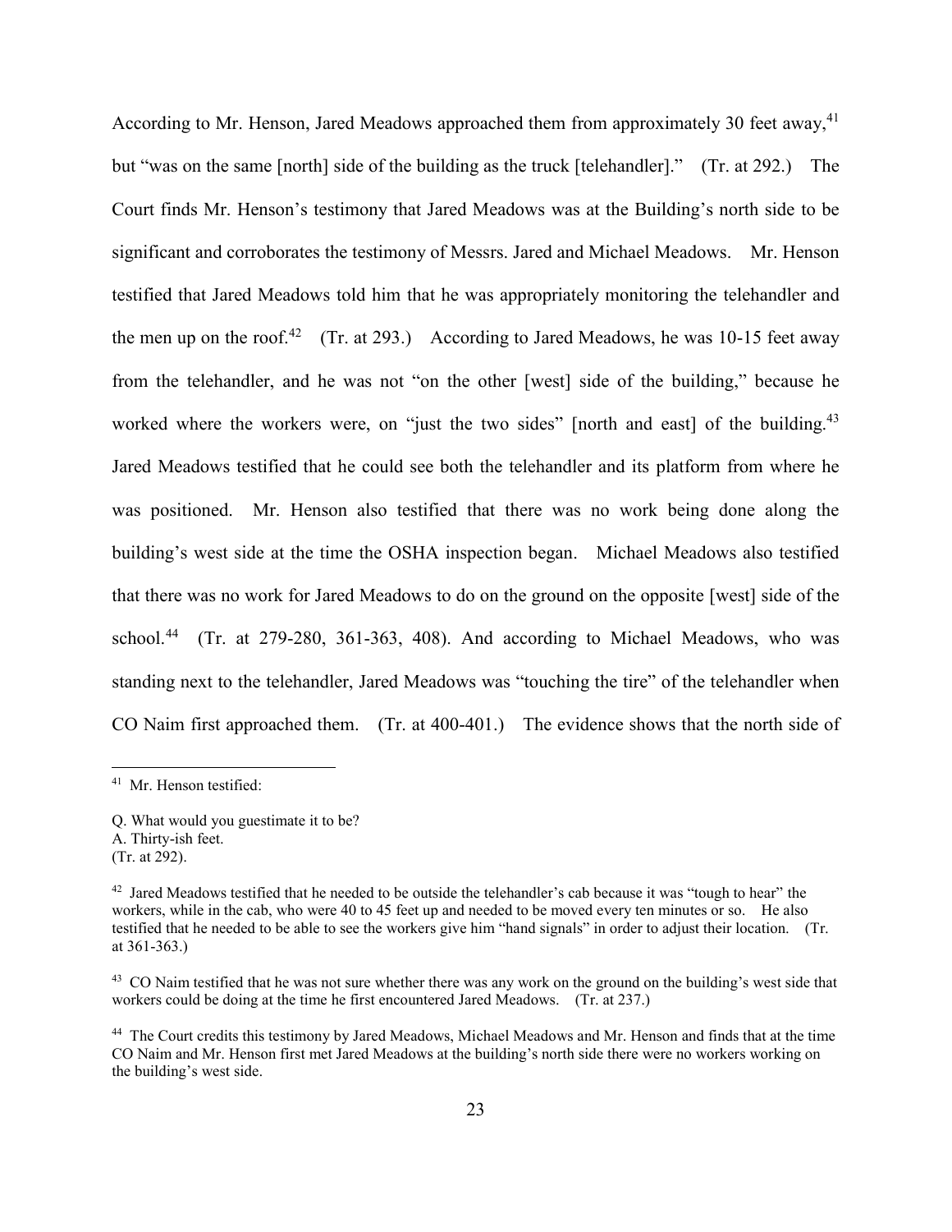According to Mr. Henson, Jared Meadows approached them from approximately 30 feet away,[41] but "was on the same [north] side of the building as the truck [telehandler]." (Tr. at 292.) The Court finds Mr. Henson's testimony that Jared Meadows was at the Building's north side to be significant and corroborates the testimony of Messrs. Jared and Michael Meadows. Mr. Henson testified that Jared Meadows told him that he was appropriately monitoring the telehandler and the men up on the roof.[42] (Tr. at 293.) According to Jared Meadows, he was 10-15 feet away from the telehandler, and he was not "on the other [west] side of the building," because he worked where the workers were, on "just the two sides" [north and east] of the building.[43] Jared Meadows testified that he could see both the telehandler and its platform from where he was positioned. Mr. Henson also testified that there was no work being done along the building's west side at the time the OSHA inspection began. Michael Meadows also testified that there was no work for Jared Meadows to do on the ground on the opposite [west] side of the school.[44] (Tr. at 279-280, 361-363, 408). And according to Michael Meadows, who was standing next to the telehandler, Jared Meadows was "touching the tire" of the telehandler when CO Naim first approached them. (Tr. at 400-401.) The evidence shows that the north side of

---

[41] Mr. Henson testified:

Q. What would you guestimate it to be?
A. Thirty-ish feet.
(Tr. at 292).

[42] Jared Meadows testified that he needed to be outside the telehandler's cab because it was "tough to hear" the workers, while in the cab, who were 40 to 45 feet up and needed to be moved every ten minutes or so. He also testified that he needed to be able to see the workers give him "hand signals" in order to adjust their location. (Tr. at 361-363.)

[43] CO Naim testified that he was not sure whether there was any work on the ground on the building's west side that workers could be doing at the time he first encountered Jared Meadows. (Tr. at 237.)

[44] The Court credits this testimony by Jared Meadows, Michael Meadows and Mr. Henson and finds that at the time CO Naim and Mr. Henson first met Jared Meadows at the building's north side there were no workers working on the building's west side.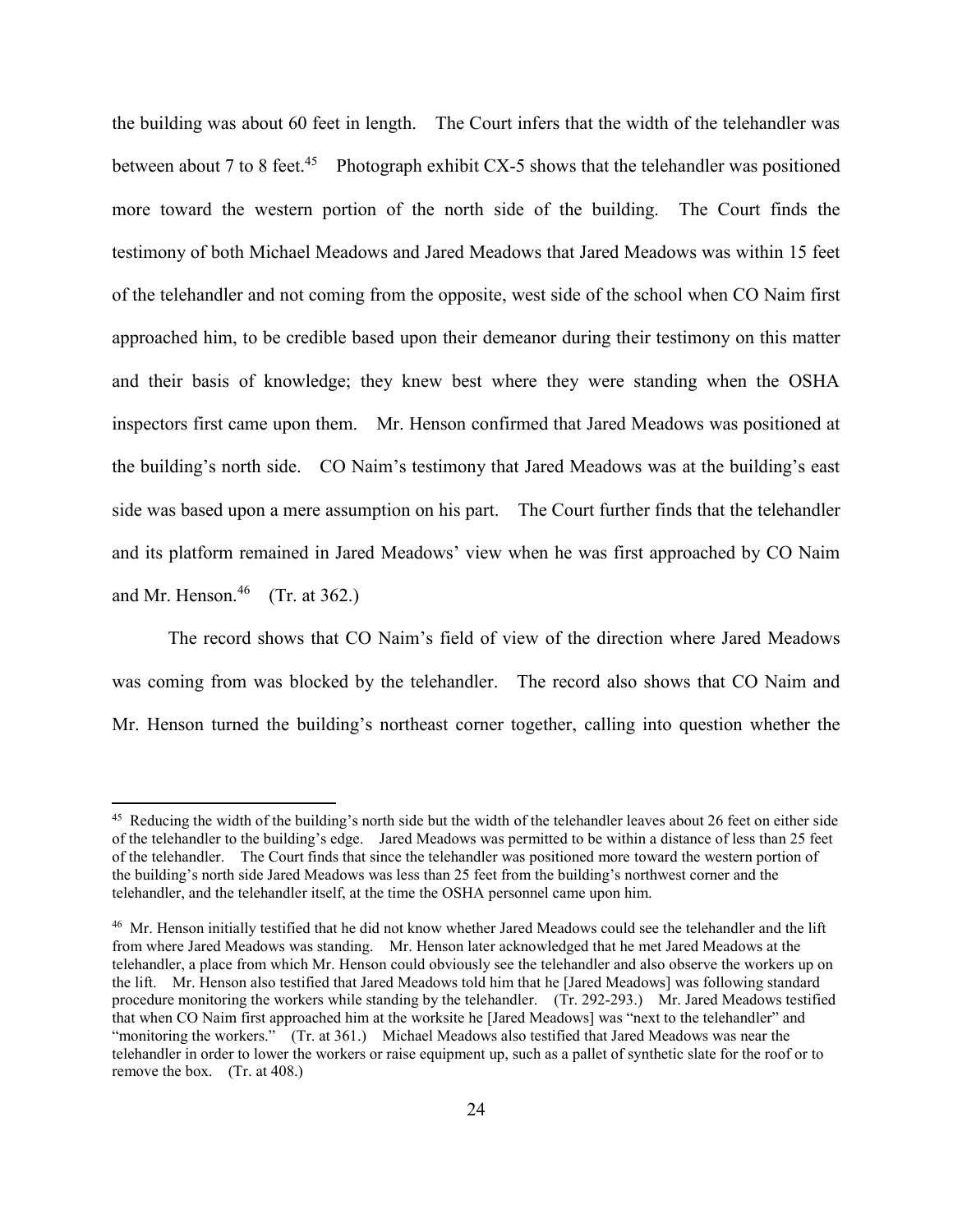the building was about 60 feet in length. The Court infers that the width of the telehandler was between about 7 to 8 feet.[45] Photograph exhibit CX-5 shows that the telehandler was positioned more toward the western portion of the north side of the building. The Court finds the testimony of both Michael Meadows and Jared Meadows that Jared Meadows was within 15 feet of the telehandler and not coming from the opposite, west side of the school when CO Naim first approached him, to be credible based upon their demeanor during their testimony on this matter and their basis of knowledge; they knew best where they were standing when the OSHA inspectors first came upon them. Mr. Henson confirmed that Jared Meadows was positioned at the building's north side. CO Naim's testimony that Jared Meadows was at the building's east side was based upon a mere assumption on his part. The Court further finds that the telehandler and its platform remained in Jared Meadows' view when he was first approached by CO Naim and Mr. Henson.[46] (Tr. at 362.)

The record shows that CO Naim's field of view of the direction where Jared Meadows was coming from was blocked by the telehandler. The record also shows that CO Naim and Mr. Henson turned the building's northeast corner together, calling into question whether the

---

[45] Reducing the width of the building's north side but the width of the telehandler leaves about 26 feet on either side of the telehandler to the building's edge. Jared Meadows was permitted to be within a distance of less than 25 feet of the telehandler. The Court finds that since the telehandler was positioned more toward the western portion of the building's north side Jared Meadows was less than 25 feet from the building's northwest corner and the telehandler, and the telehandler itself, at the time the OSHA personnel came upon him.

[46] Mr. Henson initially testified that he did not know whether Jared Meadows could see the telehandler and the lift from where Jared Meadows was standing. Mr. Henson later acknowledged that he met Jared Meadows at the telehandler, a place from which Mr. Henson could obviously see the telehandler and also observe the workers up on the lift. Mr. Henson also testified that Jared Meadows told him that he [Jared Meadows] was following standard procedure monitoring the workers while standing by the telehandler. (Tr. 292-293.) Mr. Jared Meadows testified that when CO Naim first approached him at the worksite he [Jared Meadows] was "next to the telehandler" and "monitoring the workers." (Tr. at 361.) Michael Meadows also testified that Jared Meadows was near the telehandler in order to lower the workers or raise equipment up, such as a pallet of synthetic slate for the roof or to remove the box. (Tr. at 408.)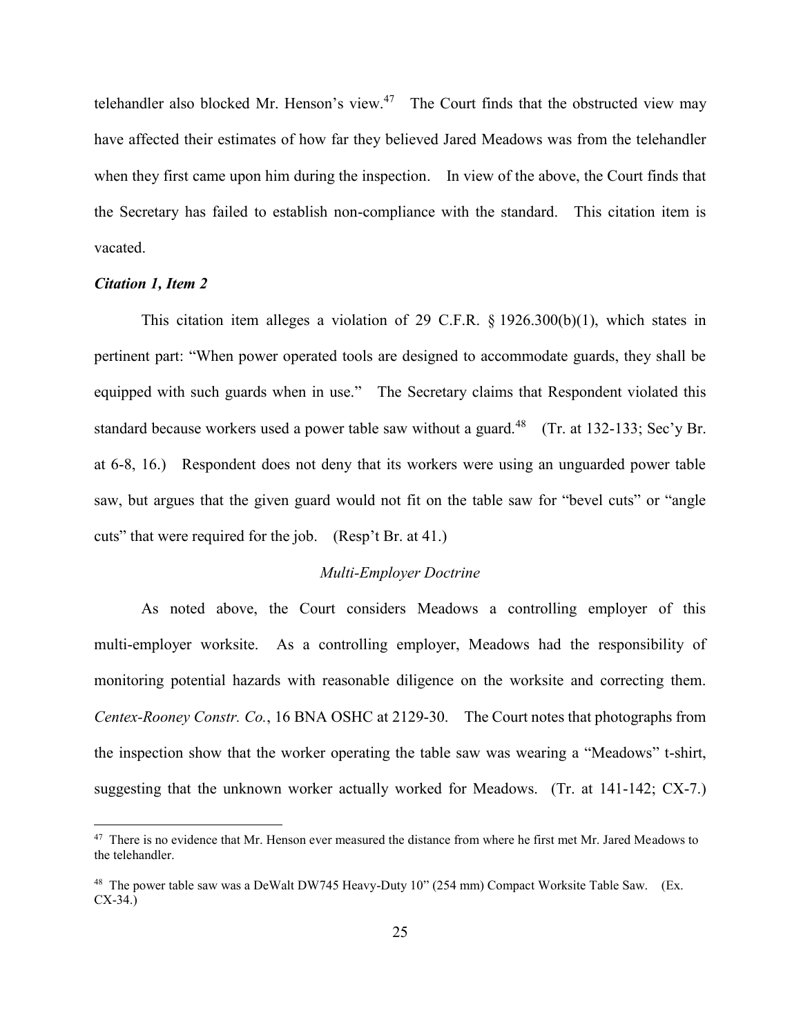telehandler also blocked Mr. Henson's view.[47] The Court finds that the obstructed view may have affected their estimates of how far they believed Jared Meadows was from the telehandler when they first came upon him during the inspection. In view of the above, the Court finds that the Secretary has failed to establish non-compliance with the standard. This citation item is vacated.

***Citation 1, Item 2***

This citation item alleges a violation of 29 C.F.R. § 1926.300(b)(1), which states in pertinent part: "When power operated tools are designed to accommodate guards, they shall be equipped with such guards when in use." The Secretary claims that Respondent violated this standard because workers used a power table saw without a guard.[48] (Tr. at 132-133; Sec'y Br. at 6-8, 16.) Respondent does not deny that its workers were using an unguarded power table saw, but argues that the given guard would not fit on the table saw for "bevel cuts" or "angle cuts" that were required for the job. (Resp't Br. at 41.)

*Multi-Employer Doctrine*

As noted above, the Court considers Meadows a controlling employer of this multi-employer worksite. As a controlling employer, Meadows had the responsibility of monitoring potential hazards with reasonable diligence on the worksite and correcting them. *Centex-Rooney Constr. Co.*, 16 BNA OSHC at 2129-30. The Court notes that photographs from the inspection show that the worker operating the table saw was wearing a "Meadows" t-shirt, suggesting that the unknown worker actually worked for Meadows. (Tr. at 141-142; CX-7.)

[47] There is no evidence that Mr. Henson ever measured the distance from where he first met Mr. Jared Meadows to the telehandler.

[48] The power table saw was a DeWalt DW745 Heavy-Duty 10" (254 mm) Compact Worksite Table Saw. (Ex. CX-34.)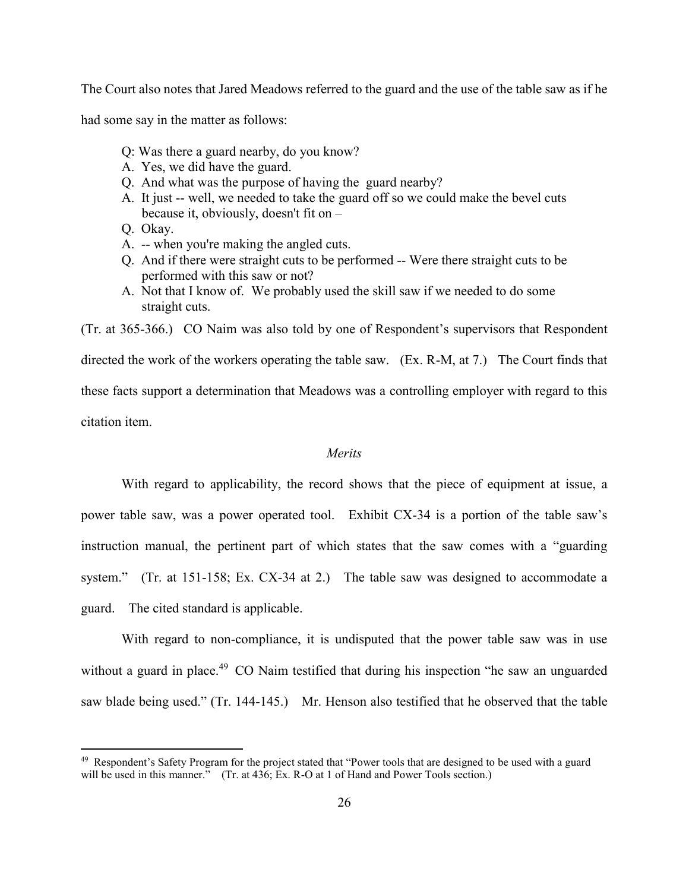The Court also notes that Jared Meadows referred to the guard and the use of the table saw as if he had some say in the matter as follows:

> Q: Was there a guard nearby, do you know?
> A. Yes, we did have the guard.
> Q. And what was the purpose of having the guard nearby?
> A. It just -- well, we needed to take the guard off so we could make the bevel cuts because it, obviously, doesn't fit on –
> Q. Okay.
> A. -- when you're making the angled cuts.
> Q. And if there were straight cuts to be performed -- Were there straight cuts to be performed with this saw or not?
> A. Not that I know of. We probably used the skill saw if we needed to do some straight cuts.

(Tr. at 365-366.) CO Naim was also told by one of Respondent's supervisors that Respondent directed the work of the workers operating the table saw. (Ex. R-M, at 7.) The Court finds that these facts support a determination that Meadows was a controlling employer with regard to this citation item.

*Merits*

With regard to applicability, the record shows that the piece of equipment at issue, a power table saw, was a power operated tool. Exhibit CX-34 is a portion of the table saw's instruction manual, the pertinent part of which states that the saw comes with a "guarding system." (Tr. at 151-158; Ex. CX-34 at 2.) The table saw was designed to accommodate a guard. The cited standard is applicable.

With regard to non-compliance, it is undisputed that the power table saw was in use without a guard in place.[49] CO Naim testified that during his inspection "he saw an unguarded saw blade being used." (Tr. 144-145.) Mr. Henson also testified that he observed that the table

---

[49] Respondent's Safety Program for the project stated that "Power tools that are designed to be used with a guard will be used in this manner." (Tr. at 436; Ex. R-O at 1 of Hand and Power Tools section.)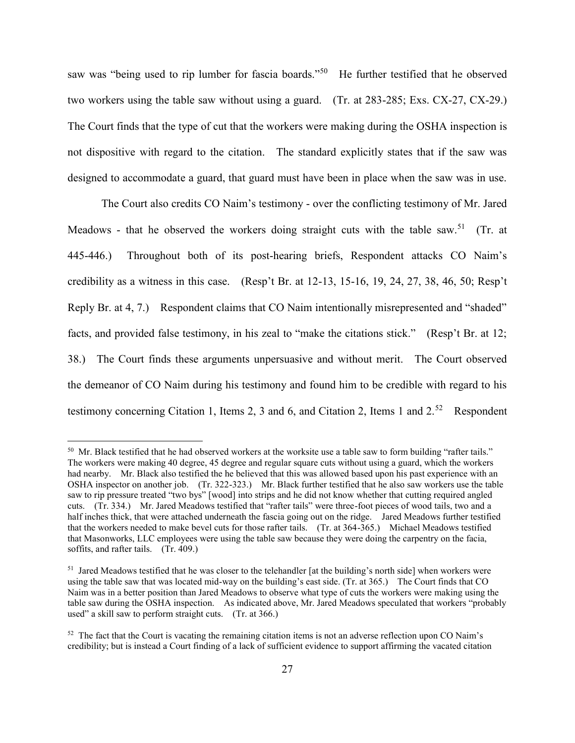saw was "being used to rip lumber for fascia boards."[50] He further testified that he observed two workers using the table saw without using a guard. (Tr. at 283-285; Exs. CX-27, CX-29.) The Court finds that the type of cut that the workers were making during the OSHA inspection is not dispositive with regard to the citation. The standard explicitly states that if the saw was designed to accommodate a guard, that guard must have been in place when the saw was in use.

The Court also credits CO Naim's testimony - over the conflicting testimony of Mr. Jared Meadows - that he observed the workers doing straight cuts with the table saw.[51] (Tr. at 445-446.) Throughout both of its post-hearing briefs, Respondent attacks CO Naim's credibility as a witness in this case. (Resp't Br. at 12-13, 15-16, 19, 24, 27, 38, 46, 50; Resp't Reply Br. at 4, 7.) Respondent claims that CO Naim intentionally misrepresented and "shaded" facts, and provided false testimony, in his zeal to "make the citations stick." (Resp't Br. at 12; 38.) The Court finds these arguments unpersuasive and without merit. The Court observed the demeanor of CO Naim during his testimony and found him to be credible with regard to his testimony concerning Citation 1, Items 2, 3 and 6, and Citation 2, Items 1 and 2.[52] Respondent

---

[50] Mr. Black testified that he had observed workers at the worksite use a table saw to form building "rafter tails." The workers were making 40 degree, 45 degree and regular square cuts without using a guard, which the workers had nearby. Mr. Black also testified the he believed that this was allowed based upon his past experience with an OSHA inspector on another job. (Tr. 322-323.) Mr. Black further testified that he also saw workers use the table saw to rip pressure treated "two bys" [wood] into strips and he did not know whether that cutting required angled cuts. (Tr. 334.) Mr. Jared Meadows testified that "rafter tails" were three-foot pieces of wood tails, two and a half inches thick, that were attached underneath the fascia going out on the ridge. Jared Meadows further testified that the workers needed to make bevel cuts for those rafter tails. (Tr. at 364-365.) Michael Meadows testified that Masonworks, LLC employees were using the table saw because they were doing the carpentry on the facia, soffits, and rafter tails. (Tr. 409.)

[51] Jared Meadows testified that he was closer to the telehandler [at the building's north side] when workers were using the table saw that was located mid-way on the building's east side. (Tr. at 365.) The Court finds that CO Naim was in a better position than Jared Meadows to observe what type of cuts the workers were making using the table saw during the OSHA inspection. As indicated above, Mr. Jared Meadows speculated that workers "probably used" a skill saw to perform straight cuts. (Tr. at 366.)

[52] The fact that the Court is vacating the remaining citation items is not an adverse reflection upon CO Naim's credibility; but is instead a Court finding of a lack of sufficient evidence to support affirming the vacated citation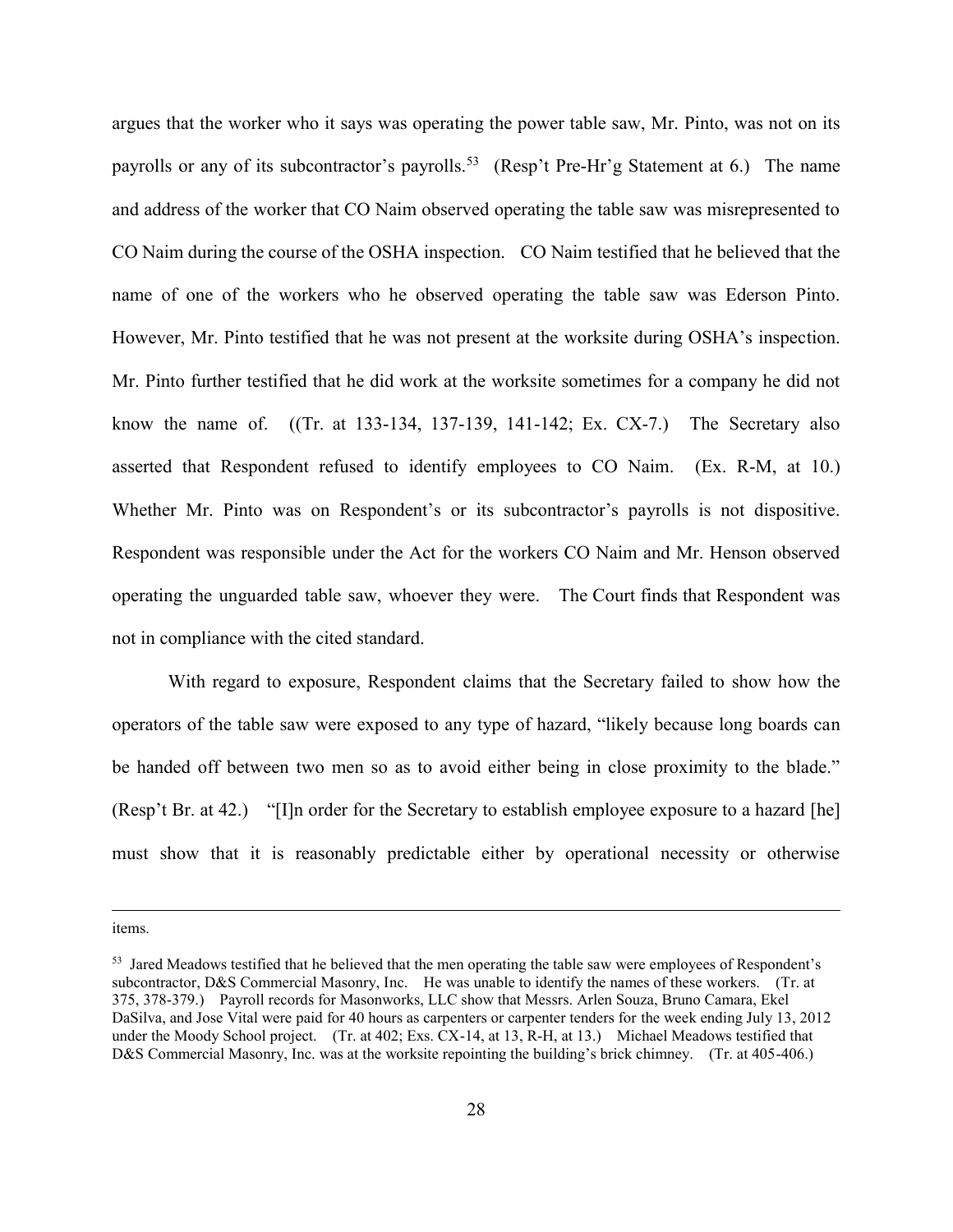argues that the worker who it says was operating the power table saw, Mr. Pinto, was not on its payrolls or any of its subcontractor's payrolls.[53] (Resp't Pre-Hr'g Statement at 6.) The name and address of the worker that CO Naim observed operating the table saw was misrepresented to CO Naim during the course of the OSHA inspection. CO Naim testified that he believed that the name of one of the workers who he observed operating the table saw was Ederson Pinto. However, Mr. Pinto testified that he was not present at the worksite during OSHA's inspection. Mr. Pinto further testified that he did work at the worksite sometimes for a company he did not know the name of. ((Tr. at 133-134, 137-139, 141-142; Ex. CX-7.) The Secretary also asserted that Respondent refused to identify employees to CO Naim. (Ex. R-M, at 10.) Whether Mr. Pinto was on Respondent's or its subcontractor's payrolls is not dispositive. Respondent was responsible under the Act for the workers CO Naim and Mr. Henson observed operating the unguarded table saw, whoever they were. The Court finds that Respondent was not in compliance with the cited standard.

With regard to exposure, Respondent claims that the Secretary failed to show how the operators of the table saw were exposed to any type of hazard, "likely because long boards can be handed off between two men so as to avoid either being in close proximity to the blade." (Resp't Br. at 42.) "[I]n order for the Secretary to establish employee exposure to a hazard [he] must show that it is reasonably predictable either by operational necessity or otherwise

---

items.

[53] Jared Meadows testified that he believed that the men operating the table saw were employees of Respondent's subcontractor, D&S Commercial Masonry, Inc. He was unable to identify the names of these workers. (Tr. at 375, 378-379.) Payroll records for Masonworks, LLC show that Messrs. Arlen Souza, Bruno Camara, Ekel DaSilva, and Jose Vital were paid for 40 hours as carpenters or carpenter tenders for the week ending July 13, 2012 under the Moody School project. (Tr. at 402; Exs. CX-14, at 13, R-H, at 13.) Michael Meadows testified that D&S Commercial Masonry, Inc. was at the worksite repointing the building's brick chimney. (Tr. at 405-406.)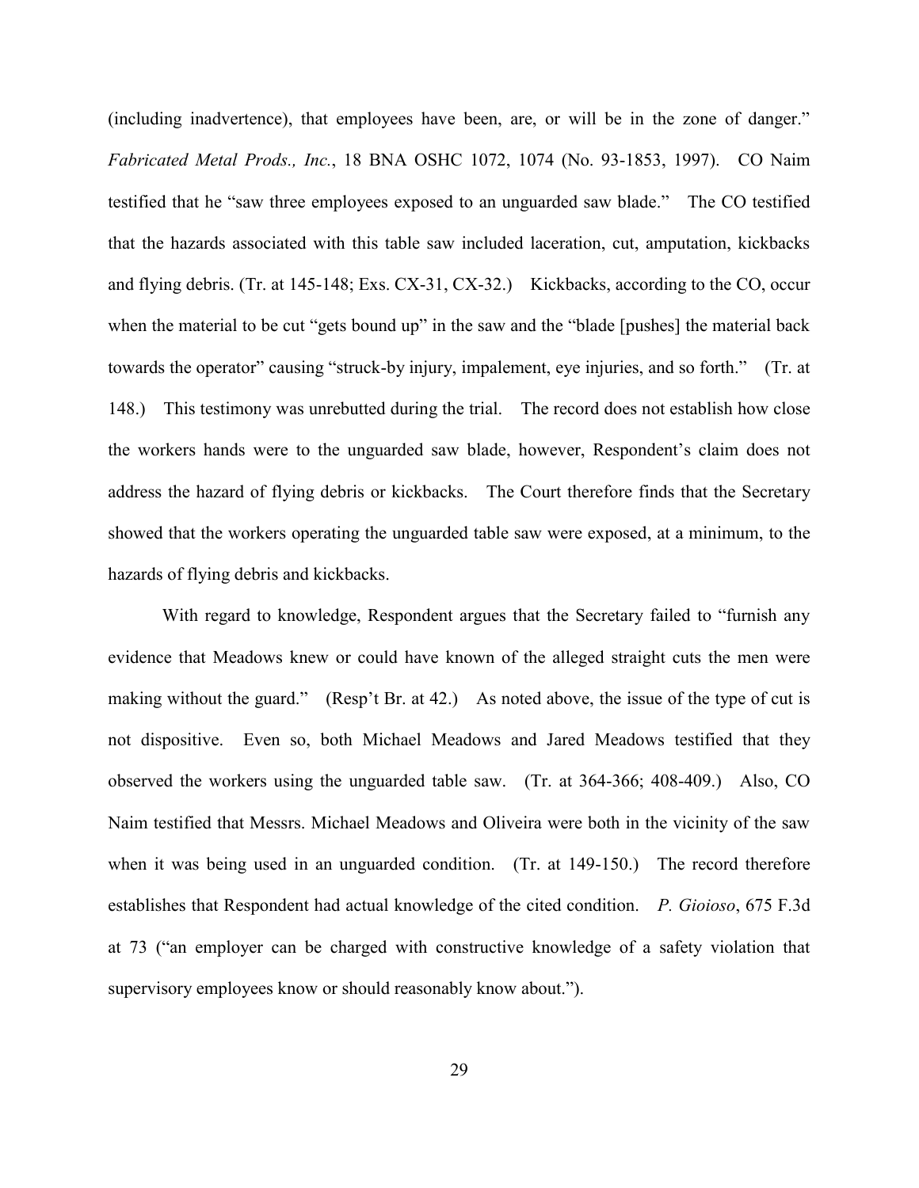(including inadvertence), that employees have been, are, or will be in the zone of danger." *Fabricated Metal Prods., Inc.*, 18 BNA OSHC 1072, 1074 (No. 93-1853, 1997). CO Naim testified that he "saw three employees exposed to an unguarded saw blade." The CO testified that the hazards associated with this table saw included laceration, cut, amputation, kickbacks and flying debris. (Tr. at 145-148; Exs. CX-31, CX-32.) Kickbacks, according to the CO, occur when the material to be cut "gets bound up" in the saw and the "blade [pushes] the material back towards the operator" causing "struck-by injury, impalement, eye injuries, and so forth." (Tr. at 148.) This testimony was unrebutted during the trial. The record does not establish how close the workers hands were to the unguarded saw blade, however, Respondent's claim does not address the hazard of flying debris or kickbacks. The Court therefore finds that the Secretary showed that the workers operating the unguarded table saw were exposed, at a minimum, to the hazards of flying debris and kickbacks.

With regard to knowledge, Respondent argues that the Secretary failed to "furnish any evidence that Meadows knew or could have known of the alleged straight cuts the men were making without the guard." (Resp't Br. at 42.) As noted above, the issue of the type of cut is not dispositive. Even so, both Michael Meadows and Jared Meadows testified that they observed the workers using the unguarded table saw. (Tr. at 364-366; 408-409.) Also, CO Naim testified that Messrs. Michael Meadows and Oliveira were both in the vicinity of the saw when it was being used in an unguarded condition. (Tr. at 149-150.) The record therefore establishes that Respondent had actual knowledge of the cited condition. *P. Gioioso*, 675 F.3d at 73 ("an employer can be charged with constructive knowledge of a safety violation that supervisory employees know or should reasonably know about.").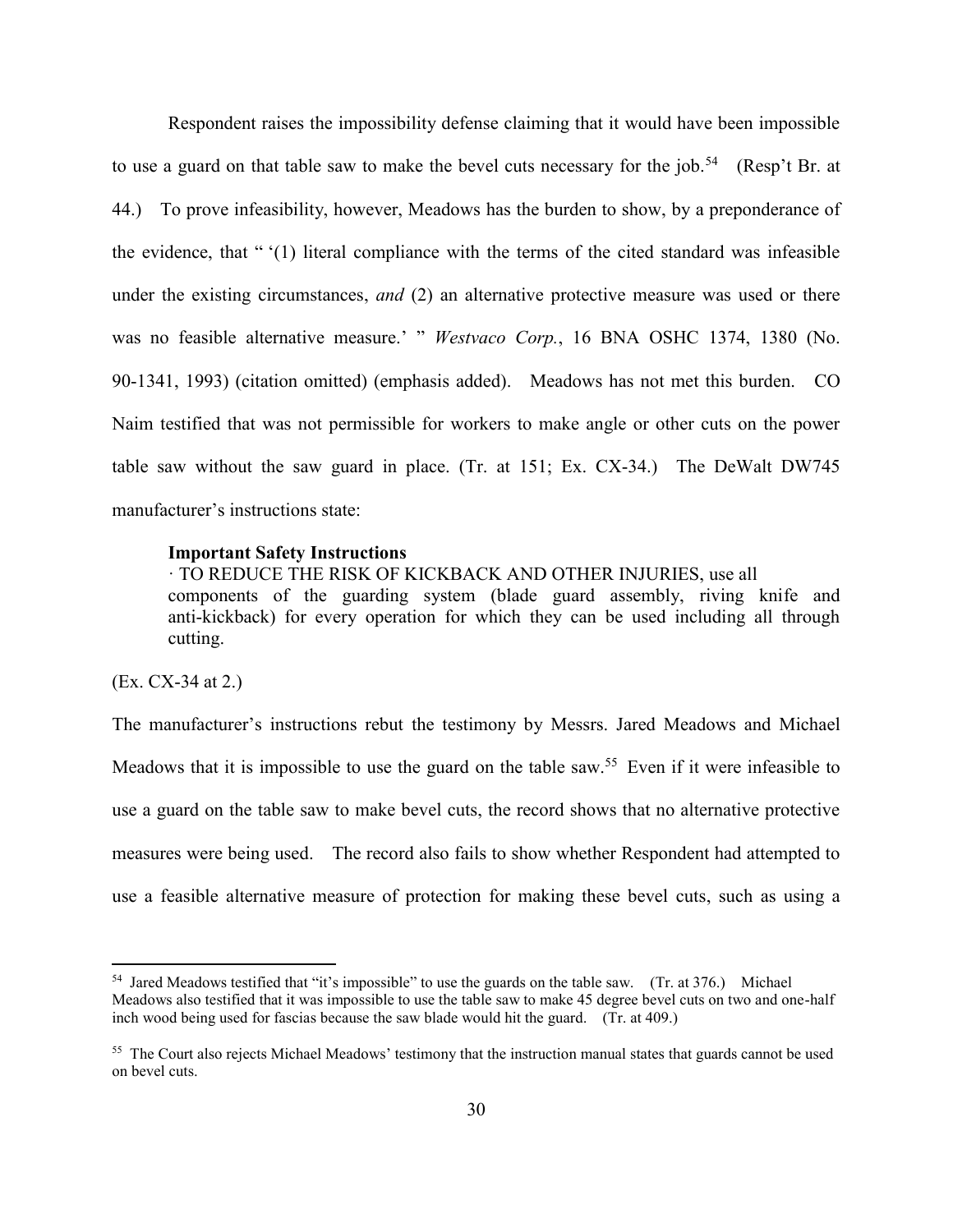Respondent raises the impossibility defense claiming that it would have been impossible to use a guard on that table saw to make the bevel cuts necessary for the job.[54] (Resp't Br. at 44.) To prove infeasibility, however, Meadows has the burden to show, by a preponderance of the evidence, that " '(1) literal compliance with the terms of the cited standard was infeasible under the existing circumstances, *and* (2) an alternative protective measure was used or there was no feasible alternative measure.' " *Westvaco Corp.*, 16 BNA OSHC 1374, 1380 (No. 90-1341, 1993) (citation omitted) (emphasis added). Meadows has not met this burden. CO Naim testified that was not permissible for workers to make angle or other cuts on the power table saw without the saw guard in place. (Tr. at 151; Ex. CX-34.) The DeWalt DW745 manufacturer's instructions state:

> **Important Safety Instructions**
> · TO REDUCE THE RISK OF KICKBACK AND OTHER INJURIES, use all components of the guarding system (blade guard assembly, riving knife and anti-kickback) for every operation for which they can be used including all through cutting.

(Ex. CX-34 at 2.)

The manufacturer's instructions rebut the testimony by Messrs. Jared Meadows and Michael Meadows that it is impossible to use the guard on the table saw.[55] Even if it were infeasible to use a guard on the table saw to make bevel cuts, the record shows that no alternative protective measures were being used. The record also fails to show whether Respondent had attempted to use a feasible alternative measure of protection for making these bevel cuts, such as using a

---

[54] Jared Meadows testified that "it's impossible" to use the guards on the table saw. (Tr. at 376.) Michael Meadows also testified that it was impossible to use the table saw to make 45 degree bevel cuts on two and one-half inch wood being used for fascias because the saw blade would hit the guard. (Tr. at 409.)

[55] The Court also rejects Michael Meadows' testimony that the instruction manual states that guards cannot be used on bevel cuts.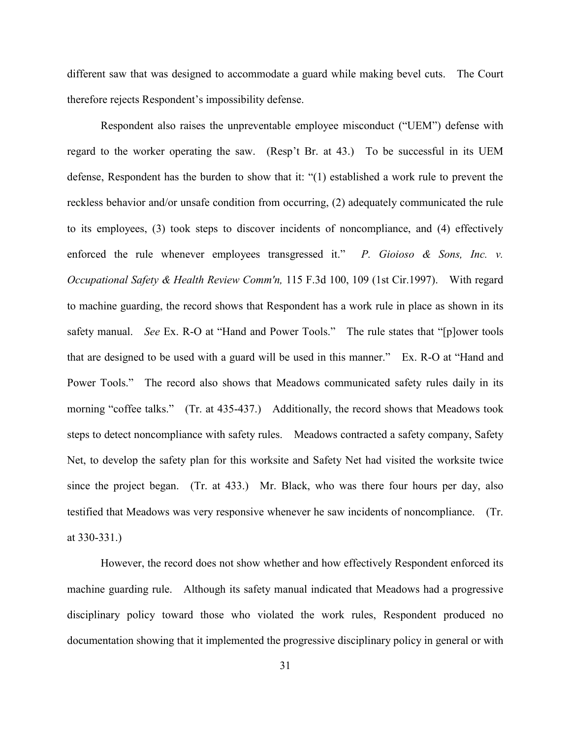different saw that was designed to accommodate a guard while making bevel cuts. The Court therefore rejects Respondent's impossibility defense.

Respondent also raises the unpreventable employee misconduct ("UEM") defense with regard to the worker operating the saw. (Resp't Br. at 43.) To be successful in its UEM defense, Respondent has the burden to show that it: "(1) established a work rule to prevent the reckless behavior and/or unsafe condition from occurring, (2) adequately communicated the rule to its employees, (3) took steps to discover incidents of noncompliance, and (4) effectively enforced the rule whenever employees transgressed it." *P. Gioioso & Sons, Inc. v. Occupational Safety & Health Review Comm'n,* 115 F.3d 100, 109 (1st Cir.1997). With regard to machine guarding, the record shows that Respondent has a work rule in place as shown in its safety manual. *See* Ex. R-O at "Hand and Power Tools." The rule states that "[p]ower tools that are designed to be used with a guard will be used in this manner." Ex. R-O at "Hand and Power Tools." The record also shows that Meadows communicated safety rules daily in its morning "coffee talks." (Tr. at 435-437.) Additionally, the record shows that Meadows took steps to detect noncompliance with safety rules. Meadows contracted a safety company, Safety Net, to develop the safety plan for this worksite and Safety Net had visited the worksite twice since the project began. (Tr. at 433.) Mr. Black, who was there four hours per day, also testified that Meadows was very responsive whenever he saw incidents of noncompliance. (Tr. at 330-331.)

However, the record does not show whether and how effectively Respondent enforced its machine guarding rule. Although its safety manual indicated that Meadows had a progressive disciplinary policy toward those who violated the work rules, Respondent produced no documentation showing that it implemented the progressive disciplinary policy in general or with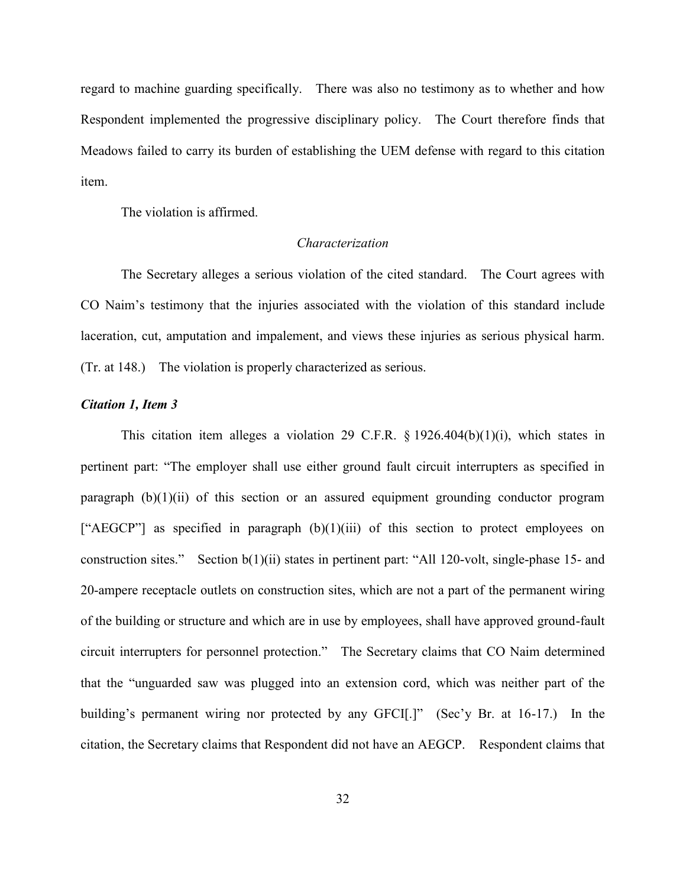regard to machine guarding specifically. There was also no testimony as to whether and how Respondent implemented the progressive disciplinary policy. The Court therefore finds that Meadows failed to carry its burden of establishing the UEM defense with regard to this citation item.

The violation is affirmed.

*Characterization*

The Secretary alleges a serious violation of the cited standard. The Court agrees with CO Naim's testimony that the injuries associated with the violation of this standard include laceration, cut, amputation and impalement, and views these injuries as serious physical harm. (Tr. at 148.) The violation is properly characterized as serious.

***Citation 1, Item 3***

This citation item alleges a violation 29 C.F.R. § 1926.404(b)(1)(i), which states in pertinent part: "The employer shall use either ground fault circuit interrupters as specified in paragraph (b)(1)(ii) of this section or an assured equipment grounding conductor program ["AEGCP"] as specified in paragraph (b)(1)(iii) of this section to protect employees on construction sites." Section b(1)(ii) states in pertinent part: "All 120-volt, single-phase 15- and 20-ampere receptacle outlets on construction sites, which are not a part of the permanent wiring of the building or structure and which are in use by employees, shall have approved ground-fault circuit interrupters for personnel protection." The Secretary claims that CO Naim determined that the "unguarded saw was plugged into an extension cord, which was neither part of the building's permanent wiring nor protected by any GFCI[.]" (Sec'y Br. at 16-17.) In the citation, the Secretary claims that Respondent did not have an AEGCP. Respondent claims that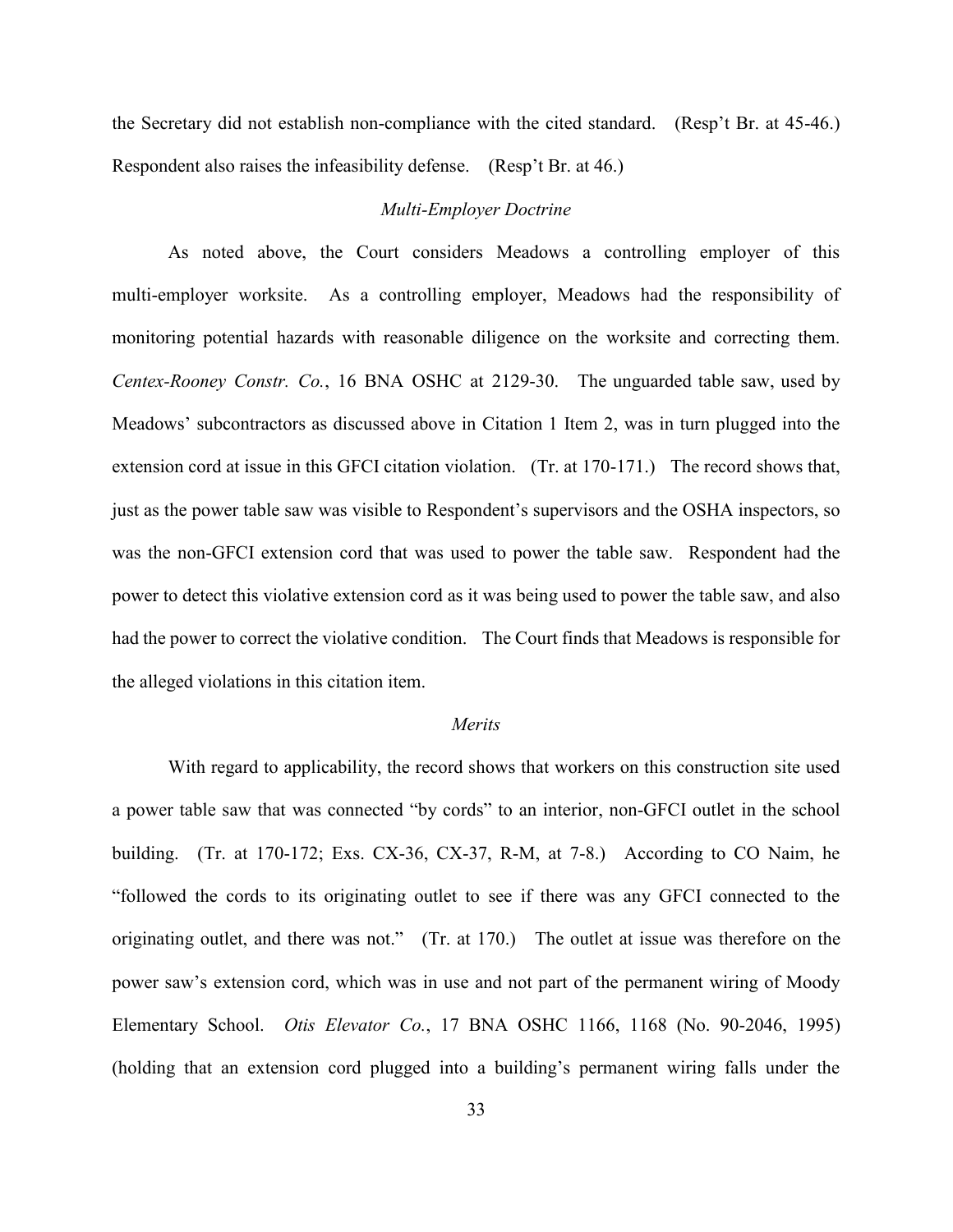the Secretary did not establish non-compliance with the cited standard. (Resp't Br. at 45-46.) Respondent also raises the infeasibility defense. (Resp't Br. at 46.)

*Multi-Employer Doctrine*

As noted above, the Court considers Meadows a controlling employer of this multi-employer worksite. As a controlling employer, Meadows had the responsibility of monitoring potential hazards with reasonable diligence on the worksite and correcting them. *Centex-Rooney Constr. Co.*, 16 BNA OSHC at 2129-30. The unguarded table saw, used by Meadows' subcontractors as discussed above in Citation 1 Item 2, was in turn plugged into the extension cord at issue in this GFCI citation violation. (Tr. at 170-171.) The record shows that, just as the power table saw was visible to Respondent's supervisors and the OSHA inspectors, so was the non-GFCI extension cord that was used to power the table saw. Respondent had the power to detect this violative extension cord as it was being used to power the table saw, and also had the power to correct the violative condition. The Court finds that Meadows is responsible for the alleged violations in this citation item.

*Merits*

With regard to applicability, the record shows that workers on this construction site used a power table saw that was connected "by cords" to an interior, non-GFCI outlet in the school building. (Tr. at 170-172; Exs. CX-36, CX-37, R-M, at 7-8.) According to CO Naim, he "followed the cords to its originating outlet to see if there was any GFCI connected to the originating outlet, and there was not." (Tr. at 170.) The outlet at issue was therefore on the power saw's extension cord, which was in use and not part of the permanent wiring of Moody Elementary School. *Otis Elevator Co.*, 17 BNA OSHC 1166, 1168 (No. 90-2046, 1995) (holding that an extension cord plugged into a building's permanent wiring falls under the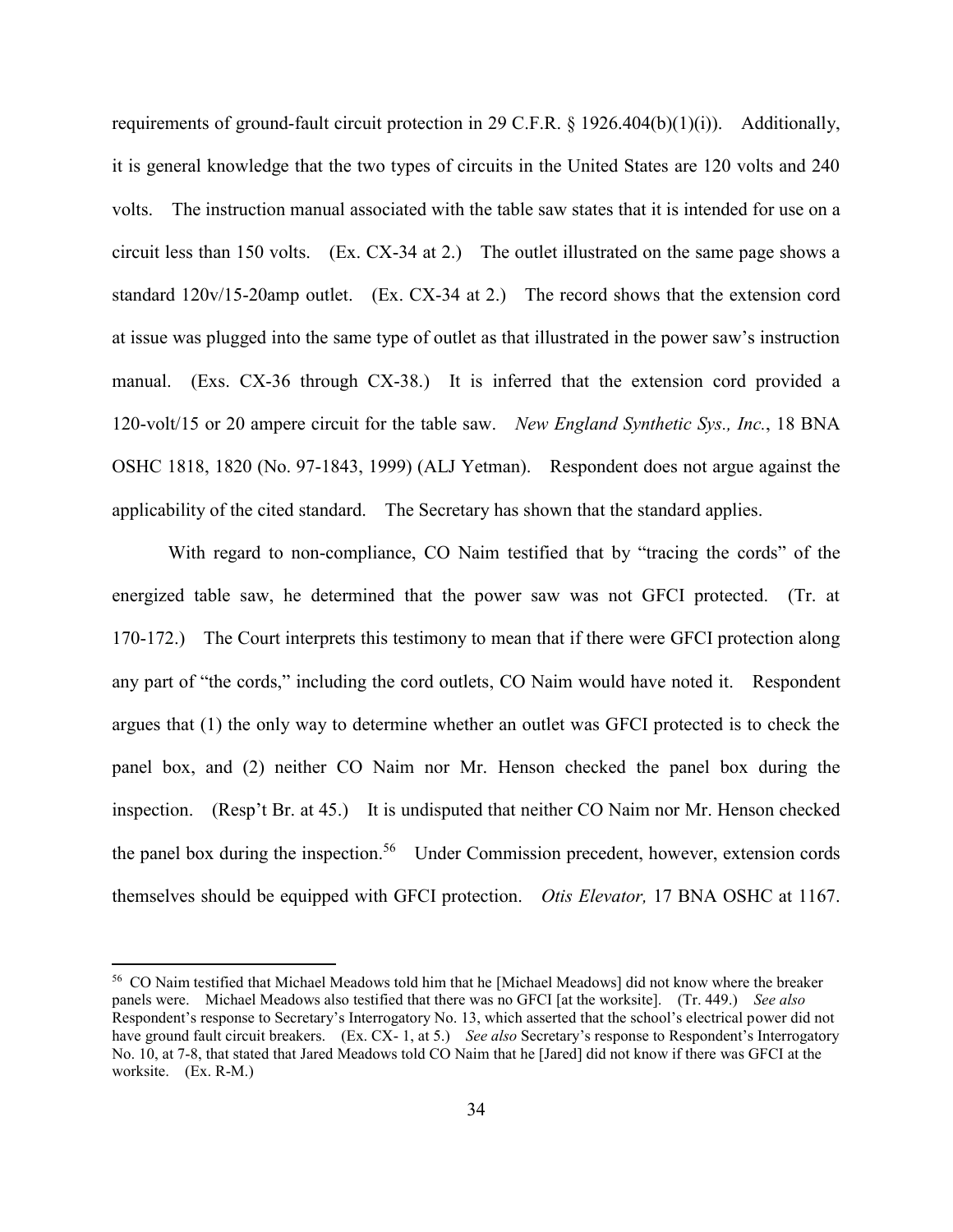requirements of ground-fault circuit protection in 29 C.F.R. § 1926.404(b)(1)(i)). Additionally, it is general knowledge that the two types of circuits in the United States are 120 volts and 240 volts. The instruction manual associated with the table saw states that it is intended for use on a circuit less than 150 volts. (Ex. CX-34 at 2.) The outlet illustrated on the same page shows a standard 120v/15-20amp outlet. (Ex. CX-34 at 2.) The record shows that the extension cord at issue was plugged into the same type of outlet as that illustrated in the power saw's instruction manual. (Exs. CX-36 through CX-38.) It is inferred that the extension cord provided a 120-volt/15 or 20 ampere circuit for the table saw. *New England Synthetic Sys., Inc.*, 18 BNA OSHC 1818, 1820 (No. 97-1843, 1999) (ALJ Yetman). Respondent does not argue against the applicability of the cited standard. The Secretary has shown that the standard applies.

With regard to non-compliance, CO Naim testified that by "tracing the cords" of the energized table saw, he determined that the power saw was not GFCI protected. (Tr. at 170-172.) The Court interprets this testimony to mean that if there were GFCI protection along any part of "the cords," including the cord outlets, CO Naim would have noted it. Respondent argues that (1) the only way to determine whether an outlet was GFCI protected is to check the panel box, and (2) neither CO Naim nor Mr. Henson checked the panel box during the inspection. (Resp't Br. at 45.) It is undisputed that neither CO Naim nor Mr. Henson checked the panel box during the inspection.[56] Under Commission precedent, however, extension cords themselves should be equipped with GFCI protection. *Otis Elevator,* 17 BNA OSHC at 1167.

---

[56] CO Naim testified that Michael Meadows told him that he [Michael Meadows] did not know where the breaker panels were. Michael Meadows also testified that there was no GFCI [at the worksite]. (Tr. 449.) *See also* Respondent's response to Secretary's Interrogatory No. 13, which asserted that the school's electrical power did not have ground fault circuit breakers. (Ex. CX- 1, at 5.) *See also* Secretary's response to Respondent's Interrogatory No. 10, at 7-8, that stated that Jared Meadows told CO Naim that he [Jared] did not know if there was GFCI at the worksite. (Ex. R-M.)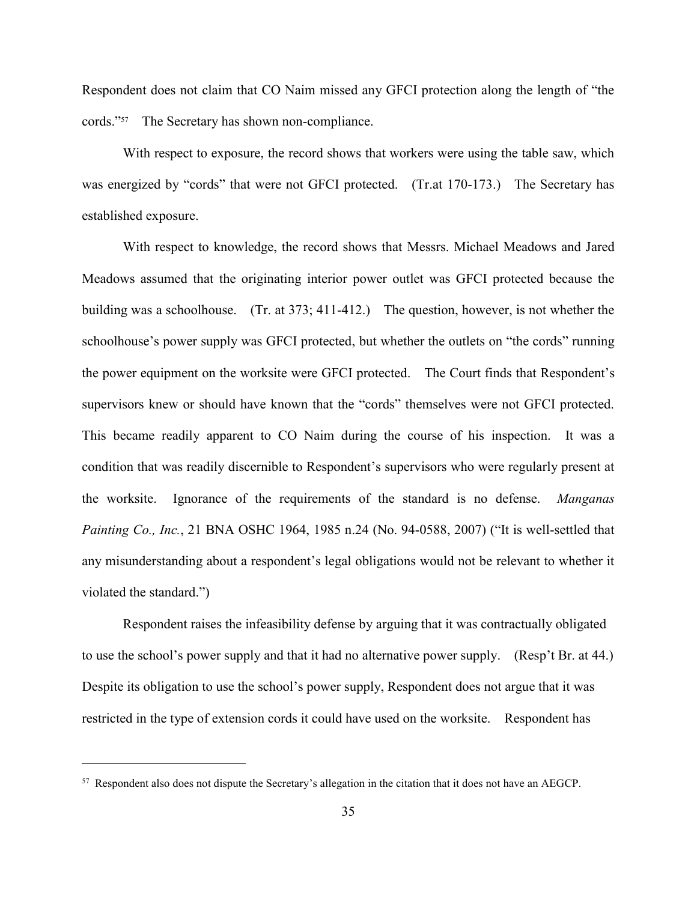Respondent does not claim that CO Naim missed any GFCI protection along the length of "the cords."[57] The Secretary has shown non-compliance.

With respect to exposure, the record shows that workers were using the table saw, which was energized by "cords" that were not GFCI protected. (Tr.at 170-173.) The Secretary has established exposure.

With respect to knowledge, the record shows that Messrs. Michael Meadows and Jared Meadows assumed that the originating interior power outlet was GFCI protected because the building was a schoolhouse. (Tr. at 373; 411-412.) The question, however, is not whether the schoolhouse's power supply was GFCI protected, but whether the outlets on "the cords" running the power equipment on the worksite were GFCI protected. The Court finds that Respondent's supervisors knew or should have known that the "cords" themselves were not GFCI protected. This became readily apparent to CO Naim during the course of his inspection. It was a condition that was readily discernible to Respondent's supervisors who were regularly present at the worksite. Ignorance of the requirements of the standard is no defense. *Manganas Painting Co., Inc.*, 21 BNA OSHC 1964, 1985 n.24 (No. 94-0588, 2007) ("It is well-settled that any misunderstanding about a respondent's legal obligations would not be relevant to whether it violated the standard.")

Respondent raises the infeasibility defense by arguing that it was contractually obligated to use the school's power supply and that it had no alternative power supply. (Resp't Br. at 44.) Despite its obligation to use the school's power supply, Respondent does not argue that it was restricted in the type of extension cords it could have used on the worksite. Respondent has

---

[57] Respondent also does not dispute the Secretary's allegation in the citation that it does not have an AEGCP.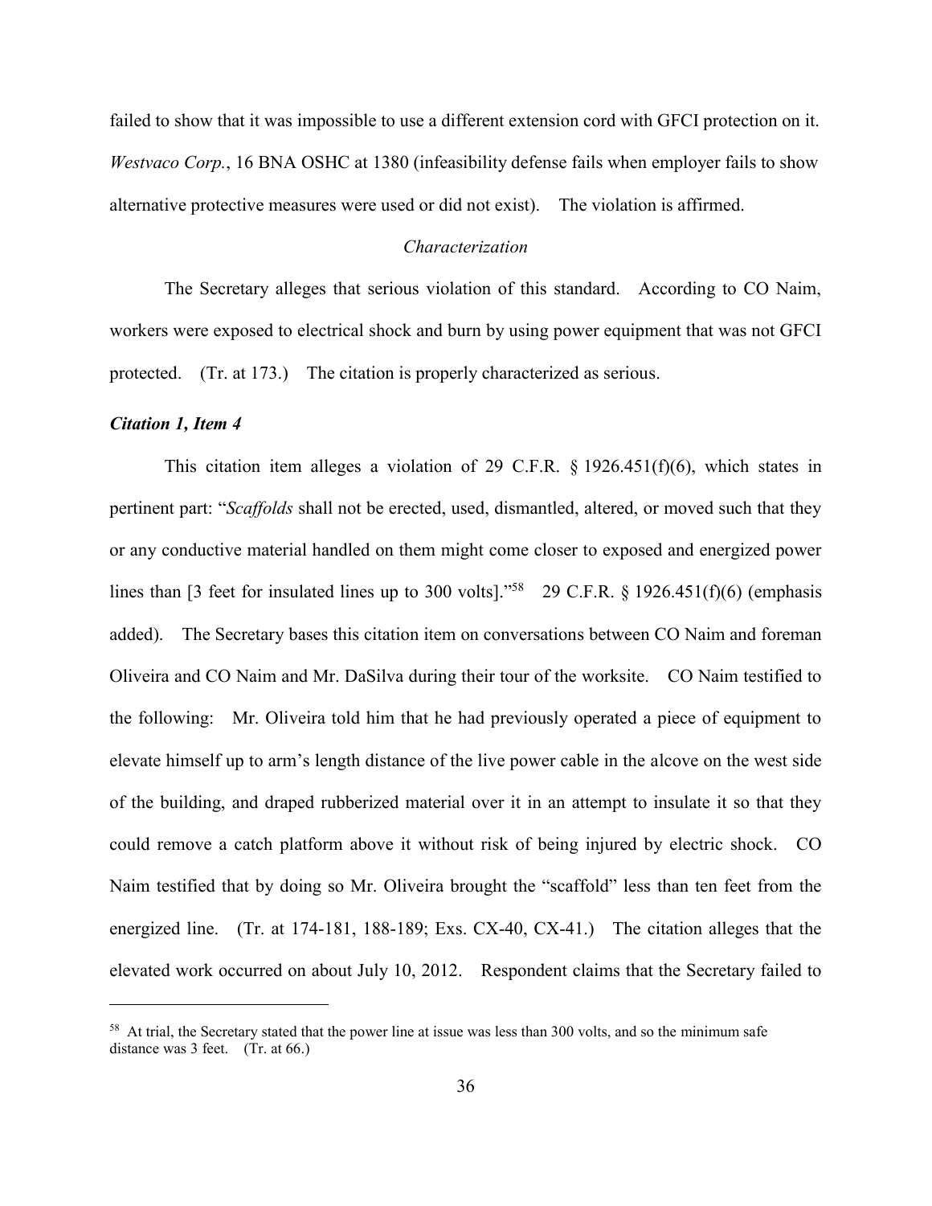failed to show that it was impossible to use a different extension cord with GFCI protection on it. *Westvaco Corp.*, 16 BNA OSHC at 1380 (infeasibility defense fails when employer fails to show alternative protective measures were used or did not exist). The violation is affirmed.

*Characterization*

The Secretary alleges that serious violation of this standard. According to CO Naim, workers were exposed to electrical shock and burn by using power equipment that was not GFCI protected. (Tr. at 173.) The citation is properly characterized as serious.

***Citation 1, Item 4***

This citation item alleges a violation of 29 C.F.R. § 1926.451(f)(6), which states in pertinent part: "*Scaffolds* shall not be erected, used, dismantled, altered, or moved such that they or any conductive material handled on them might come closer to exposed and energized power lines than [3 feet for insulated lines up to 300 volts]."[58] 29 C.F.R. § 1926.451(f)(6) (emphasis added). The Secretary bases this citation item on conversations between CO Naim and foreman Oliveira and CO Naim and Mr. DaSilva during their tour of the worksite. CO Naim testified to the following: Mr. Oliveira told him that he had previously operated a piece of equipment to elevate himself up to arm's length distance of the live power cable in the alcove on the west side of the building, and draped rubberized material over it in an attempt to insulate it so that they could remove a catch platform above it without risk of being injured by electric shock. CO Naim testified that by doing so Mr. Oliveira brought the "scaffold" less than ten feet from the energized line. (Tr. at 174-181, 188-189; Exs. CX-40, CX-41.) The citation alleges that the elevated work occurred on about July 10, 2012. Respondent claims that the Secretary failed to

---

[58] At trial, the Secretary stated that the power line at issue was less than 300 volts, and so the minimum safe distance was 3 feet. (Tr. at 66.)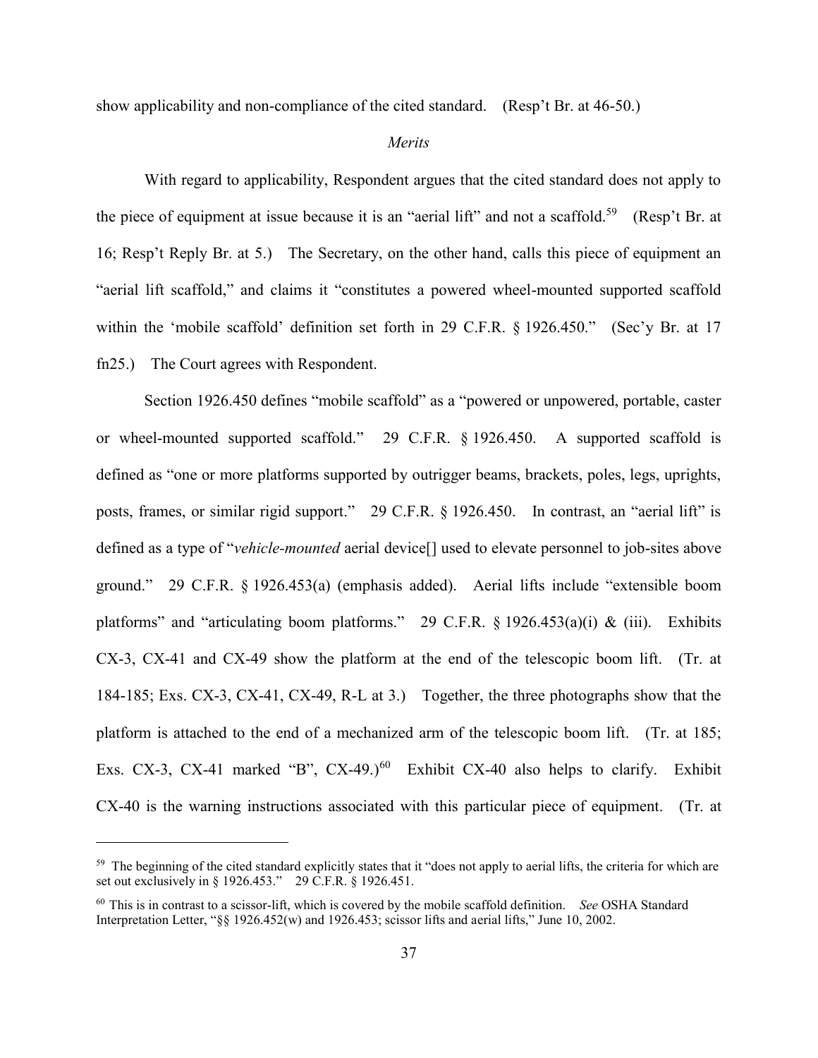show applicability and non-compliance of the cited standard. (Resp't Br. at 46-50.)

*Merits*

With regard to applicability, Respondent argues that the cited standard does not apply to the piece of equipment at issue because it is an "aerial lift" and not a scaffold.[59] (Resp't Br. at 16; Resp't Reply Br. at 5.) The Secretary, on the other hand, calls this piece of equipment an "aerial lift scaffold," and claims it "constitutes a powered wheel-mounted supported scaffold within the 'mobile scaffold' definition set forth in 29 C.F.R. § 1926.450." (Sec'y Br. at 17 fn25.) The Court agrees with Respondent.

Section 1926.450 defines "mobile scaffold" as a "powered or unpowered, portable, caster or wheel-mounted supported scaffold." 29 C.F.R. § 1926.450. A supported scaffold is defined as "one or more platforms supported by outrigger beams, brackets, poles, legs, uprights, posts, frames, or similar rigid support." 29 C.F.R. § 1926.450. In contrast, an "aerial lift" is defined as a type of "*vehicle-mounted* aerial device[] used to elevate personnel to job-sites above ground." 29 C.F.R. § 1926.453(a) (emphasis added). Aerial lifts include "extensible boom platforms" and "articulating boom platforms." 29 C.F.R. § 1926.453(a)(i) & (iii). Exhibits CX-3, CX-41 and CX-49 show the platform at the end of the telescopic boom lift. (Tr. at 184-185; Exs. CX-3, CX-41, CX-49, R-L at 3.) Together, the three photographs show that the platform is attached to the end of a mechanized arm of the telescopic boom lift. (Tr. at 185; Exs. CX-3, CX-41 marked "B", CX-49.)[60] Exhibit CX-40 also helps to clarify. Exhibit CX-40 is the warning instructions associated with this particular piece of equipment. (Tr. at

---

[59] The beginning of the cited standard explicitly states that it "does not apply to aerial lifts, the criteria for which are set out exclusively in § 1926.453." 29 C.F.R. § 1926.451.

[60] This is in contrast to a scissor-lift, which is covered by the mobile scaffold definition. *See* OSHA Standard Interpretation Letter, "§§ 1926.452(w) and 1926.453; scissor lifts and aerial lifts," June 10, 2002.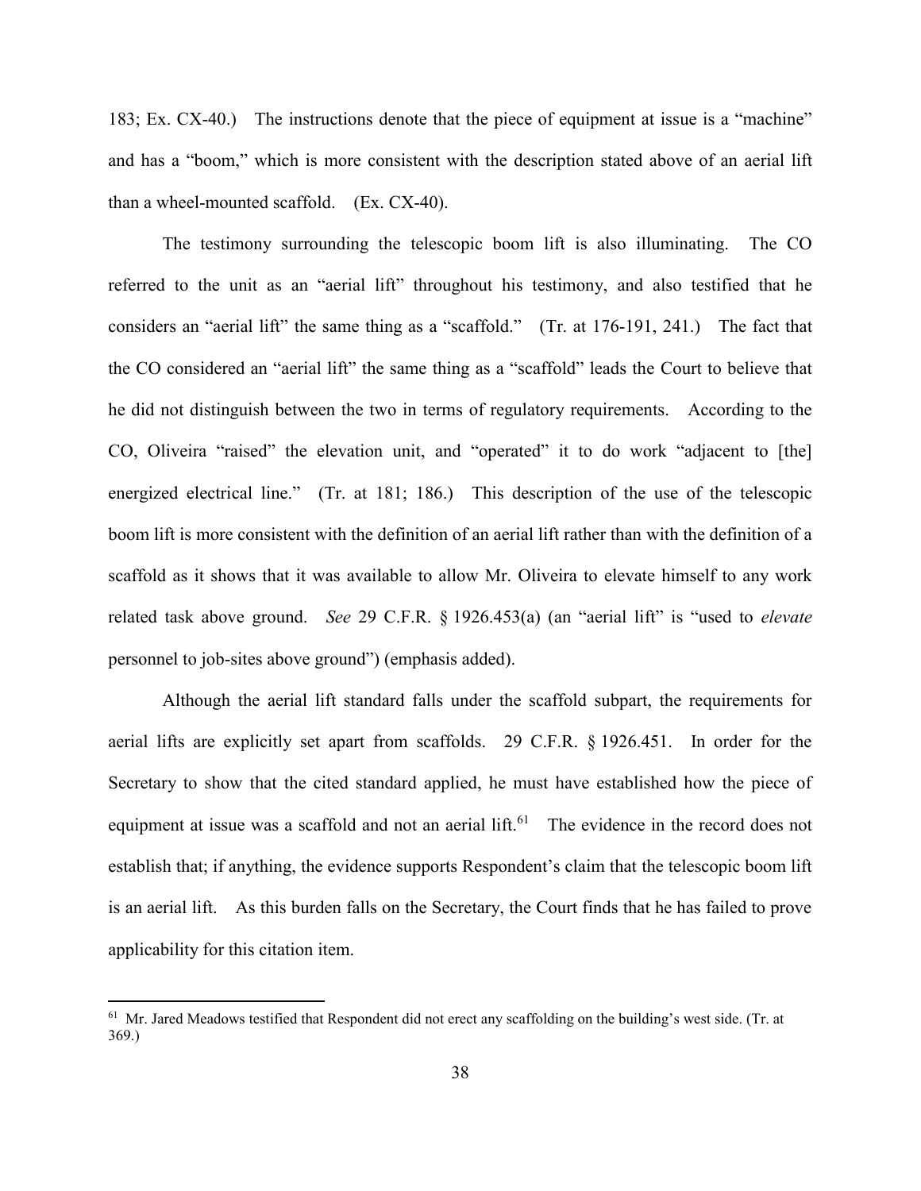183; Ex. CX-40.) The instructions denote that the piece of equipment at issue is a "machine" and has a "boom," which is more consistent with the description stated above of an aerial lift than a wheel-mounted scaffold. (Ex. CX-40).

The testimony surrounding the telescopic boom lift is also illuminating. The CO referred to the unit as an "aerial lift" throughout his testimony, and also testified that he considers an "aerial lift" the same thing as a "scaffold." (Tr. at 176-191, 241.) The fact that the CO considered an "aerial lift" the same thing as a "scaffold" leads the Court to believe that he did not distinguish between the two in terms of regulatory requirements. According to the CO, Oliveira "raised" the elevation unit, and "operated" it to do work "adjacent to [the] energized electrical line." (Tr. at 181; 186.) This description of the use of the telescopic boom lift is more consistent with the definition of an aerial lift rather than with the definition of a scaffold as it shows that it was available to allow Mr. Oliveira to elevate himself to any work related task above ground. *See* 29 C.F.R. § 1926.453(a) (an "aerial lift" is "used to *elevate* personnel to job-sites above ground") (emphasis added).

Although the aerial lift standard falls under the scaffold subpart, the requirements for aerial lifts are explicitly set apart from scaffolds. 29 C.F.R. § 1926.451. In order for the Secretary to show that the cited standard applied, he must have established how the piece of equipment at issue was a scaffold and not an aerial lift.[61] The evidence in the record does not establish that; if anything, the evidence supports Respondent's claim that the telescopic boom lift is an aerial lift. As this burden falls on the Secretary, the Court finds that he has failed to prove applicability for this citation item.

---

[61] Mr. Jared Meadows testified that Respondent did not erect any scaffolding on the building's west side. (Tr. at 369.)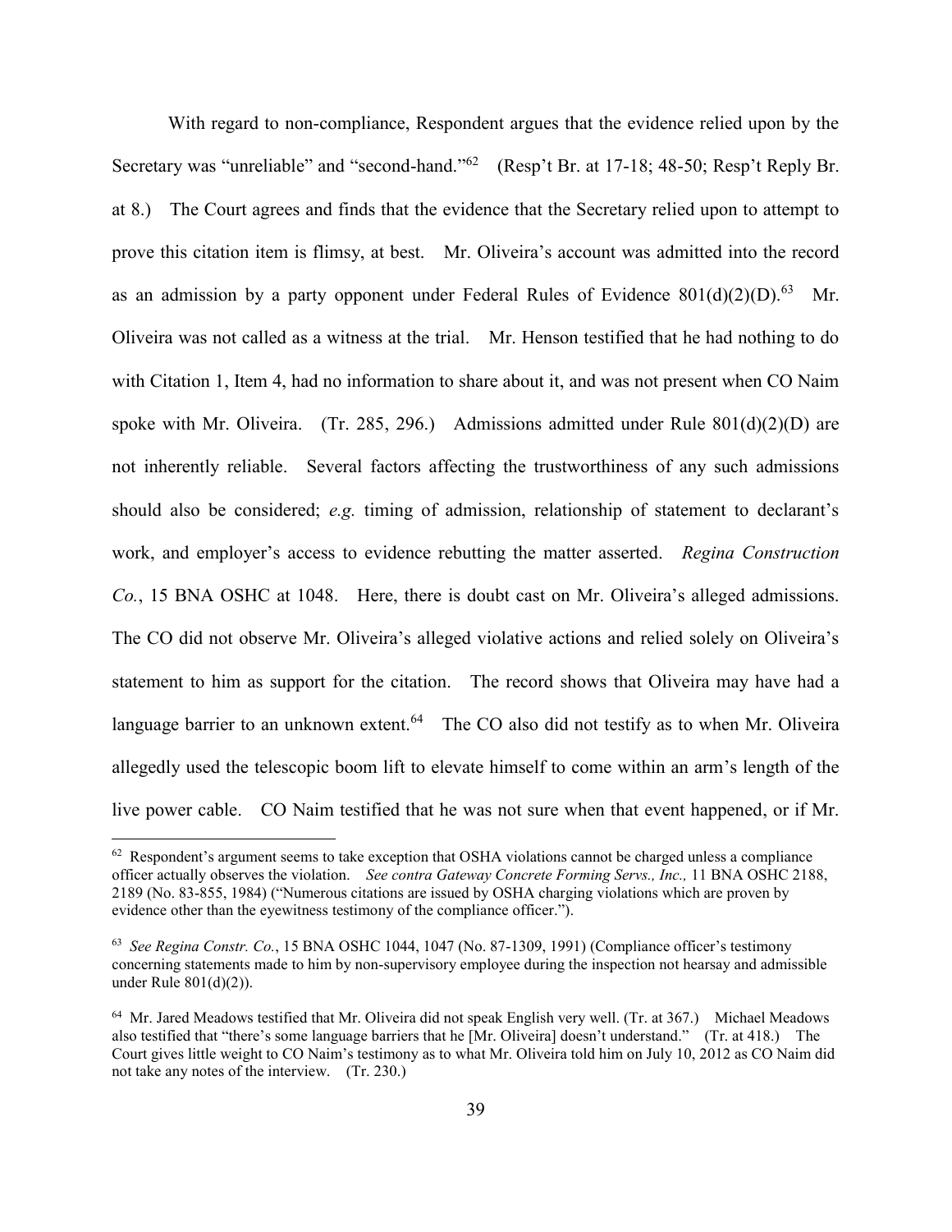With regard to non-compliance, Respondent argues that the evidence relied upon by the Secretary was "unreliable" and "second-hand."[62] (Resp't Br. at 17-18; 48-50; Resp't Reply Br. at 8.) The Court agrees and finds that the evidence that the Secretary relied upon to attempt to prove this citation item is flimsy, at best. Mr. Oliveira's account was admitted into the record as an admission by a party opponent under Federal Rules of Evidence 801(d)(2)(D).[63] Mr. Oliveira was not called as a witness at the trial. Mr. Henson testified that he had nothing to do with Citation 1, Item 4, had no information to share about it, and was not present when CO Naim spoke with Mr. Oliveira. (Tr. 285, 296.) Admissions admitted under Rule 801(d)(2)(D) are not inherently reliable. Several factors affecting the trustworthiness of any such admissions should also be considered; *e.g.* timing of admission, relationship of statement to declarant's work, and employer's access to evidence rebutting the matter asserted. *Regina Construction Co.*, 15 BNA OSHC at 1048. Here, there is doubt cast on Mr. Oliveira's alleged admissions. The CO did not observe Mr. Oliveira's alleged violative actions and relied solely on Oliveira's statement to him as support for the citation. The record shows that Oliveira may have had a language barrier to an unknown extent.[64] The CO also did not testify as to when Mr. Oliveira allegedly used the telescopic boom lift to elevate himself to come within an arm's length of the live power cable. CO Naim testified that he was not sure when that event happened, or if Mr.

---

[62] Respondent's argument seems to take exception that OSHA violations cannot be charged unless a compliance officer actually observes the violation. *See contra Gateway Concrete Forming Servs., Inc.,* 11 BNA OSHC 2188, 2189 (No. 83-855, 1984) ("Numerous citations are issued by OSHA charging violations which are proven by evidence other than the eyewitness testimony of the compliance officer.").

[63] *See Regina Constr. Co.*, 15 BNA OSHC 1044, 1047 (No. 87-1309, 1991) (Compliance officer's testimony concerning statements made to him by non-supervisory employee during the inspection not hearsay and admissible under Rule 801(d)(2)).

[64] Mr. Jared Meadows testified that Mr. Oliveira did not speak English very well. (Tr. at 367.) Michael Meadows also testified that "there's some language barriers that he [Mr. Oliveira] doesn't understand." (Tr. at 418.) The Court gives little weight to CO Naim's testimony as to what Mr. Oliveira told him on July 10, 2012 as CO Naim did not take any notes of the interview. (Tr. 230.)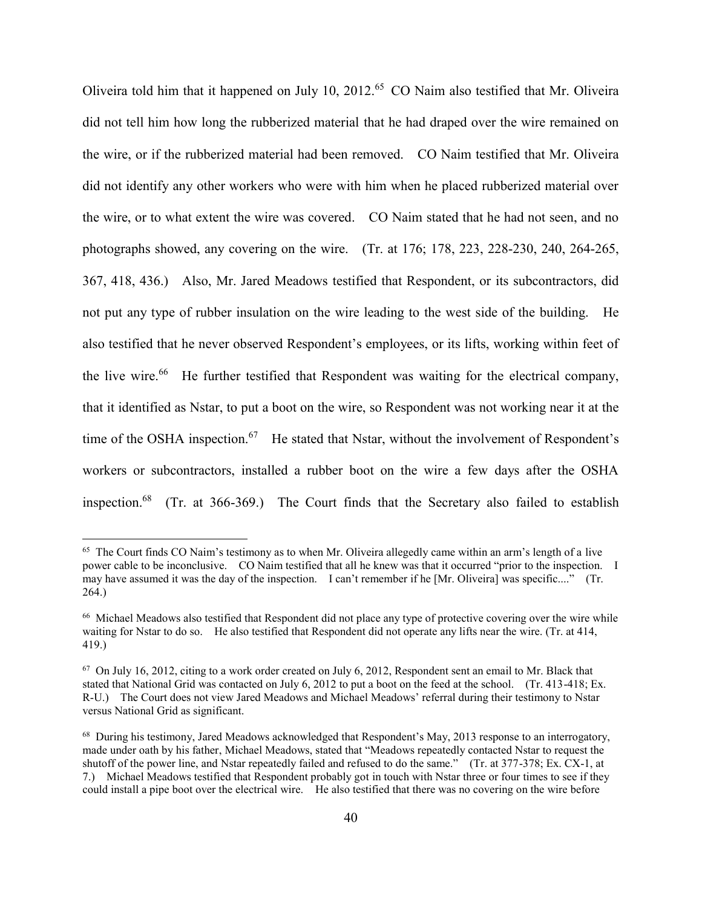Oliveira told him that it happened on July 10, 2012.[65] CO Naim also testified that Mr. Oliveira did not tell him how long the rubberized material that he had draped over the wire remained on the wire, or if the rubberized material had been removed. CO Naim testified that Mr. Oliveira did not identify any other workers who were with him when he placed rubberized material over the wire, or to what extent the wire was covered. CO Naim stated that he had not seen, and no photographs showed, any covering on the wire. (Tr. at 176; 178, 223, 228-230, 240, 264-265, 367, 418, 436.) Also, Mr. Jared Meadows testified that Respondent, or its subcontractors, did not put any type of rubber insulation on the wire leading to the west side of the building. He also testified that he never observed Respondent's employees, or its lifts, working within feet of the live wire.[66] He further testified that Respondent was waiting for the electrical company, that it identified as Nstar, to put a boot on the wire, so Respondent was not working near it at the time of the OSHA inspection.[67] He stated that Nstar, without the involvement of Respondent's workers or subcontractors, installed a rubber boot on the wire a few days after the OSHA inspection.[68] (Tr. at 366-369.) The Court finds that the Secretary also failed to establish

---

[65] The Court finds CO Naim's testimony as to when Mr. Oliveira allegedly came within an arm's length of a live power cable to be inconclusive. CO Naim testified that all he knew was that it occurred "prior to the inspection. I may have assumed it was the day of the inspection. I can't remember if he [Mr. Oliveira] was specific...." (Tr. 264.)

[66] Michael Meadows also testified that Respondent did not place any type of protective covering over the wire while waiting for Nstar to do so. He also testified that Respondent did not operate any lifts near the wire. (Tr. at 414, 419.)

[67] On July 16, 2012, citing to a work order created on July 6, 2012, Respondent sent an email to Mr. Black that stated that National Grid was contacted on July 6, 2012 to put a boot on the feed at the school. (Tr. 413-418; Ex. R-U.) The Court does not view Jared Meadows and Michael Meadows' referral during their testimony to Nstar versus National Grid as significant.

[68] During his testimony, Jared Meadows acknowledged that Respondent's May, 2013 response to an interrogatory, made under oath by his father, Michael Meadows, stated that "Meadows repeatedly contacted Nstar to request the shutoff of the power line, and Nstar repeatedly failed and refused to do the same." (Tr. at 377-378; Ex. CX-1, at 7.) Michael Meadows testified that Respondent probably got in touch with Nstar three or four times to see if they could install a pipe boot over the electrical wire. He also testified that there was no covering on the wire before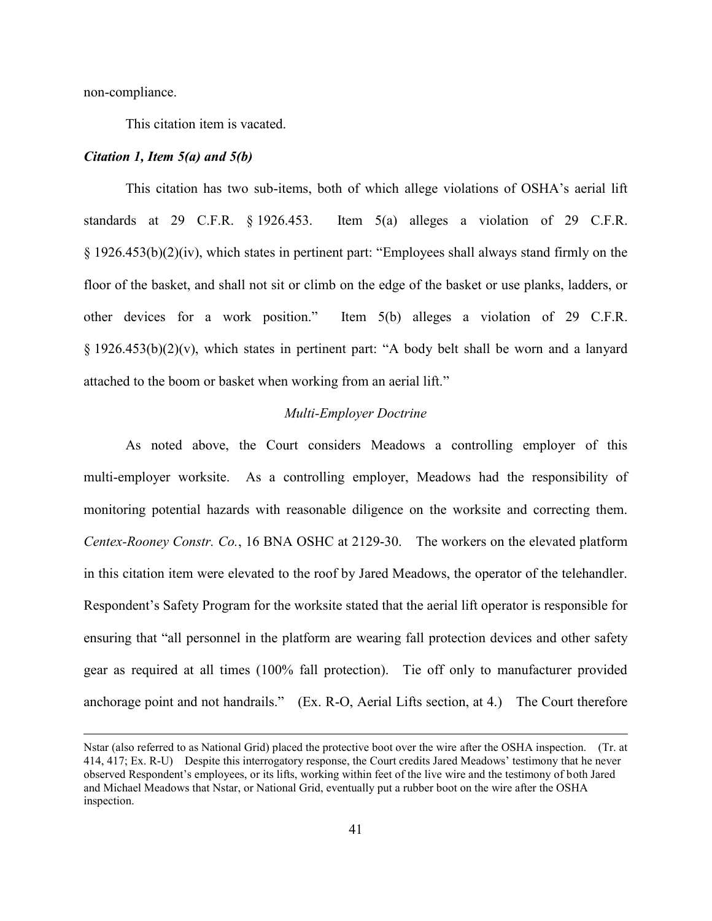non-compliance.

This citation item is vacated.

***Citation 1, Item 5(a) and 5(b)***

This citation has two sub-items, both of which allege violations of OSHA's aerial lift standards at 29 C.F.R. § 1926.453. Item 5(a) alleges a violation of 29 C.F.R. § 1926.453(b)(2)(iv), which states in pertinent part: "Employees shall always stand firmly on the floor of the basket, and shall not sit or climb on the edge of the basket or use planks, ladders, or other devices for a work position." Item 5(b) alleges a violation of 29 C.F.R. § 1926.453(b)(2)(v), which states in pertinent part: "A body belt shall be worn and a lanyard attached to the boom or basket when working from an aerial lift."

*Multi-Employer Doctrine*

As noted above, the Court considers Meadows a controlling employer of this multi-employer worksite. As a controlling employer, Meadows had the responsibility of monitoring potential hazards with reasonable diligence on the worksite and correcting them. *Centex-Rooney Constr. Co.*, 16 BNA OSHC at 2129-30. The workers on the elevated platform in this citation item were elevated to the roof by Jared Meadows, the operator of the telehandler. Respondent's Safety Program for the worksite stated that the aerial lift operator is responsible for ensuring that "all personnel in the platform are wearing fall protection devices and other safety gear as required at all times (100% fall protection). Tie off only to manufacturer provided anchorage point and not handrails." (Ex. R-O, Aerial Lifts section, at 4.) The Court therefore

---

Nstar (also referred to as National Grid) placed the protective boot over the wire after the OSHA inspection. (Tr. at 414, 417; Ex. R-U) Despite this interrogatory response, the Court credits Jared Meadows' testimony that he never observed Respondent's employees, or its lifts, working within feet of the live wire and the testimony of both Jared and Michael Meadows that Nstar, or National Grid, eventually put a rubber boot on the wire after the OSHA inspection.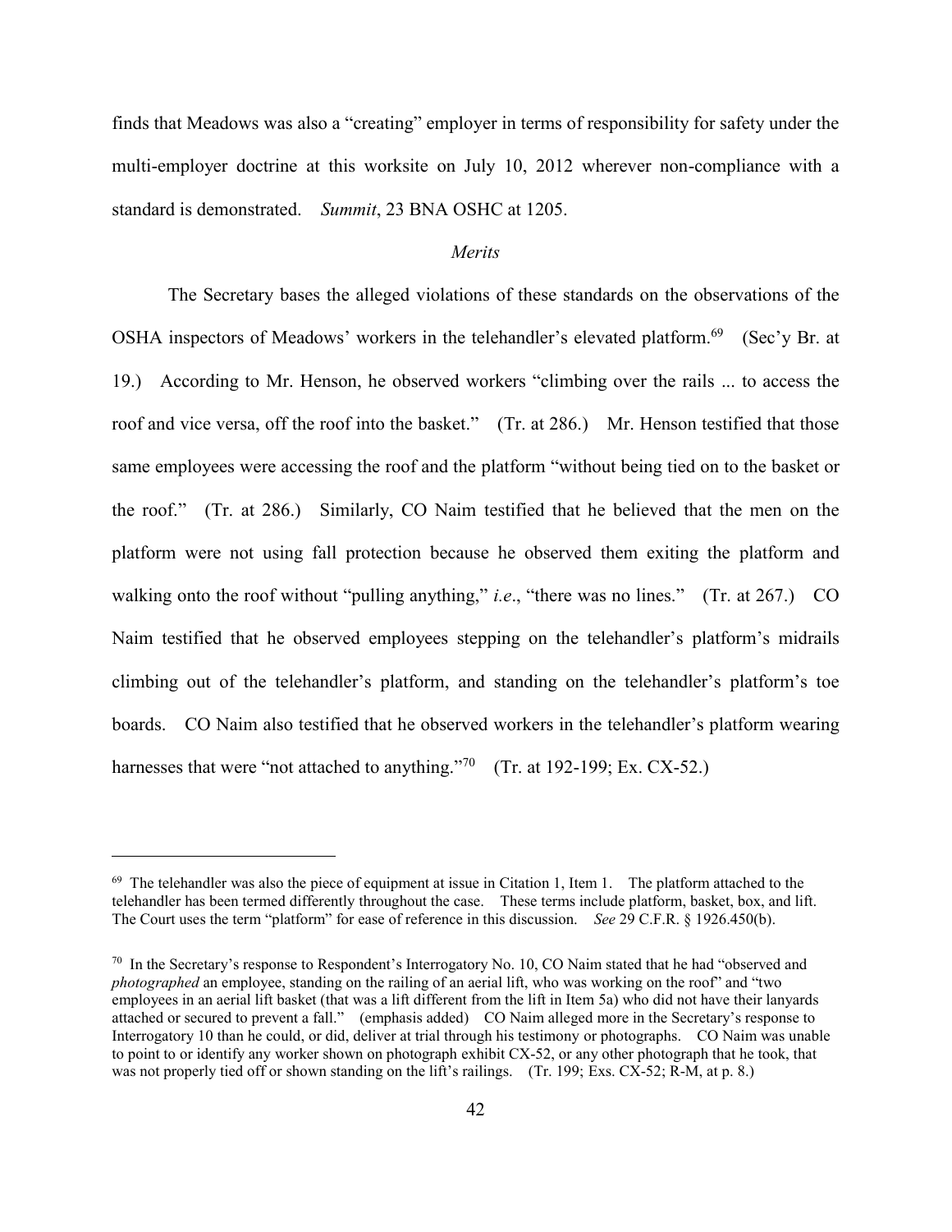finds that Meadows was also a "creating" employer in terms of responsibility for safety under the multi-employer doctrine at this worksite on July 10, 2012 wherever non-compliance with a standard is demonstrated. *Summit*, 23 BNA OSHC at 1205.

*Merits*

The Secretary bases the alleged violations of these standards on the observations of the OSHA inspectors of Meadows' workers in the telehandler's elevated platform.[69] (Sec'y Br. at 19.) According to Mr. Henson, he observed workers "climbing over the rails ... to access the roof and vice versa, off the roof into the basket." (Tr. at 286.) Mr. Henson testified that those same employees were accessing the roof and the platform "without being tied on to the basket or the roof." (Tr. at 286.) Similarly, CO Naim testified that he believed that the men on the platform were not using fall protection because he observed them exiting the platform and walking onto the roof without "pulling anything," *i.e*., "there was no lines." (Tr. at 267.) CO Naim testified that he observed employees stepping on the telehandler's platform's midrails climbing out of the telehandler's platform, and standing on the telehandler's platform's toe boards. CO Naim also testified that he observed workers in the telehandler's platform wearing harnesses that were "not attached to anything."[70] (Tr. at 192-199; Ex. CX-52.)

---

[69] The telehandler was also the piece of equipment at issue in Citation 1, Item 1. The platform attached to the telehandler has been termed differently throughout the case. These terms include platform, basket, box, and lift. The Court uses the term "platform" for ease of reference in this discussion. *See* 29 C.F.R. § 1926.450(b).

[70] In the Secretary's response to Respondent's Interrogatory No. 10, CO Naim stated that he had "observed and *photographed* an employee, standing on the railing of an aerial lift, who was working on the roof" and "two employees in an aerial lift basket (that was a lift different from the lift in Item 5a) who did not have their lanyards attached or secured to prevent a fall." (emphasis added) CO Naim alleged more in the Secretary's response to Interrogatory 10 than he could, or did, deliver at trial through his testimony or photographs. CO Naim was unable to point to or identify any worker shown on photograph exhibit CX-52, or any other photograph that he took, that was not properly tied off or shown standing on the lift's railings. (Tr. 199; Exs. CX-52; R-M, at p. 8.)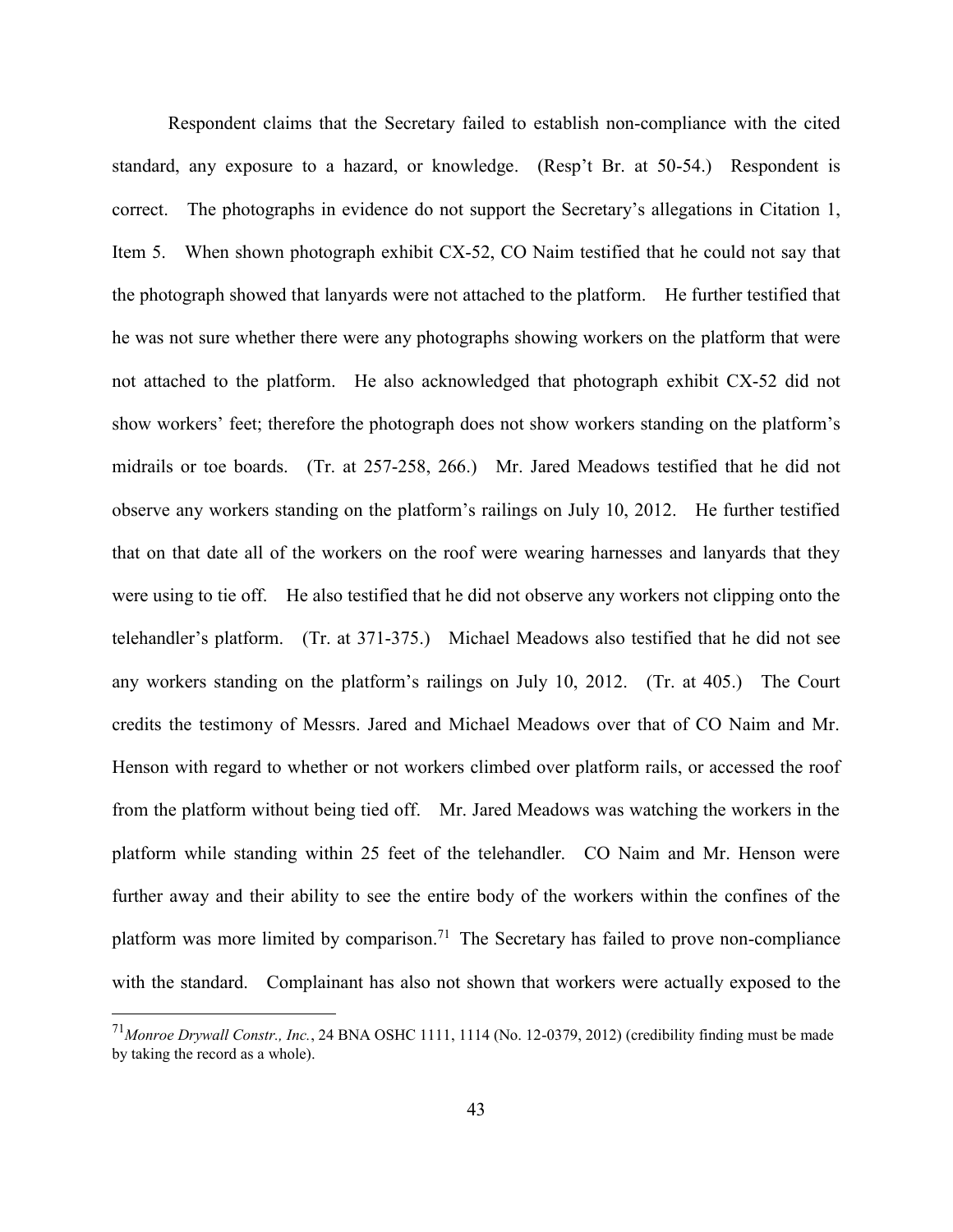Respondent claims that the Secretary failed to establish non-compliance with the cited standard, any exposure to a hazard, or knowledge. (Resp't Br. at 50-54.) Respondent is correct. The photographs in evidence do not support the Secretary's allegations in Citation 1, Item 5. When shown photograph exhibit CX-52, CO Naim testified that he could not say that the photograph showed that lanyards were not attached to the platform. He further testified that he was not sure whether there were any photographs showing workers on the platform that were not attached to the platform. He also acknowledged that photograph exhibit CX-52 did not show workers' feet; therefore the photograph does not show workers standing on the platform's midrails or toe boards. (Tr. at 257-258, 266.) Mr. Jared Meadows testified that he did not observe any workers standing on the platform's railings on July 10, 2012. He further testified that on that date all of the workers on the roof were wearing harnesses and lanyards that they were using to tie off. He also testified that he did not observe any workers not clipping onto the telehandler's platform. (Tr. at 371-375.) Michael Meadows also testified that he did not see any workers standing on the platform's railings on July 10, 2012. (Tr. at 405.) The Court credits the testimony of Messrs. Jared and Michael Meadows over that of CO Naim and Mr. Henson with regard to whether or not workers climbed over platform rails, or accessed the roof from the platform without being tied off. Mr. Jared Meadows was watching the workers in the platform while standing within 25 feet of the telehandler. CO Naim and Mr. Henson were further away and their ability to see the entire body of the workers within the confines of the platform was more limited by comparison.[71] The Secretary has failed to prove non-compliance with the standard. Complainant has also not shown that workers were actually exposed to the

[71] *Monroe Drywall Constr., Inc.*, 24 BNA OSHC 1111, 1114 (No. 12-0379, 2012) (credibility finding must be made by taking the record as a whole).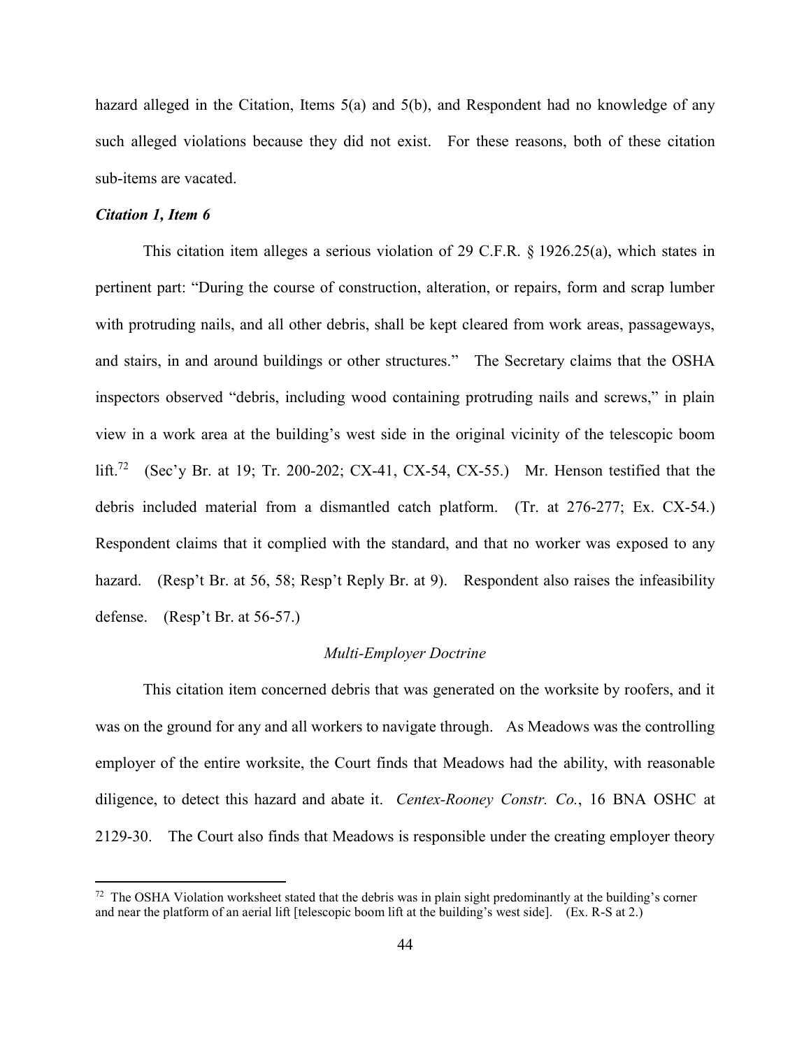hazard alleged in the Citation, Items 5(a) and 5(b), and Respondent had no knowledge of any such alleged violations because they did not exist. For these reasons, both of these citation sub-items are vacated.

***Citation 1, Item 6***

This citation item alleges a serious violation of 29 C.F.R. § 1926.25(a), which states in pertinent part: "During the course of construction, alteration, or repairs, form and scrap lumber with protruding nails, and all other debris, shall be kept cleared from work areas, passageways, and stairs, in and around buildings or other structures." The Secretary claims that the OSHA inspectors observed "debris, including wood containing protruding nails and screws," in plain view in a work area at the building's west side in the original vicinity of the telescopic boom lift.[72] (Sec'y Br. at 19; Tr. 200-202; CX-41, CX-54, CX-55.) Mr. Henson testified that the debris included material from a dismantled catch platform. (Tr. at 276-277; Ex. CX-54.) Respondent claims that it complied with the standard, and that no worker was exposed to any hazard. (Resp't Br. at 56, 58; Resp't Reply Br. at 9). Respondent also raises the infeasibility defense. (Resp't Br. at 56-57.)

*Multi-Employer Doctrine*

This citation item concerned debris that was generated on the worksite by roofers, and it was on the ground for any and all workers to navigate through. As Meadows was the controlling employer of the entire worksite, the Court finds that Meadows had the ability, with reasonable diligence, to detect this hazard and abate it. *Centex-Rooney Constr. Co.*, 16 BNA OSHC at 2129-30. The Court also finds that Meadows is responsible under the creating employer theory

[72] The OSHA Violation worksheet stated that the debris was in plain sight predominantly at the building's corner and near the platform of an aerial lift [telescopic boom lift at the building's west side]. (Ex. R-S at 2.)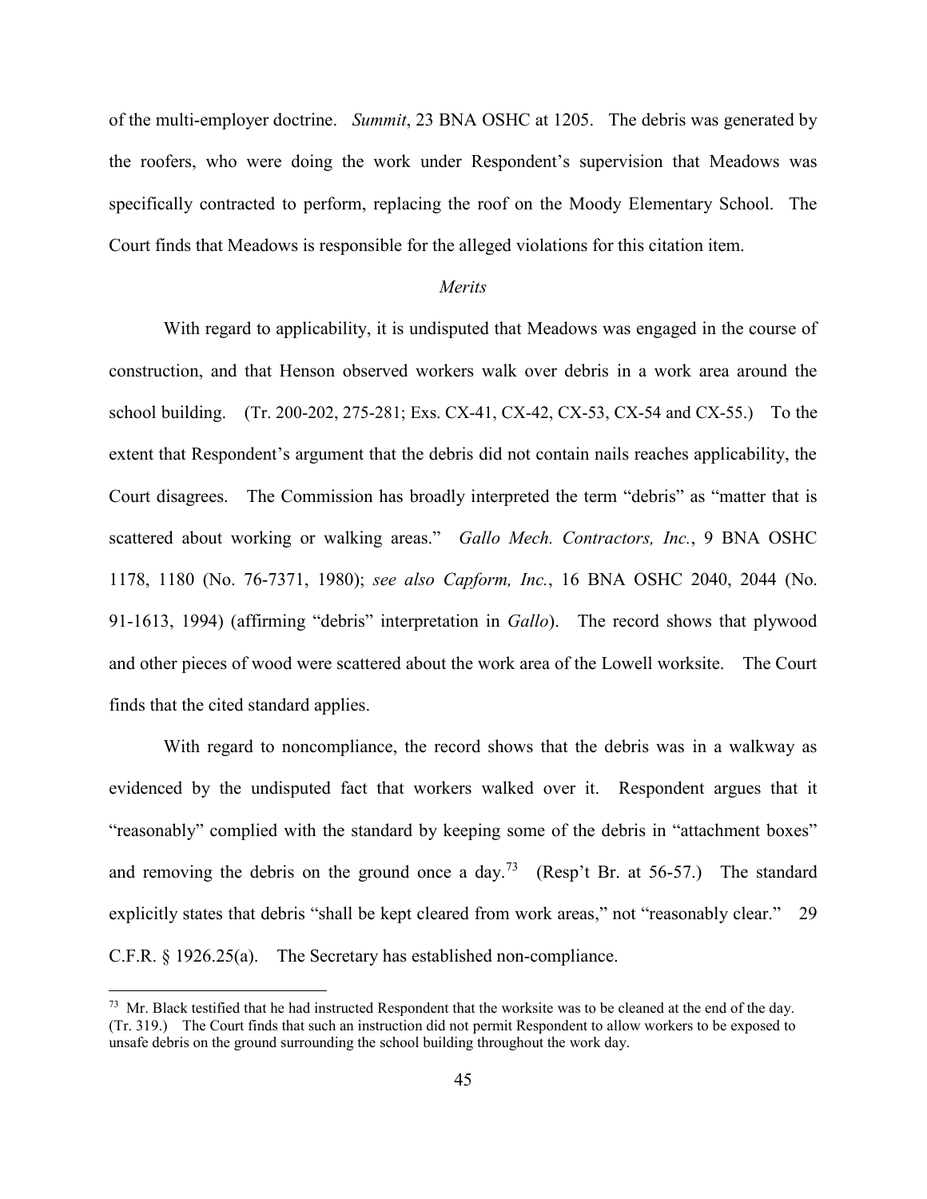of the multi-employer doctrine. *Summit*, 23 BNA OSHC at 1205. The debris was generated by the roofers, who were doing the work under Respondent's supervision that Meadows was specifically contracted to perform, replacing the roof on the Moody Elementary School. The Court finds that Meadows is responsible for the alleged violations for this citation item.

*Merits*

With regard to applicability, it is undisputed that Meadows was engaged in the course of construction, and that Henson observed workers walk over debris in a work area around the school building. (Tr. 200-202, 275-281; Exs. CX-41, CX-42, CX-53, CX-54 and CX-55.) To the extent that Respondent's argument that the debris did not contain nails reaches applicability, the Court disagrees. The Commission has broadly interpreted the term "debris" as "matter that is scattered about working or walking areas." *Gallo Mech. Contractors, Inc.*, 9 BNA OSHC 1178, 1180 (No. 76-7371, 1980); *see also Capform, Inc.*, 16 BNA OSHC 2040, 2044 (No. 91-1613, 1994) (affirming "debris" interpretation in *Gallo*). The record shows that plywood and other pieces of wood were scattered about the work area of the Lowell worksite. The Court finds that the cited standard applies.

With regard to noncompliance, the record shows that the debris was in a walkway as evidenced by the undisputed fact that workers walked over it. Respondent argues that it "reasonably" complied with the standard by keeping some of the debris in "attachment boxes" and removing the debris on the ground once a day.[73] (Resp't Br. at 56-57.) The standard explicitly states that debris "shall be kept cleared from work areas," not "reasonably clear." 29 C.F.R. § 1926.25(a). The Secretary has established non-compliance.

[73] Mr. Black testified that he had instructed Respondent that the worksite was to be cleaned at the end of the day. (Tr. 319.) The Court finds that such an instruction did not permit Respondent to allow workers to be exposed to unsafe debris on the ground surrounding the school building throughout the work day.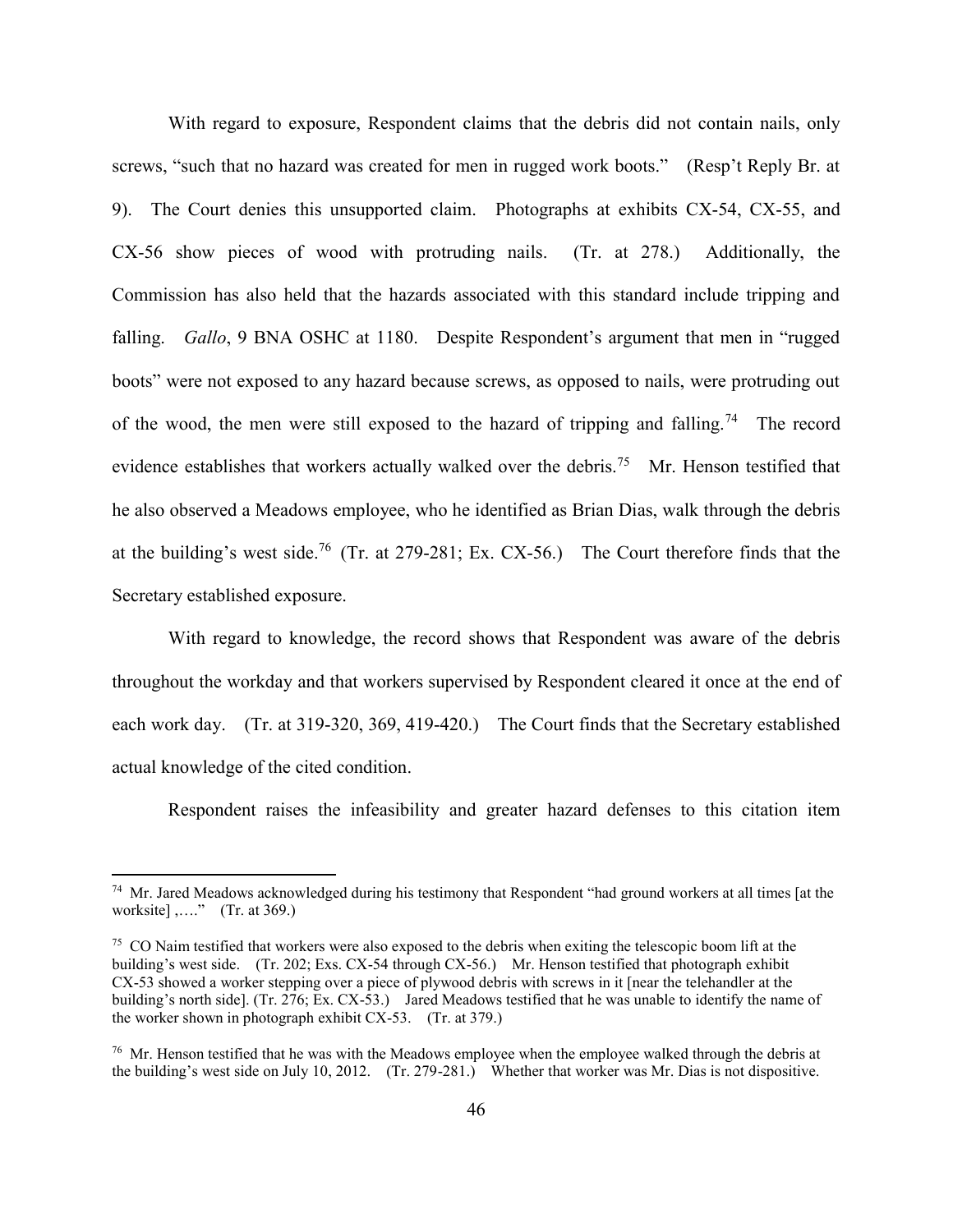With regard to exposure, Respondent claims that the debris did not contain nails, only screws, "such that no hazard was created for men in rugged work boots." (Resp't Reply Br. at 9). The Court denies this unsupported claim. Photographs at exhibits CX-54, CX-55, and CX-56 show pieces of wood with protruding nails. (Tr. at 278.) Additionally, the Commission has also held that the hazards associated with this standard include tripping and falling. *Gallo*, 9 BNA OSHC at 1180. Despite Respondent's argument that men in "rugged boots" were not exposed to any hazard because screws, as opposed to nails, were protruding out of the wood, the men were still exposed to the hazard of tripping and falling.[74] The record evidence establishes that workers actually walked over the debris.[75] Mr. Henson testified that he also observed a Meadows employee, who he identified as Brian Dias, walk through the debris at the building's west side.[76] (Tr. at 279-281; Ex. CX-56.) The Court therefore finds that the Secretary established exposure.

With regard to knowledge, the record shows that Respondent was aware of the debris throughout the workday and that workers supervised by Respondent cleared it once at the end of each work day. (Tr. at 319-320, 369, 419-420.) The Court finds that the Secretary established actual knowledge of the cited condition.

Respondent raises the infeasibility and greater hazard defenses to this citation item

---

[74] Mr. Jared Meadows acknowledged during his testimony that Respondent "had ground workers at all times [at the worksite] ,…." (Tr. at 369.)

[75] CO Naim testified that workers were also exposed to the debris when exiting the telescopic boom lift at the building's west side. (Tr. 202; Exs. CX-54 through CX-56.) Mr. Henson testified that photograph exhibit CX-53 showed a worker stepping over a piece of plywood debris with screws in it [near the telehandler at the building's north side]. (Tr. 276; Ex. CX-53.) Jared Meadows testified that he was unable to identify the name of the worker shown in photograph exhibit CX-53. (Tr. at 379.)

[76] Mr. Henson testified that he was with the Meadows employee when the employee walked through the debris at the building's west side on July 10, 2012. (Tr. 279-281.) Whether that worker was Mr. Dias is not dispositive.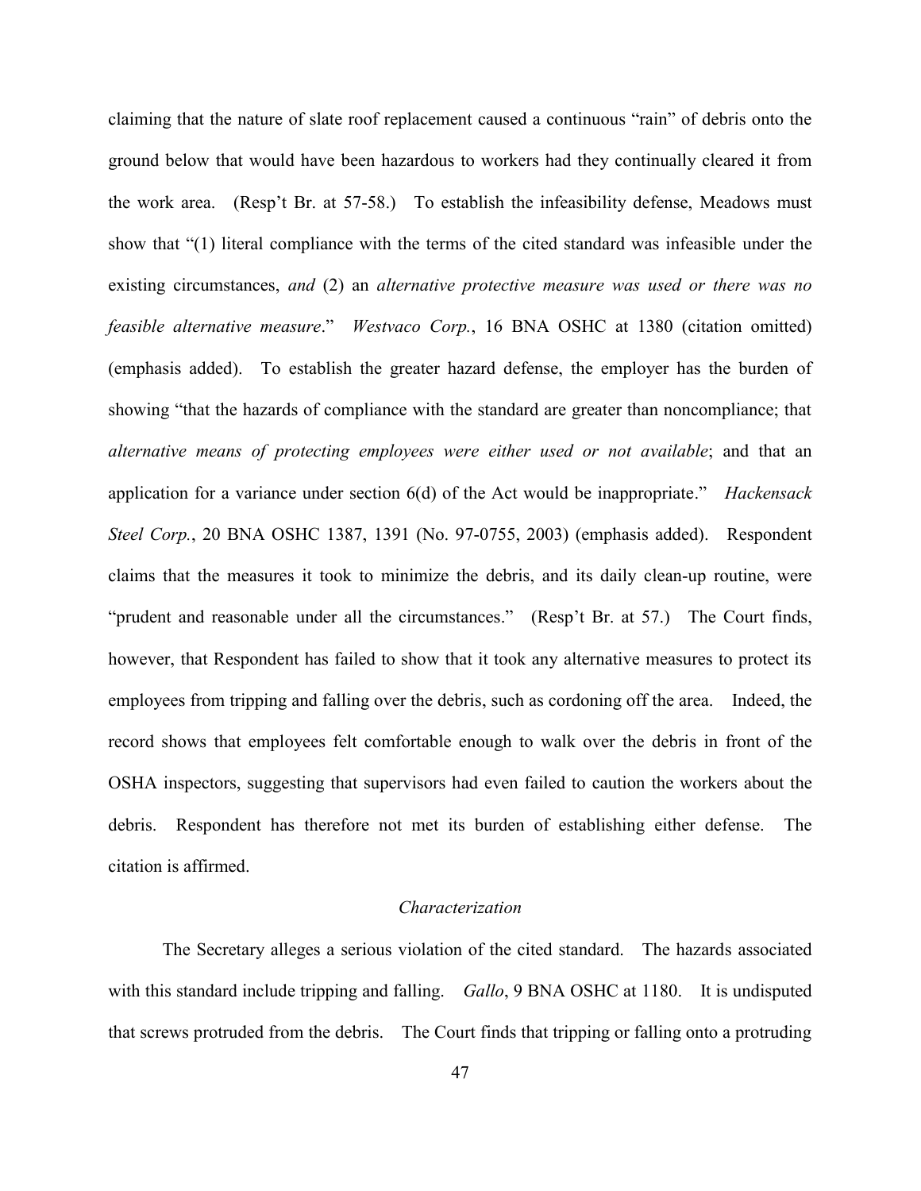claiming that the nature of slate roof replacement caused a continuous "rain" of debris onto the ground below that would have been hazardous to workers had they continually cleared it from the work area. (Resp't Br. at 57-58.) To establish the infeasibility defense, Meadows must show that "(1) literal compliance with the terms of the cited standard was infeasible under the existing circumstances, *and* (2) an *alternative protective measure was used or there was no feasible alternative measure*." *Westvaco Corp.*, 16 BNA OSHC at 1380 (citation omitted) (emphasis added). To establish the greater hazard defense, the employer has the burden of showing "that the hazards of compliance with the standard are greater than noncompliance; that *alternative means of protecting employees were either used or not available*; and that an application for a variance under section 6(d) of the Act would be inappropriate." *Hackensack Steel Corp.*, 20 BNA OSHC 1387, 1391 (No. 97-0755, 2003) (emphasis added). Respondent claims that the measures it took to minimize the debris, and its daily clean-up routine, were "prudent and reasonable under all the circumstances." (Resp't Br. at 57.) The Court finds, however, that Respondent has failed to show that it took any alternative measures to protect its employees from tripping and falling over the debris, such as cordoning off the area. Indeed, the record shows that employees felt comfortable enough to walk over the debris in front of the OSHA inspectors, suggesting that supervisors had even failed to caution the workers about the debris. Respondent has therefore not met its burden of establishing either defense. The citation is affirmed.

*Characterization*

The Secretary alleges a serious violation of the cited standard. The hazards associated with this standard include tripping and falling. *Gallo*, 9 BNA OSHC at 1180. It is undisputed that screws protruded from the debris. The Court finds that tripping or falling onto a protruding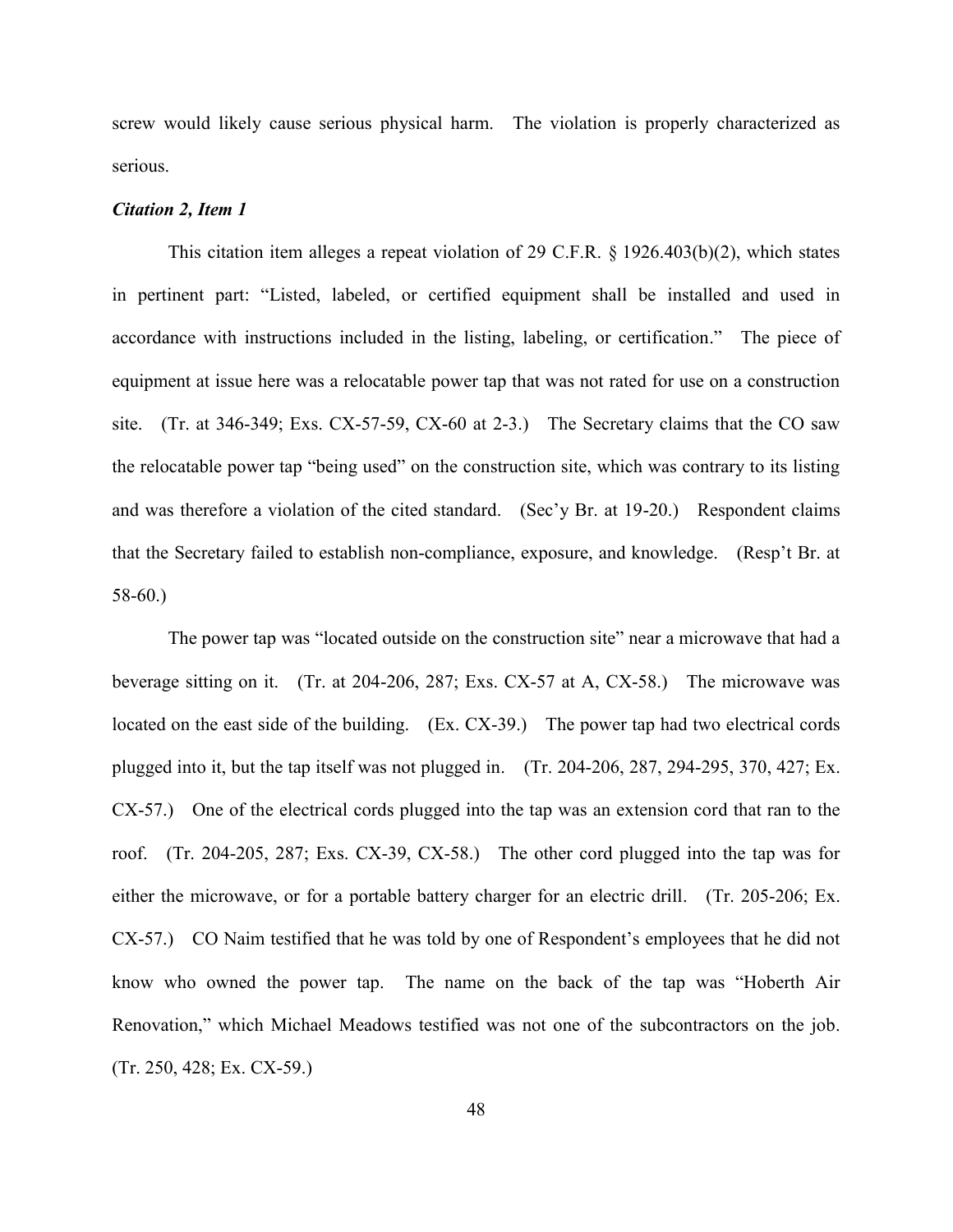screw would likely cause serious physical harm. The violation is properly characterized as serious.

***Citation 2, Item 1***

This citation item alleges a repeat violation of 29 C.F.R. § 1926.403(b)(2), which states in pertinent part: "Listed, labeled, or certified equipment shall be installed and used in accordance with instructions included in the listing, labeling, or certification." The piece of equipment at issue here was a relocatable power tap that was not rated for use on a construction site. (Tr. at 346-349; Exs. CX-57-59, CX-60 at 2-3.) The Secretary claims that the CO saw the relocatable power tap "being used" on the construction site, which was contrary to its listing and was therefore a violation of the cited standard. (Sec'y Br. at 19-20.) Respondent claims that the Secretary failed to establish non-compliance, exposure, and knowledge. (Resp't Br. at 58-60.)

The power tap was "located outside on the construction site" near a microwave that had a beverage sitting on it. (Tr. at 204-206, 287; Exs. CX-57 at A, CX-58.) The microwave was located on the east side of the building. (Ex. CX-39.) The power tap had two electrical cords plugged into it, but the tap itself was not plugged in. (Tr. 204-206, 287, 294-295, 370, 427; Ex. CX-57.) One of the electrical cords plugged into the tap was an extension cord that ran to the roof. (Tr. 204-205, 287; Exs. CX-39, CX-58.) The other cord plugged into the tap was for either the microwave, or for a portable battery charger for an electric drill. (Tr. 205-206; Ex. CX-57.) CO Naim testified that he was told by one of Respondent's employees that he did not know who owned the power tap. The name on the back of the tap was "Hoberth Air Renovation," which Michael Meadows testified was not one of the subcontractors on the job. (Tr. 250, 428; Ex. CX-59.)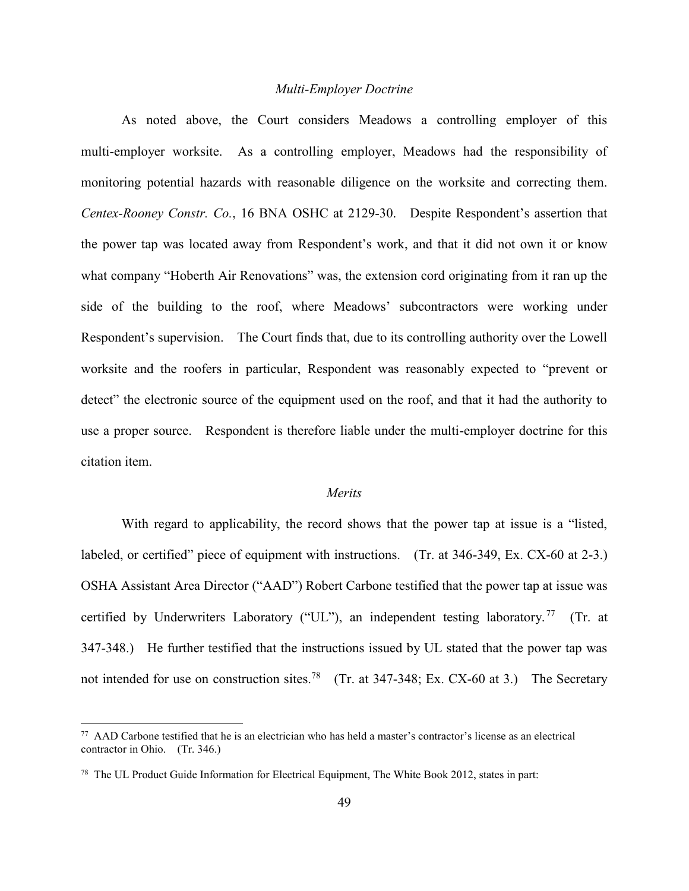*Multi-Employer Doctrine*

As noted above, the Court considers Meadows a controlling employer of this multi-employer worksite. As a controlling employer, Meadows had the responsibility of monitoring potential hazards with reasonable diligence on the worksite and correcting them. *Centex-Rooney Constr. Co.*, 16 BNA OSHC at 2129-30. Despite Respondent's assertion that the power tap was located away from Respondent's work, and that it did not own it or know what company "Hoberth Air Renovations" was, the extension cord originating from it ran up the side of the building to the roof, where Meadows' subcontractors were working under Respondent's supervision. The Court finds that, due to its controlling authority over the Lowell worksite and the roofers in particular, Respondent was reasonably expected to "prevent or detect" the electronic source of the equipment used on the roof, and that it had the authority to use a proper source. Respondent is therefore liable under the multi-employer doctrine for this citation item.

*Merits*

With regard to applicability, the record shows that the power tap at issue is a "listed, labeled, or certified" piece of equipment with instructions. (Tr. at 346-349, Ex. CX-60 at 2-3.) OSHA Assistant Area Director ("AAD") Robert Carbone testified that the power tap at issue was certified by Underwriters Laboratory ("UL"), an independent testing laboratory.[77] (Tr. at 347-348.) He further testified that the instructions issued by UL stated that the power tap was not intended for use on construction sites.[78] (Tr. at 347-348; Ex. CX-60 at 3.) The Secretary

---

[77] AAD Carbone testified that he is an electrician who has held a master's contractor's license as an electrical contractor in Ohio. (Tr. 346.)

[78] The UL Product Guide Information for Electrical Equipment, The White Book 2012, states in part: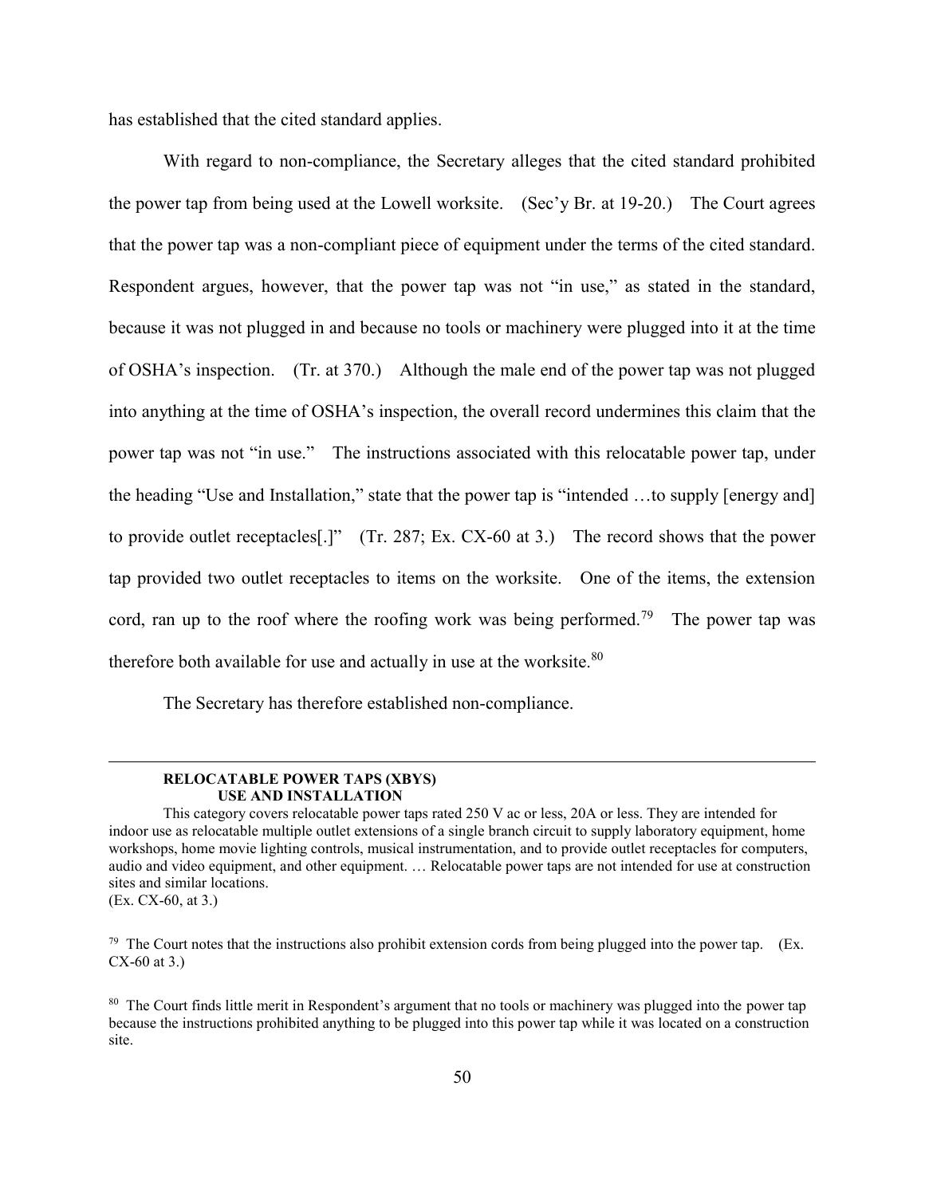has established that the cited standard applies.

With regard to non-compliance, the Secretary alleges that the cited standard prohibited the power tap from being used at the Lowell worksite. (Sec'y Br. at 19-20.) The Court agrees that the power tap was a non-compliant piece of equipment under the terms of the cited standard. Respondent argues, however, that the power tap was not "in use," as stated in the standard, because it was not plugged in and because no tools or machinery were plugged into it at the time of OSHA's inspection. (Tr. at 370.) Although the male end of the power tap was not plugged into anything at the time of OSHA's inspection, the overall record undermines this claim that the power tap was not "in use." The instructions associated with this relocatable power tap, under the heading "Use and Installation," state that the power tap is "intended …to supply [energy and] to provide outlet receptacles[.]" (Tr. 287; Ex. CX-60 at 3.) The record shows that the power tap provided two outlet receptacles to items on the worksite. One of the items, the extension cord, ran up to the roof where the roofing work was being performed.[79] The power tap was therefore both available for use and actually in use at the worksite.[80]

The Secretary has therefore established non-compliance.

---

**RELOCATABLE POWER TAPS (XBYS)**
**USE AND INSTALLATION**

This category covers relocatable power taps rated 250 V ac or less, 20A or less. They are intended for indoor use as relocatable multiple outlet extensions of a single branch circuit to supply laboratory equipment, home workshops, home movie lighting controls, musical instrumentation, and to provide outlet receptacles for computers, audio and video equipment, and other equipment. … Relocatable power taps are not intended for use at construction sites and similar locations.
(Ex. CX-60, at 3.)

[79] The Court notes that the instructions also prohibit extension cords from being plugged into the power tap. (Ex. CX-60 at 3.)

[80] The Court finds little merit in Respondent's argument that no tools or machinery was plugged into the power tap because the instructions prohibited anything to be plugged into this power tap while it was located on a construction site.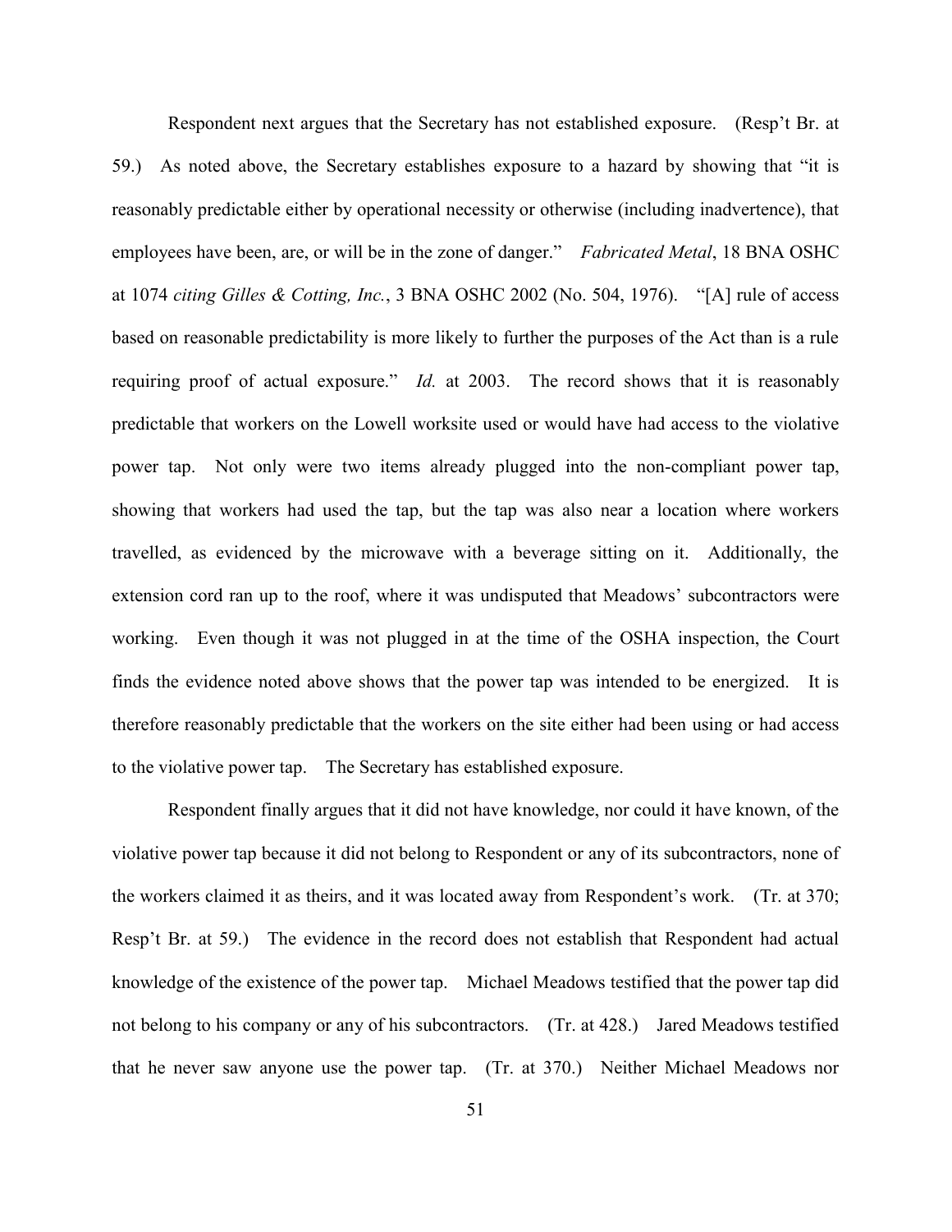Respondent next argues that the Secretary has not established exposure. (Resp't Br. at 59.) As noted above, the Secretary establishes exposure to a hazard by showing that "it is reasonably predictable either by operational necessity or otherwise (including inadvertence), that employees have been, are, or will be in the zone of danger." *Fabricated Metal*, 18 BNA OSHC at 1074 *citing Gilles & Cotting, Inc.*, 3 BNA OSHC 2002 (No. 504, 1976). "[A] rule of access based on reasonable predictability is more likely to further the purposes of the Act than is a rule requiring proof of actual exposure." *Id.* at 2003. The record shows that it is reasonably predictable that workers on the Lowell worksite used or would have had access to the violative power tap. Not only were two items already plugged into the non-compliant power tap, showing that workers had used the tap, but the tap was also near a location where workers travelled, as evidenced by the microwave with a beverage sitting on it. Additionally, the extension cord ran up to the roof, where it was undisputed that Meadows' subcontractors were working. Even though it was not plugged in at the time of the OSHA inspection, the Court finds the evidence noted above shows that the power tap was intended to be energized. It is therefore reasonably predictable that the workers on the site either had been using or had access to the violative power tap. The Secretary has established exposure.

Respondent finally argues that it did not have knowledge, nor could it have known, of the violative power tap because it did not belong to Respondent or any of its subcontractors, none of the workers claimed it as theirs, and it was located away from Respondent's work. (Tr. at 370; Resp't Br. at 59.) The evidence in the record does not establish that Respondent had actual knowledge of the existence of the power tap. Michael Meadows testified that the power tap did not belong to his company or any of his subcontractors. (Tr. at 428.) Jared Meadows testified that he never saw anyone use the power tap. (Tr. at 370.) Neither Michael Meadows nor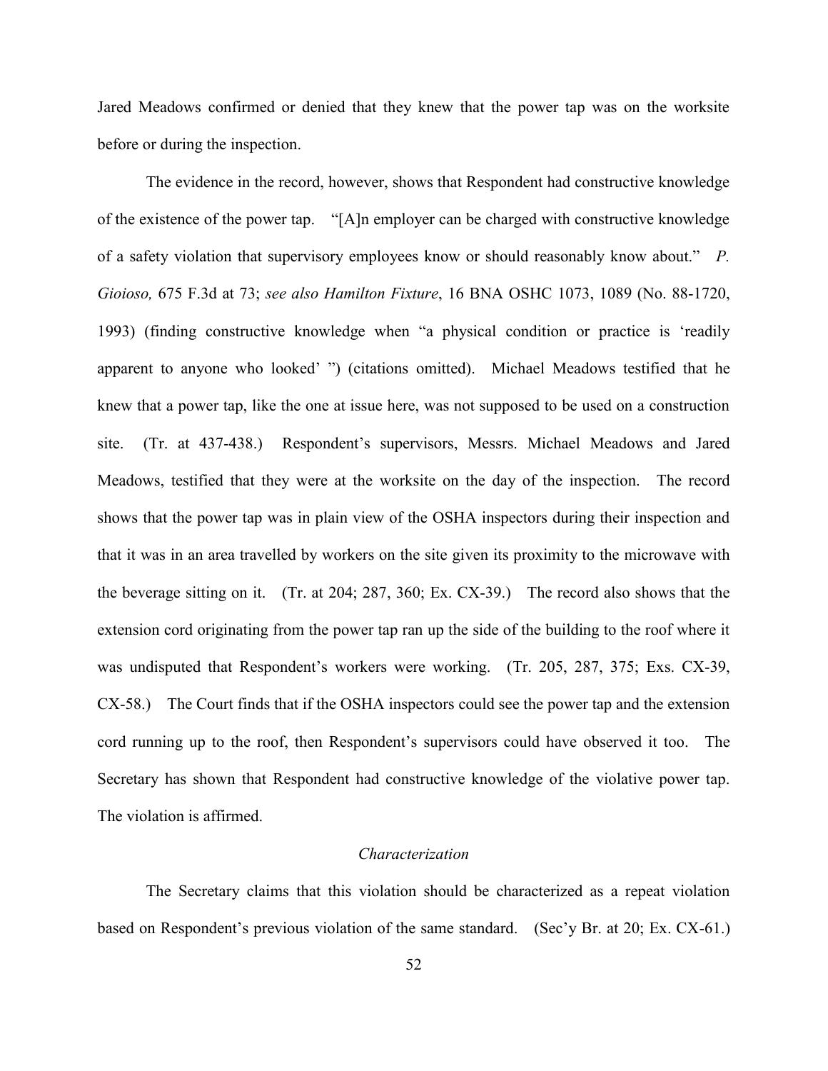Jared Meadows confirmed or denied that they knew that the power tap was on the worksite before or during the inspection.

The evidence in the record, however, shows that Respondent had constructive knowledge of the existence of the power tap. "[A]n employer can be charged with constructive knowledge of a safety violation that supervisory employees know or should reasonably know about." *P. Gioioso,* 675 F.3d at 73; *see also Hamilton Fixture*, 16 BNA OSHC 1073, 1089 (No. 88-1720, 1993) (finding constructive knowledge when "a physical condition or practice is 'readily apparent to anyone who looked' ") (citations omitted). Michael Meadows testified that he knew that a power tap, like the one at issue here, was not supposed to be used on a construction site. (Tr. at 437-438.) Respondent's supervisors, Messrs. Michael Meadows and Jared Meadows, testified that they were at the worksite on the day of the inspection. The record shows that the power tap was in plain view of the OSHA inspectors during their inspection and that it was in an area travelled by workers on the site given its proximity to the microwave with the beverage sitting on it. (Tr. at 204; 287, 360; Ex. CX-39.) The record also shows that the extension cord originating from the power tap ran up the side of the building to the roof where it was undisputed that Respondent's workers were working. (Tr. 205, 287, 375; Exs. CX-39, CX-58.) The Court finds that if the OSHA inspectors could see the power tap and the extension cord running up to the roof, then Respondent's supervisors could have observed it too. The Secretary has shown that Respondent had constructive knowledge of the violative power tap. The violation is affirmed.

*Characterization*

The Secretary claims that this violation should be characterized as a repeat violation based on Respondent's previous violation of the same standard. (Sec'y Br. at 20; Ex. CX-61.)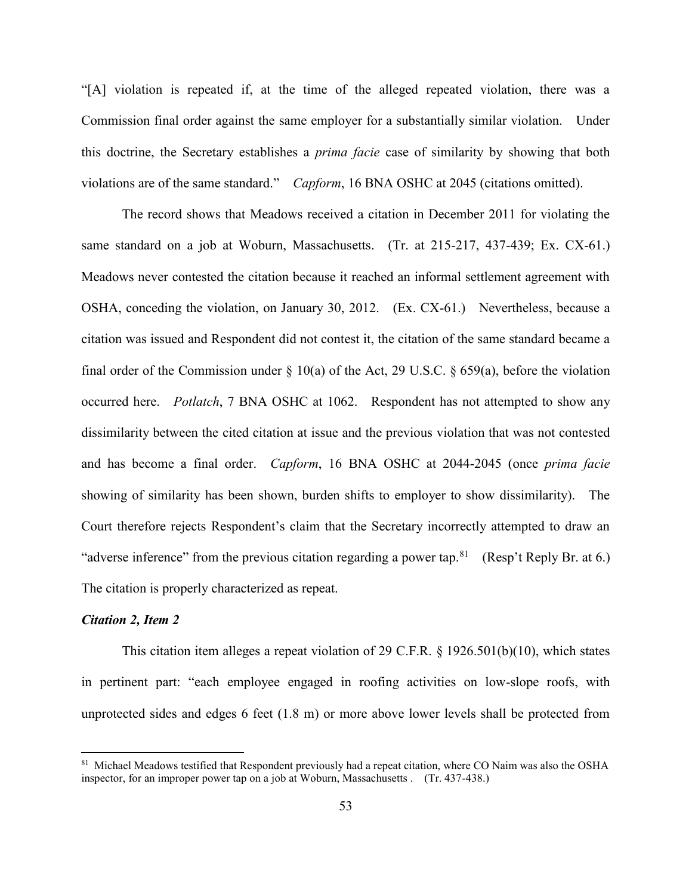"[A] violation is repeated if, at the time of the alleged repeated violation, there was a Commission final order against the same employer for a substantially similar violation. Under this doctrine, the Secretary establishes a *prima facie* case of similarity by showing that both violations are of the same standard." *Capform*, 16 BNA OSHC at 2045 (citations omitted).

The record shows that Meadows received a citation in December 2011 for violating the same standard on a job at Woburn, Massachusetts. (Tr. at 215-217, 437-439; Ex. CX-61.) Meadows never contested the citation because it reached an informal settlement agreement with OSHA, conceding the violation, on January 30, 2012. (Ex. CX-61.) Nevertheless, because a citation was issued and Respondent did not contest it, the citation of the same standard became a final order of the Commission under § 10(a) of the Act, 29 U.S.C. § 659(a), before the violation occurred here. *Potlatch*, 7 BNA OSHC at 1062. Respondent has not attempted to show any dissimilarity between the cited citation at issue and the previous violation that was not contested and has become a final order. *Capform*, 16 BNA OSHC at 2044-2045 (once *prima facie* showing of similarity has been shown, burden shifts to employer to show dissimilarity). The Court therefore rejects Respondent's claim that the Secretary incorrectly attempted to draw an "adverse inference" from the previous citation regarding a power tap.[81] (Resp't Reply Br. at 6.) The citation is properly characterized as repeat.

***Citation 2, Item 2***

This citation item alleges a repeat violation of 29 C.F.R. § 1926.501(b)(10), which states in pertinent part: "each employee engaged in roofing activities on low-slope roofs, with unprotected sides and edges 6 feet (1.8 m) or more above lower levels shall be protected from

---

[81] Michael Meadows testified that Respondent previously had a repeat citation, where CO Naim was also the OSHA inspector, for an improper power tap on a job at Woburn, Massachusetts . (Tr. 437-438.)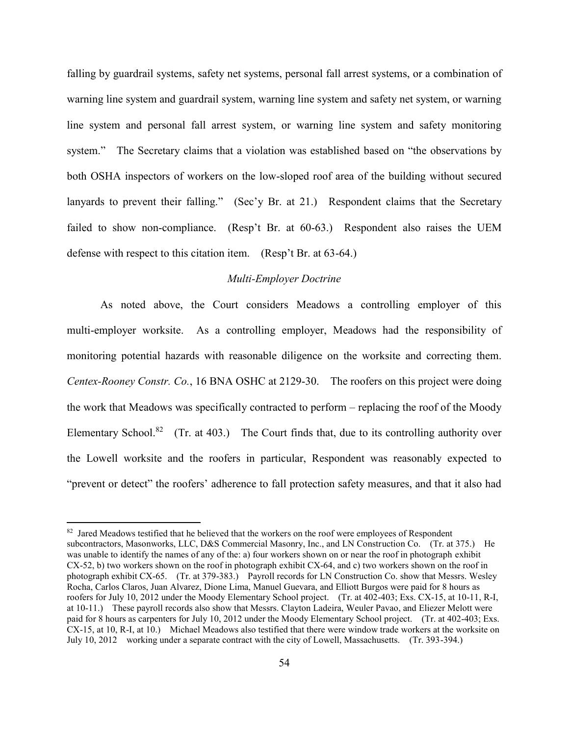falling by guardrail systems, safety net systems, personal fall arrest systems, or a combination of warning line system and guardrail system, warning line system and safety net system, or warning line system and personal fall arrest system, or warning line system and safety monitoring system." The Secretary claims that a violation was established based on "the observations by both OSHA inspectors of workers on the low-sloped roof area of the building without secured lanyards to prevent their falling." (Sec'y Br. at 21.) Respondent claims that the Secretary failed to show non-compliance. (Resp't Br. at 60-63.) Respondent also raises the UEM defense with respect to this citation item. (Resp't Br. at 63-64.)

*Multi-Employer Doctrine*

As noted above, the Court considers Meadows a controlling employer of this multi-employer worksite. As a controlling employer, Meadows had the responsibility of monitoring potential hazards with reasonable diligence on the worksite and correcting them. *Centex-Rooney Constr. Co.*, 16 BNA OSHC at 2129-30. The roofers on this project were doing the work that Meadows was specifically contracted to perform – replacing the roof of the Moody Elementary School.[82] (Tr. at 403.) The Court finds that, due to its controlling authority over the Lowell worksite and the roofers in particular, Respondent was reasonably expected to "prevent or detect" the roofers' adherence to fall protection safety measures, and that it also had

[82] Jared Meadows testified that he believed that the workers on the roof were employees of Respondent subcontractors, Masonworks, LLC, D&S Commercial Masonry, Inc., and LN Construction Co. (Tr. at 375.) He was unable to identify the names of any of the: a) four workers shown on or near the roof in photograph exhibit CX-52, b) two workers shown on the roof in photograph exhibit CX-64, and c) two workers shown on the roof in photograph exhibit CX-65. (Tr. at 379-383.) Payroll records for LN Construction Co. show that Messrs. Wesley Rocha, Carlos Claros, Juan Alvarez, Dione Lima, Manuel Guevara, and Elliott Burgos were paid for 8 hours as roofers for July 10, 2012 under the Moody Elementary School project. (Tr. at 402-403; Exs. CX-15, at 10-11, R-I, at 10-11.) These payroll records also show that Messrs. Clayton Ladeira, Weuler Pavao, and Eliezer Melott were paid for 8 hours as carpenters for July 10, 2012 under the Moody Elementary School project. (Tr. at 402-403; Exs. CX-15, at 10, R-I, at 10.) Michael Meadows also testified that there were window trade workers at the worksite on July 10, 2012 working under a separate contract with the city of Lowell, Massachusetts. (Tr. 393-394.)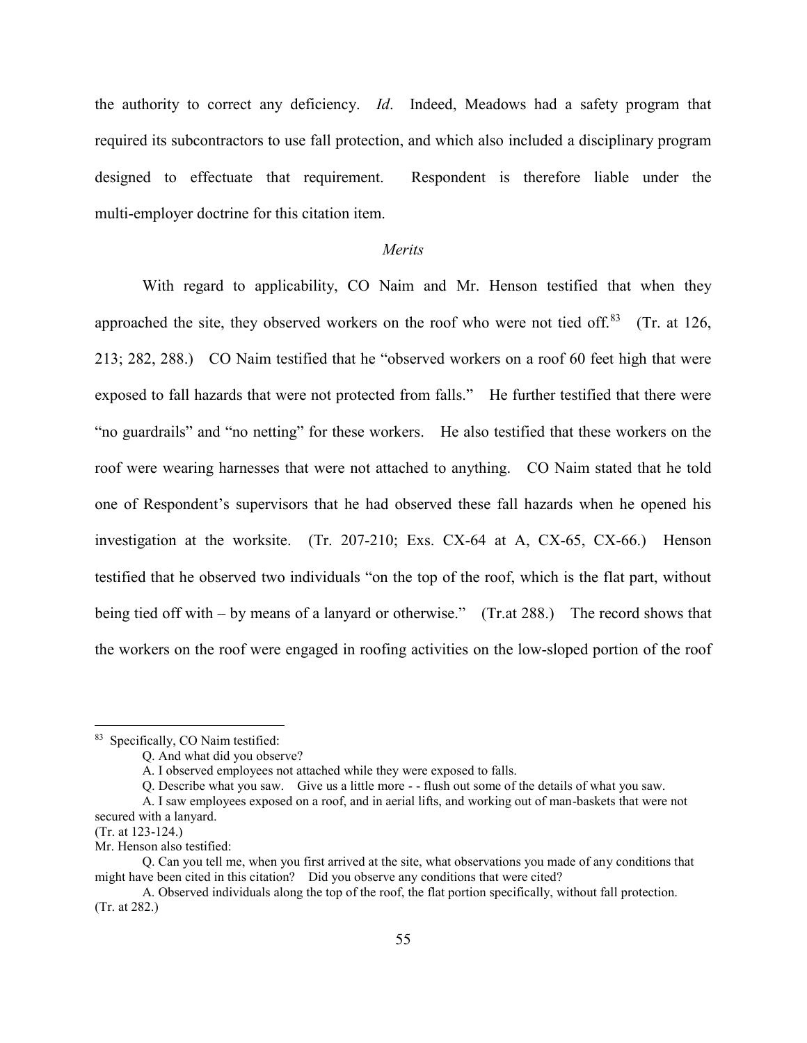the authority to correct any deficiency. *Id*. Indeed, Meadows had a safety program that required its subcontractors to use fall protection, and which also included a disciplinary program designed to effectuate that requirement. Respondent is therefore liable under the multi-employer doctrine for this citation item.

*Merits*

With regard to applicability, CO Naim and Mr. Henson testified that when they approached the site, they observed workers on the roof who were not tied off.[83] (Tr. at 126, 213; 282, 288.) CO Naim testified that he "observed workers on a roof 60 feet high that were exposed to fall hazards that were not protected from falls." He further testified that there were "no guardrails" and "no netting" for these workers. He also testified that these workers on the roof were wearing harnesses that were not attached to anything. CO Naim stated that he told one of Respondent's supervisors that he had observed these fall hazards when he opened his investigation at the worksite. (Tr. 207-210; Exs. CX-64 at A, CX-65, CX-66.) Henson testified that he observed two individuals "on the top of the roof, which is the flat part, without being tied off with – by means of a lanyard or otherwise." (Tr.at 288.) The record shows that the workers on the roof were engaged in roofing activities on the low-sloped portion of the roof

---

[83] Specifically, CO Naim testified:

Q. And what did you observe?

A. I observed employees not attached while they were exposed to falls.

Q. Describe what you saw. Give us a little more - - flush out some of the details of what you saw.

A. I saw employees exposed on a roof, and in aerial lifts, and working out of man-baskets that were not secured with a lanyard.

(Tr. at 123-124.)

Mr. Henson also testified:

Q. Can you tell me, when you first arrived at the site, what observations you made of any conditions that might have been cited in this citation? Did you observe any conditions that were cited?

A. Observed individuals along the top of the roof, the flat portion specifically, without fall protection.

(Tr. at 282.)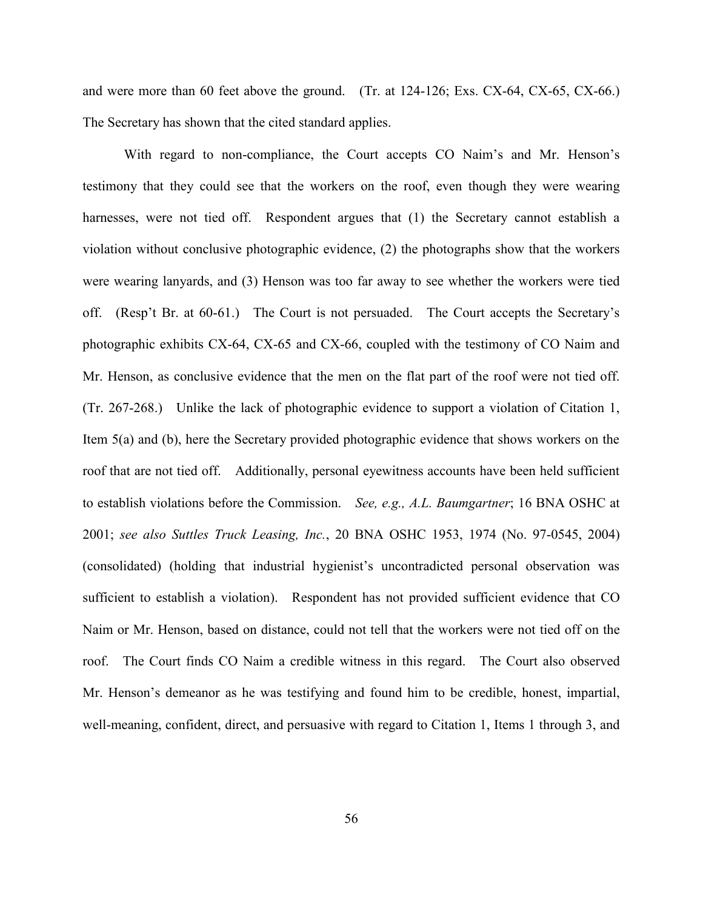and were more than 60 feet above the ground. (Tr. at 124-126; Exs. CX-64, CX-65, CX-66.) The Secretary has shown that the cited standard applies.

With regard to non-compliance, the Court accepts CO Naim's and Mr. Henson's testimony that they could see that the workers on the roof, even though they were wearing harnesses, were not tied off. Respondent argues that (1) the Secretary cannot establish a violation without conclusive photographic evidence, (2) the photographs show that the workers were wearing lanyards, and (3) Henson was too far away to see whether the workers were tied off. (Resp't Br. at 60-61.) The Court is not persuaded. The Court accepts the Secretary's photographic exhibits CX-64, CX-65 and CX-66, coupled with the testimony of CO Naim and Mr. Henson, as conclusive evidence that the men on the flat part of the roof were not tied off. (Tr. 267-268.) Unlike the lack of photographic evidence to support a violation of Citation 1, Item 5(a) and (b), here the Secretary provided photographic evidence that shows workers on the roof that are not tied off. Additionally, personal eyewitness accounts have been held sufficient to establish violations before the Commission. *See, e.g., A.L. Baumgartner*; 16 BNA OSHC at 2001; *see also Suttles Truck Leasing, Inc.*, 20 BNA OSHC 1953, 1974 (No. 97-0545, 2004) (consolidated) (holding that industrial hygienist's uncontradicted personal observation was sufficient to establish a violation). Respondent has not provided sufficient evidence that CO Naim or Mr. Henson, based on distance, could not tell that the workers were not tied off on the roof. The Court finds CO Naim a credible witness in this regard. The Court also observed Mr. Henson's demeanor as he was testifying and found him to be credible, honest, impartial, well-meaning, confident, direct, and persuasive with regard to Citation 1, Items 1 through 3, and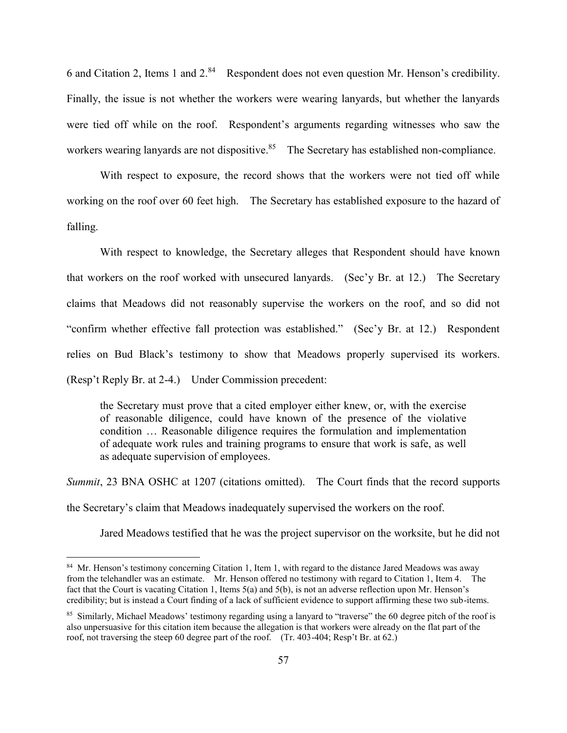6 and Citation 2, Items 1 and 2.[84] Respondent does not even question Mr. Henson's credibility. Finally, the issue is not whether the workers were wearing lanyards, but whether the lanyards were tied off while on the roof. Respondent's arguments regarding witnesses who saw the workers wearing lanyards are not dispositive.[85] The Secretary has established non-compliance.

With respect to exposure, the record shows that the workers were not tied off while working on the roof over 60 feet high. The Secretary has established exposure to the hazard of falling.

With respect to knowledge, the Secretary alleges that Respondent should have known that workers on the roof worked with unsecured lanyards. (Sec'y Br. at 12.) The Secretary claims that Meadows did not reasonably supervise the workers on the roof, and so did not "confirm whether effective fall protection was established." (Sec'y Br. at 12.) Respondent relies on Bud Black's testimony to show that Meadows properly supervised its workers. (Resp't Reply Br. at 2-4.) Under Commission precedent:

> the Secretary must prove that a cited employer either knew, or, with the exercise of reasonable diligence, could have known of the presence of the violative condition … Reasonable diligence requires the formulation and implementation of adequate work rules and training programs to ensure that work is safe, as well as adequate supervision of employees.

*Summit*, 23 BNA OSHC at 1207 (citations omitted). The Court finds that the record supports the Secretary's claim that Meadows inadequately supervised the workers on the roof.

Jared Meadows testified that he was the project supervisor on the worksite, but he did not

---

[84] Mr. Henson's testimony concerning Citation 1, Item 1, with regard to the distance Jared Meadows was away from the telehandler was an estimate. Mr. Henson offered no testimony with regard to Citation 1, Item 4. The fact that the Court is vacating Citation 1, Items 5(a) and 5(b), is not an adverse reflection upon Mr. Henson's credibility; but is instead a Court finding of a lack of sufficient evidence to support affirming these two sub-items.

[85] Similarly, Michael Meadows' testimony regarding using a lanyard to "traverse" the 60 degree pitch of the roof is also unpersuasive for this citation item because the allegation is that workers were already on the flat part of the roof, not traversing the steep 60 degree part of the roof. (Tr. 403-404; Resp't Br. at 62.)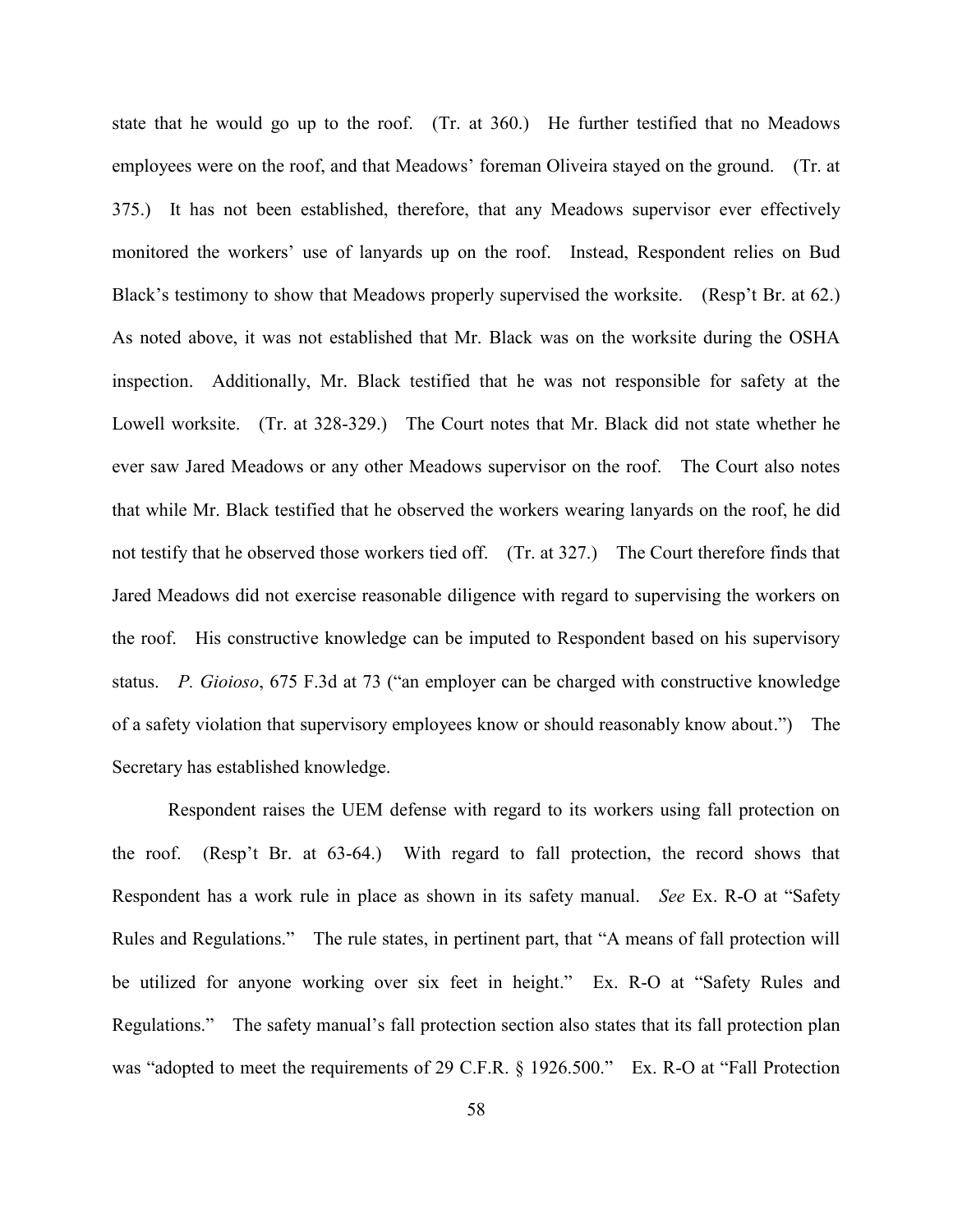state that he would go up to the roof. (Tr. at 360.) He further testified that no Meadows employees were on the roof, and that Meadows' foreman Oliveira stayed on the ground. (Tr. at 375.) It has not been established, therefore, that any Meadows supervisor ever effectively monitored the workers' use of lanyards up on the roof. Instead, Respondent relies on Bud Black's testimony to show that Meadows properly supervised the worksite. (Resp't Br. at 62.) As noted above, it was not established that Mr. Black was on the worksite during the OSHA inspection. Additionally, Mr. Black testified that he was not responsible for safety at the Lowell worksite. (Tr. at 328-329.) The Court notes that Mr. Black did not state whether he ever saw Jared Meadows or any other Meadows supervisor on the roof. The Court also notes that while Mr. Black testified that he observed the workers wearing lanyards on the roof, he did not testify that he observed those workers tied off. (Tr. at 327.) The Court therefore finds that Jared Meadows did not exercise reasonable diligence with regard to supervising the workers on the roof. His constructive knowledge can be imputed to Respondent based on his supervisory status. *P. Gioioso*, 675 F.3d at 73 ("an employer can be charged with constructive knowledge of a safety violation that supervisory employees know or should reasonably know about.") The Secretary has established knowledge.

Respondent raises the UEM defense with regard to its workers using fall protection on the roof. (Resp't Br. at 63-64.) With regard to fall protection, the record shows that Respondent has a work rule in place as shown in its safety manual. *See* Ex. R-O at "Safety Rules and Regulations." The rule states, in pertinent part, that "A means of fall protection will be utilized for anyone working over six feet in height." Ex. R-O at "Safety Rules and Regulations." The safety manual's fall protection section also states that its fall protection plan was "adopted to meet the requirements of 29 C.F.R. § 1926.500." Ex. R-O at "Fall Protection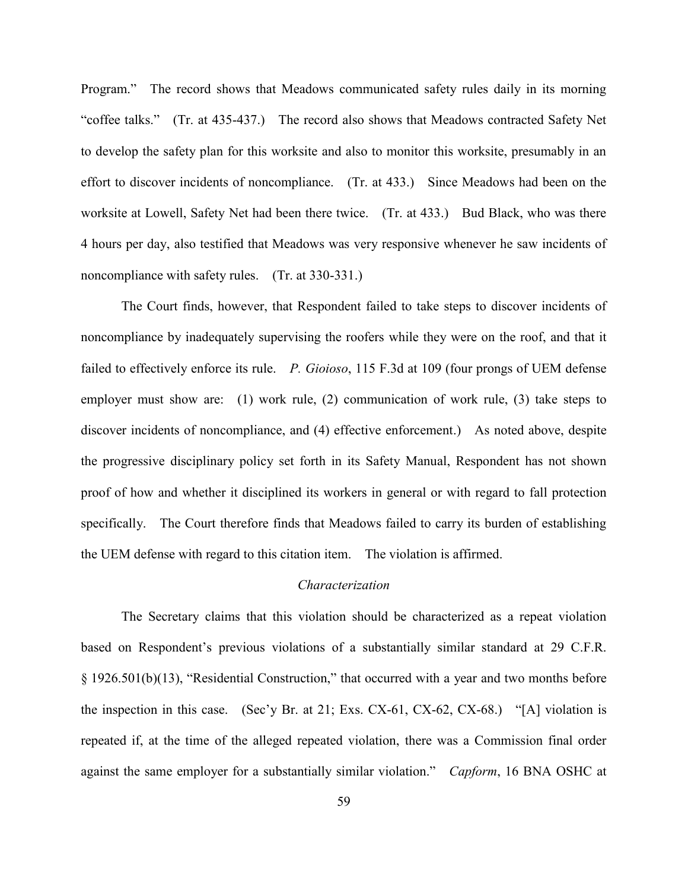Program." The record shows that Meadows communicated safety rules daily in its morning "coffee talks." (Tr. at 435-437.) The record also shows that Meadows contracted Safety Net to develop the safety plan for this worksite and also to monitor this worksite, presumably in an effort to discover incidents of noncompliance. (Tr. at 433.) Since Meadows had been on the worksite at Lowell, Safety Net had been there twice. (Tr. at 433.) Bud Black, who was there 4 hours per day, also testified that Meadows was very responsive whenever he saw incidents of noncompliance with safety rules. (Tr. at 330-331.)

The Court finds, however, that Respondent failed to take steps to discover incidents of noncompliance by inadequately supervising the roofers while they were on the roof, and that it failed to effectively enforce its rule. *P. Gioioso*, 115 F.3d at 109 (four prongs of UEM defense employer must show are: (1) work rule, (2) communication of work rule, (3) take steps to discover incidents of noncompliance, and (4) effective enforcement.) As noted above, despite the progressive disciplinary policy set forth in its Safety Manual, Respondent has not shown proof of how and whether it disciplined its workers in general or with regard to fall protection specifically. The Court therefore finds that Meadows failed to carry its burden of establishing the UEM defense with regard to this citation item. The violation is affirmed.

*Characterization*

The Secretary claims that this violation should be characterized as a repeat violation based on Respondent's previous violations of a substantially similar standard at 29 C.F.R. § 1926.501(b)(13), "Residential Construction," that occurred with a year and two months before the inspection in this case. (Sec'y Br. at 21; Exs. CX-61, CX-62, CX-68.) "[A] violation is repeated if, at the time of the alleged repeated violation, there was a Commission final order against the same employer for a substantially similar violation." *Capform*, 16 BNA OSHC at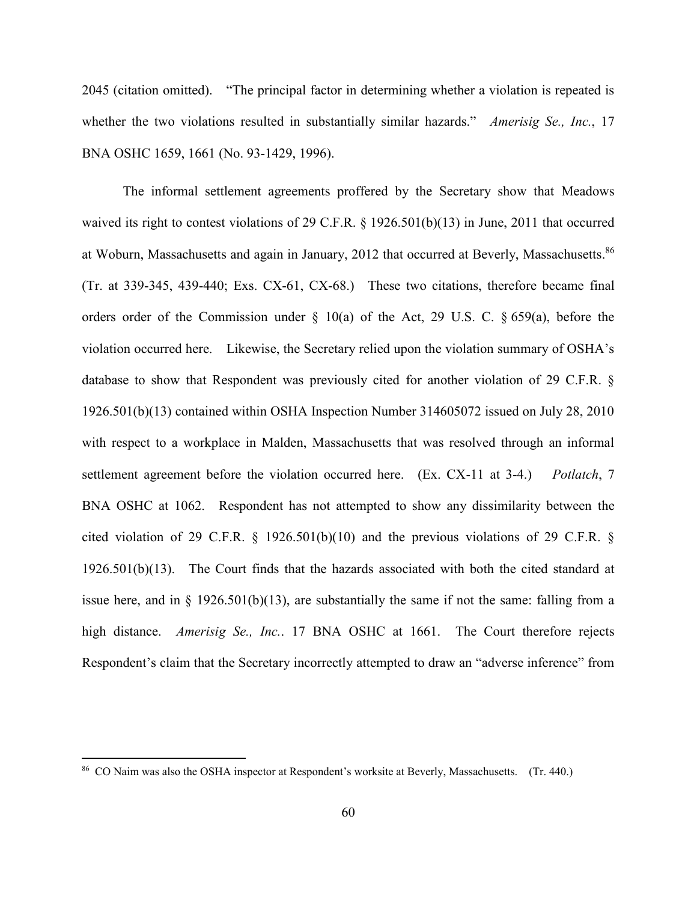2045 (citation omitted). "The principal factor in determining whether a violation is repeated is whether the two violations resulted in substantially similar hazards." *Amerisig Se., Inc.*, 17 BNA OSHC 1659, 1661 (No. 93-1429, 1996).

The informal settlement agreements proffered by the Secretary show that Meadows waived its right to contest violations of 29 C.F.R. § 1926.501(b)(13) in June, 2011 that occurred at Woburn, Massachusetts and again in January, 2012 that occurred at Beverly, Massachusetts.[86] (Tr. at 339-345, 439-440; Exs. CX-61, CX-68.) These two citations, therefore became final orders order of the Commission under § 10(a) of the Act, 29 U.S. C. § 659(a), before the violation occurred here. Likewise, the Secretary relied upon the violation summary of OSHA's database to show that Respondent was previously cited for another violation of 29 C.F.R. § 1926.501(b)(13) contained within OSHA Inspection Number 314605072 issued on July 28, 2010 with respect to a workplace in Malden, Massachusetts that was resolved through an informal settlement agreement before the violation occurred here. (Ex. CX-11 at 3-4.) *Potlatch*, 7 BNA OSHC at 1062. Respondent has not attempted to show any dissimilarity between the cited violation of 29 C.F.R. § 1926.501(b)(10) and the previous violations of 29 C.F.R. § 1926.501(b)(13). The Court finds that the hazards associated with both the cited standard at issue here, and in § 1926.501(b)(13), are substantially the same if not the same: falling from a high distance. *Amerisig Se., Inc.*. 17 BNA OSHC at 1661. The Court therefore rejects Respondent's claim that the Secretary incorrectly attempted to draw an "adverse inference" from

---

[86] CO Naim was also the OSHA inspector at Respondent's worksite at Beverly, Massachusetts. (Tr. 440.)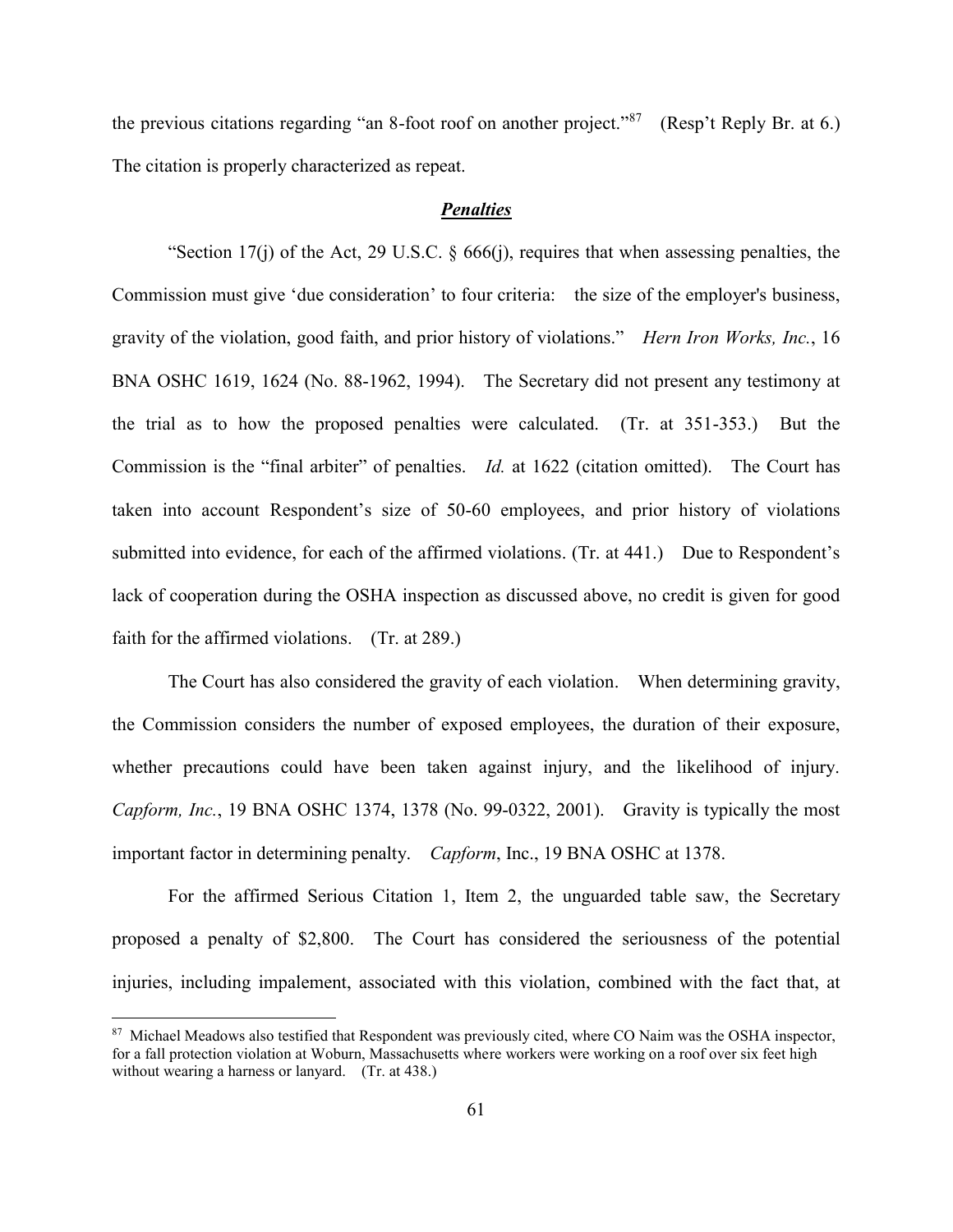the previous citations regarding "an 8-foot roof on another project."[87] (Resp't Reply Br. at 6.) The citation is properly characterized as repeat.

### ***Penalties***

"Section 17(j) of the Act, 29 U.S.C. § 666(j), requires that when assessing penalties, the Commission must give 'due consideration' to four criteria: the size of the employer's business, gravity of the violation, good faith, and prior history of violations." *Hern Iron Works, Inc.*, 16 BNA OSHC 1619, 1624 (No. 88-1962, 1994). The Secretary did not present any testimony at the trial as to how the proposed penalties were calculated. (Tr. at 351-353.) But the Commission is the "final arbiter" of penalties. *Id.* at 1622 (citation omitted). The Court has taken into account Respondent's size of 50-60 employees, and prior history of violations submitted into evidence, for each of the affirmed violations. (Tr. at 441.) Due to Respondent's lack of cooperation during the OSHA inspection as discussed above, no credit is given for good faith for the affirmed violations. (Tr. at 289.)

The Court has also considered the gravity of each violation. When determining gravity, the Commission considers the number of exposed employees, the duration of their exposure, whether precautions could have been taken against injury, and the likelihood of injury. *Capform, Inc.*, 19 BNA OSHC 1374, 1378 (No. 99-0322, 2001). Gravity is typically the most important factor in determining penalty. *Capform*, Inc., 19 BNA OSHC at 1378.

For the affirmed Serious Citation 1, Item 2, the unguarded table saw, the Secretary proposed a penalty of $2,800. The Court has considered the seriousness of the potential injuries, including impalement, associated with this violation, combined with the fact that, at

---

[87] Michael Meadows also testified that Respondent was previously cited, where CO Naim was the OSHA inspector, for a fall protection violation at Woburn, Massachusetts where workers were working on a roof over six feet high without wearing a harness or lanyard. (Tr. at 438.)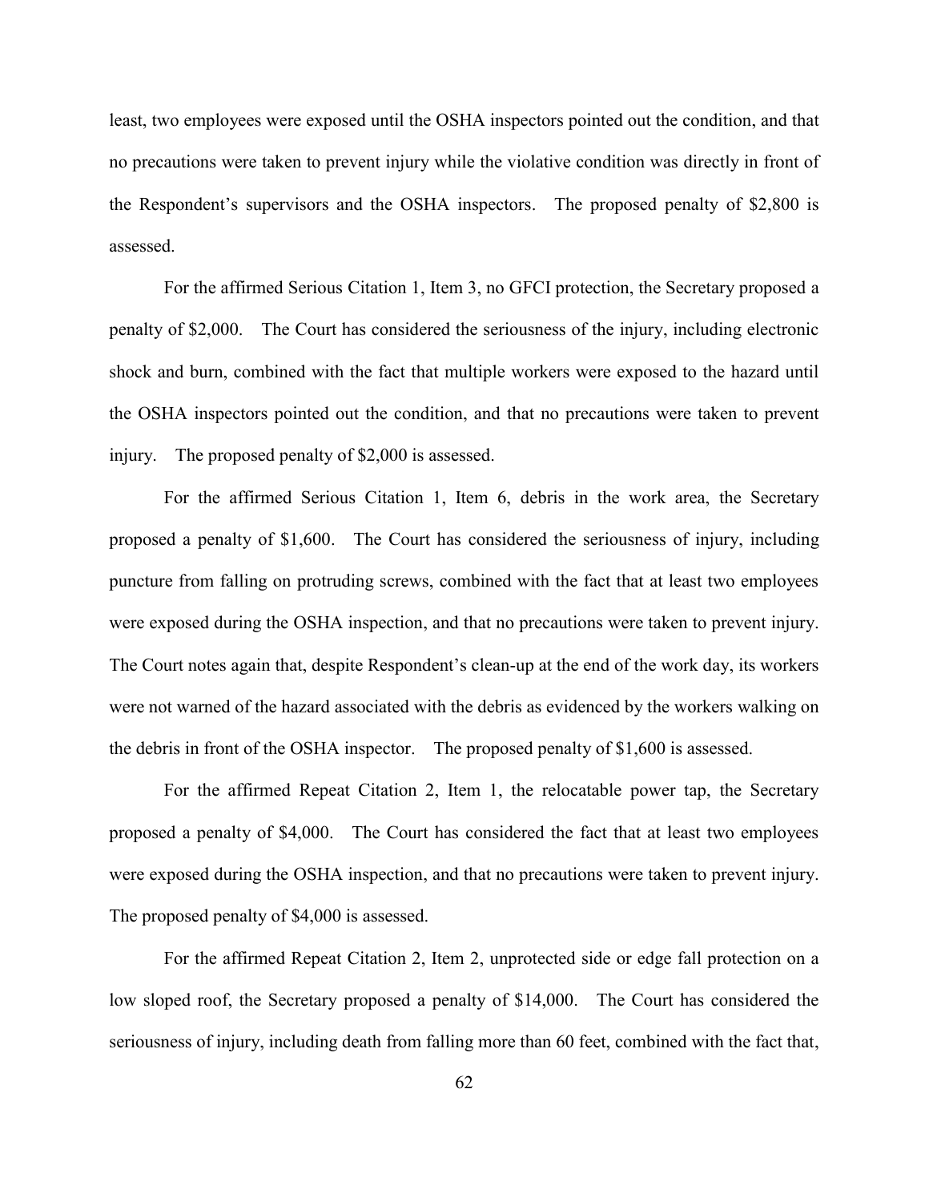least, two employees were exposed until the OSHA inspectors pointed out the condition, and that no precautions were taken to prevent injury while the violative condition was directly in front of the Respondent's supervisors and the OSHA inspectors. The proposed penalty of $2,800 is assessed.

For the affirmed Serious Citation 1, Item 3, no GFCI protection, the Secretary proposed a penalty of $2,000. The Court has considered the seriousness of the injury, including electronic shock and burn, combined with the fact that multiple workers were exposed to the hazard until the OSHA inspectors pointed out the condition, and that no precautions were taken to prevent injury. The proposed penalty of $2,000 is assessed.

For the affirmed Serious Citation 1, Item 6, debris in the work area, the Secretary proposed a penalty of $1,600. The Court has considered the seriousness of injury, including puncture from falling on protruding screws, combined with the fact that at least two employees were exposed during the OSHA inspection, and that no precautions were taken to prevent injury. The Court notes again that, despite Respondent's clean-up at the end of the work day, its workers were not warned of the hazard associated with the debris as evidenced by the workers walking on the debris in front of the OSHA inspector. The proposed penalty of $1,600 is assessed.

For the affirmed Repeat Citation 2, Item 1, the relocatable power tap, the Secretary proposed a penalty of $4,000. The Court has considered the fact that at least two employees were exposed during the OSHA inspection, and that no precautions were taken to prevent injury. The proposed penalty of $4,000 is assessed.

For the affirmed Repeat Citation 2, Item 2, unprotected side or edge fall protection on a low sloped roof, the Secretary proposed a penalty of $14,000. The Court has considered the seriousness of injury, including death from falling more than 60 feet, combined with the fact that,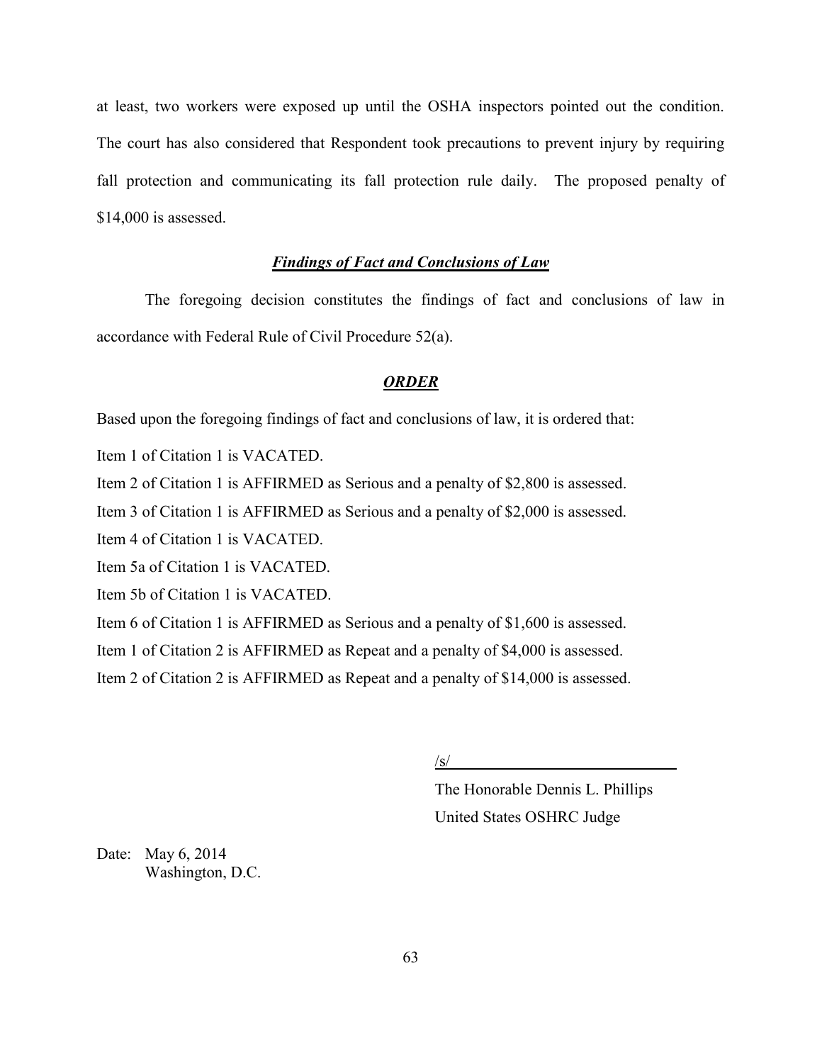at least, two workers were exposed up until the OSHA inspectors pointed out the condition. The court has also considered that Respondent took precautions to prevent injury by requiring fall protection and communicating its fall protection rule daily. The proposed penalty of $14,000 is assessed.

## ***Findings of Fact and Conclusions of Law***

The foregoing decision constitutes the findings of fact and conclusions of law in accordance with Federal Rule of Civil Procedure 52(a).

## ***ORDER***

Based upon the foregoing findings of fact and conclusions of law, it is ordered that:

Item 1 of Citation 1 is VACATED.

Item 2 of Citation 1 is AFFIRMED as Serious and a penalty of $2,800 is assessed.

Item 3 of Citation 1 is AFFIRMED as Serious and a penalty of $2,000 is assessed.

Item 4 of Citation 1 is VACATED.

Item 5a of Citation 1 is VACATED.

Item 5b of Citation 1 is VACATED.

Item 6 of Citation 1 is AFFIRMED as Serious and a penalty of $1,600 is assessed.

Item 1 of Citation 2 is AFFIRMED as Repeat and a penalty of $4,000 is assessed.

Item 2 of Citation 2 is AFFIRMED as Repeat and a penalty of $14,000 is assessed.

/s/

The Honorable Dennis L. Phillips
United States OSHRC Judge

Date: May 6, 2014
Washington, D.C.